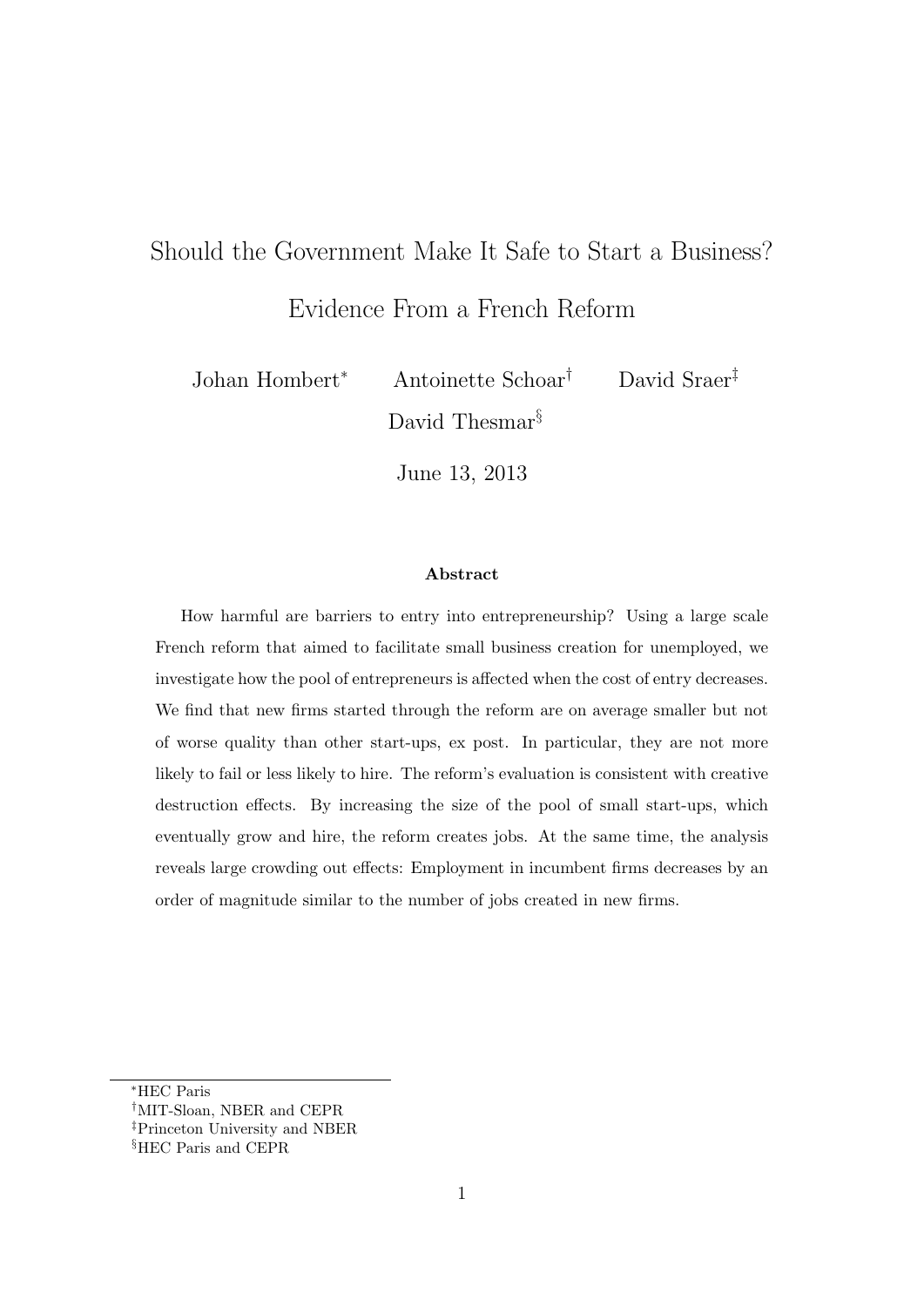# Should the Government Make It Safe to Start a Business? Evidence From a French Reform

Johan Hombert[*] Antoinette Schoar[†] David Sraer[‡] David Thesmar[§]

June 13, 2013

### Abstract

How harmful are barriers to entry into entrepreneurship? Using a large scale French reform that aimed to facilitate small business creation for unemployed, we investigate how the pool of entrepreneurs is affected when the cost of entry decreases. We find that new firms started through the reform are on average smaller but not of worse quality than other start-ups, ex post. In particular, they are not more likely to fail or less likely to hire. The reform's evaluation is consistent with creative destruction effects. By increasing the size of the pool of small start-ups, which eventually grow and hire, the reform creates jobs. At the same time, the analysis reveals large crowding out effects: Employment in incumbent firms decreases by an order of magnitude similar to the number of jobs created in new firms.

---

[*] HEC Paris

[†] MIT-Sloan, NBER and CEPR

[‡] Princeton University and NBER

[§] HEC Paris and CEPR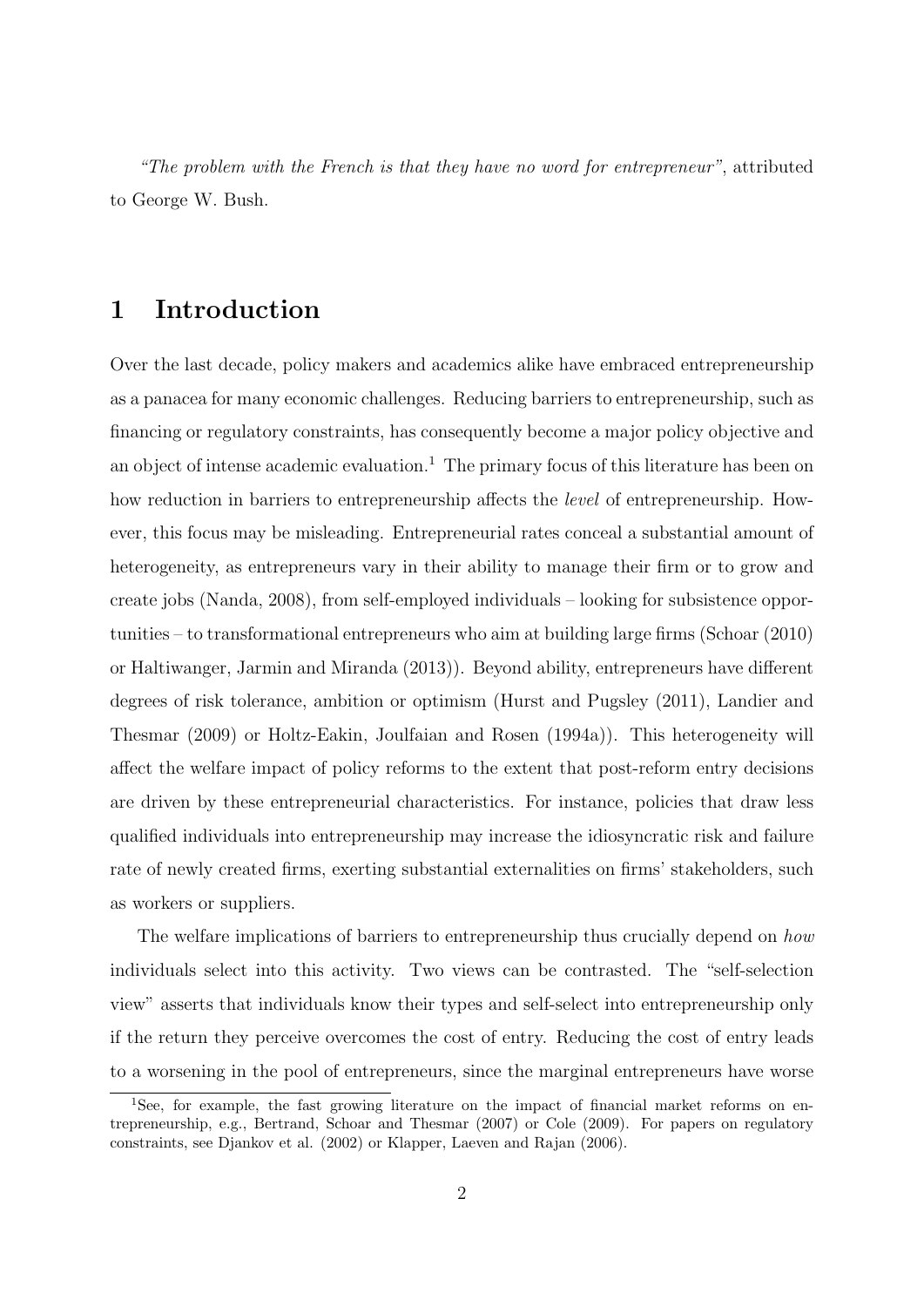*"The problem with the French is that they have no word for entrepreneur"*, attributed to George W. Bush.

# 1 Introduction

Over the last decade, policy makers and academics alike have embraced entrepreneurship as a panacea for many economic challenges. Reducing barriers to entrepreneurship, such as financing or regulatory constraints, has consequently become a major policy objective and an object of intense academic evaluation.[1] The primary focus of this literature has been on how reduction in barriers to entrepreneurship affects the *level* of entrepreneurship. However, this focus may be misleading. Entrepreneurial rates conceal a substantial amount of heterogeneity, as entrepreneurs vary in their ability to manage their firm or to grow and create jobs (Nanda, 2008), from self-employed individuals – looking for subsistence opportunities – to transformational entrepreneurs who aim at building large firms (Schoar (2010) or Haltiwanger, Jarmin and Miranda (2013)). Beyond ability, entrepreneurs have different degrees of risk tolerance, ambition or optimism (Hurst and Pugsley (2011), Landier and Thesmar (2009) or Holtz-Eakin, Joulfaian and Rosen (1994a)). This heterogeneity will affect the welfare impact of policy reforms to the extent that post-reform entry decisions are driven by these entrepreneurial characteristics. For instance, policies that draw less qualified individuals into entrepreneurship may increase the idiosyncratic risk and failure rate of newly created firms, exerting substantial externalities on firms' stakeholders, such as workers or suppliers.

The welfare implications of barriers to entrepreneurship thus crucially depend on *how* individuals select into this activity. Two views can be contrasted. The "self-selection view" asserts that individuals know their types and self-select into entrepreneurship only if the return they perceive overcomes the cost of entry. Reducing the cost of entry leads to a worsening in the pool of entrepreneurs, since the marginal entrepreneurs have worse

[1] See, for example, the fast growing literature on the impact of financial market reforms on entrepreneurship, e.g., Bertrand, Schoar and Thesmar (2007) or Cole (2009). For papers on regulatory constraints, see Djankov et al. (2002) or Klapper, Laeven and Rajan (2006).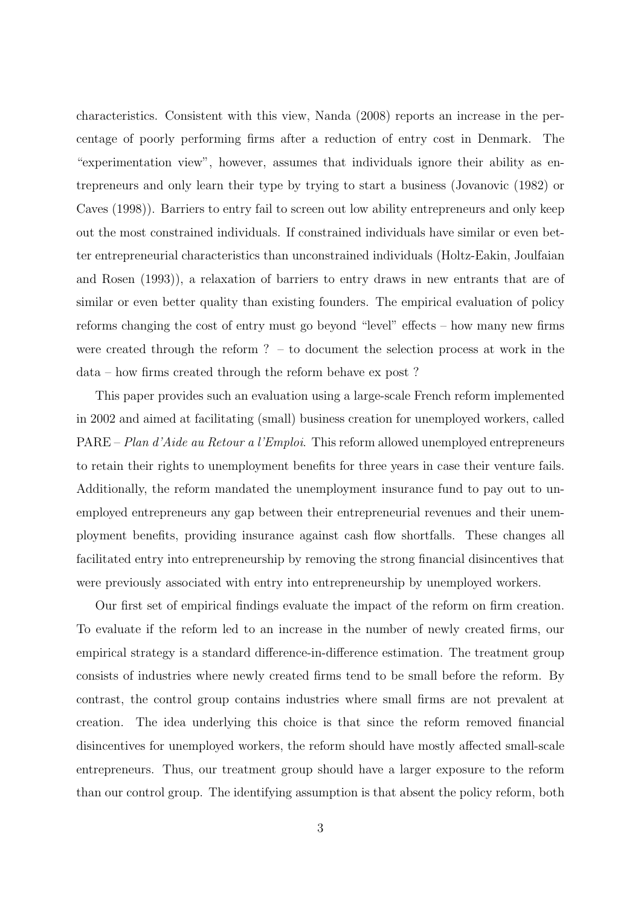characteristics. Consistent with this view, Nanda (2008) reports an increase in the percentage of poorly performing firms after a reduction of entry cost in Denmark. The "experimentation view", however, assumes that individuals ignore their ability as entrepreneurs and only learn their type by trying to start a business (Jovanovic (1982) or Caves (1998)). Barriers to entry fail to screen out low ability entrepreneurs and only keep out the most constrained individuals. If constrained individuals have similar or even better entrepreneurial characteristics than unconstrained individuals (Holtz-Eakin, Joulfaian and Rosen (1993)), a relaxation of barriers to entry draws in new entrants that are of similar or even better quality than existing founders. The empirical evaluation of policy reforms changing the cost of entry must go beyond "level" effects – how many new firms were created through the reform ? – to document the selection process at work in the data – how firms created through the reform behave ex post ?

This paper provides such an evaluation using a large-scale French reform implemented in 2002 and aimed at facilitating (small) business creation for unemployed workers, called PARE – *Plan d'Aide au Retour a l'Emploi*. This reform allowed unemployed entrepreneurs to retain their rights to unemployment benefits for three years in case their venture fails. Additionally, the reform mandated the unemployment insurance fund to pay out to unemployed entrepreneurs any gap between their entrepreneurial revenues and their unemployment benefits, providing insurance against cash flow shortfalls. These changes all facilitated entry into entrepreneurship by removing the strong financial disincentives that were previously associated with entry into entrepreneurship by unemployed workers.

Our first set of empirical findings evaluate the impact of the reform on firm creation. To evaluate if the reform led to an increase in the number of newly created firms, our empirical strategy is a standard difference-in-difference estimation. The treatment group consists of industries where newly created firms tend to be small before the reform. By contrast, the control group contains industries where small firms are not prevalent at creation. The idea underlying this choice is that since the reform removed financial disincentives for unemployed workers, the reform should have mostly affected small-scale entrepreneurs. Thus, our treatment group should have a larger exposure to the reform than our control group. The identifying assumption is that absent the policy reform, both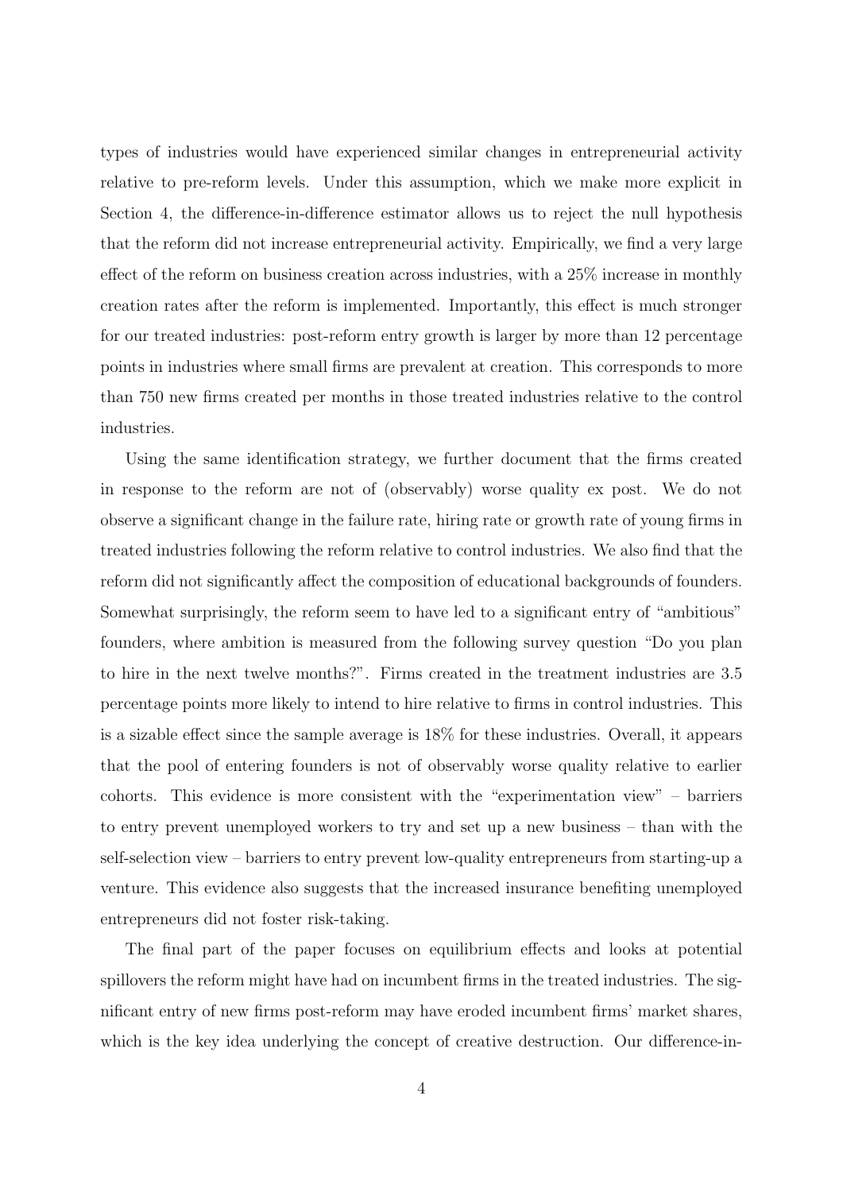types of industries would have experienced similar changes in entrepreneurial activity relative to pre-reform levels. Under this assumption, which we make more explicit in Section 4, the difference-in-difference estimator allows us to reject the null hypothesis that the reform did not increase entrepreneurial activity. Empirically, we find a very large effect of the reform on business creation across industries, with a 25% increase in monthly creation rates after the reform is implemented. Importantly, this effect is much stronger for our treated industries: post-reform entry growth is larger by more than 12 percentage points in industries where small firms are prevalent at creation. This corresponds to more than 750 new firms created per months in those treated industries relative to the control industries.

Using the same identification strategy, we further document that the firms created in response to the reform are not of (observably) worse quality ex post. We do not observe a significant change in the failure rate, hiring rate or growth rate of young firms in treated industries following the reform relative to control industries. We also find that the reform did not significantly affect the composition of educational backgrounds of founders. Somewhat surprisingly, the reform seem to have led to a significant entry of "ambitious" founders, where ambition is measured from the following survey question "Do you plan to hire in the next twelve months?". Firms created in the treatment industries are 3.5 percentage points more likely to intend to hire relative to firms in control industries. This is a sizable effect since the sample average is 18% for these industries. Overall, it appears that the pool of entering founders is not of observably worse quality relative to earlier cohorts. This evidence is more consistent with the "experimentation view" – barriers to entry prevent unemployed workers to try and set up a new business – than with the self-selection view – barriers to entry prevent low-quality entrepreneurs from starting-up a venture. This evidence also suggests that the increased insurance benefiting unemployed entrepreneurs did not foster risk-taking.

The final part of the paper focuses on equilibrium effects and looks at potential spillovers the reform might have had on incumbent firms in the treated industries. The significant entry of new firms post-reform may have eroded incumbent firms' market shares, which is the key idea underlying the concept of creative destruction. Our difference-in-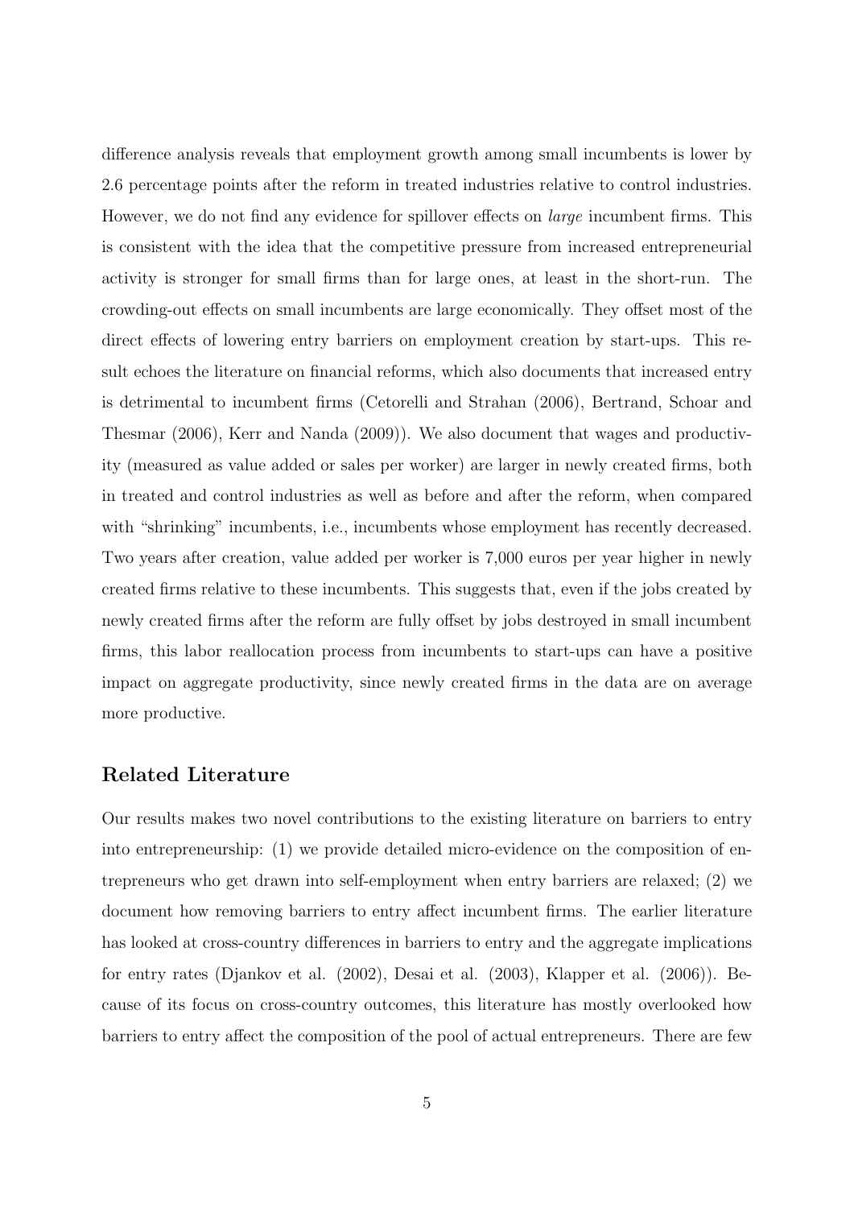difference analysis reveals that employment growth among small incumbents is lower by 2.6 percentage points after the reform in treated industries relative to control industries. However, we do not find any evidence for spillover effects on *large* incumbent firms. This is consistent with the idea that the competitive pressure from increased entrepreneurial activity is stronger for small firms than for large ones, at least in the short-run. The crowding-out effects on small incumbents are large economically. They offset most of the direct effects of lowering entry barriers on employment creation by start-ups. This result echoes the literature on financial reforms, which also documents that increased entry is detrimental to incumbent firms (Cetorelli and Strahan (2006), Bertrand, Schoar and Thesmar (2006), Kerr and Nanda (2009)). We also document that wages and productivity (measured as value added or sales per worker) are larger in newly created firms, both in treated and control industries as well as before and after the reform, when compared with "shrinking" incumbents, i.e., incumbents whose employment has recently decreased. Two years after creation, value added per worker is 7,000 euros per year higher in newly created firms relative to these incumbents. This suggests that, even if the jobs created by newly created firms after the reform are fully offset by jobs destroyed in small incumbent firms, this labor reallocation process from incumbents to start-ups can have a positive impact on aggregate productivity, since newly created firms in the data are on average more productive.

### Related Literature

Our results makes two novel contributions to the existing literature on barriers to entry into entrepreneurship: (1) we provide detailed micro-evidence on the composition of entrepreneurs who get drawn into self-employment when entry barriers are relaxed; (2) we document how removing barriers to entry affect incumbent firms. The earlier literature has looked at cross-country differences in barriers to entry and the aggregate implications for entry rates (Djankov et al. (2002), Desai et al. (2003), Klapper et al. (2006)). Because of its focus on cross-country outcomes, this literature has mostly overlooked how barriers to entry affect the composition of the pool of actual entrepreneurs. There are few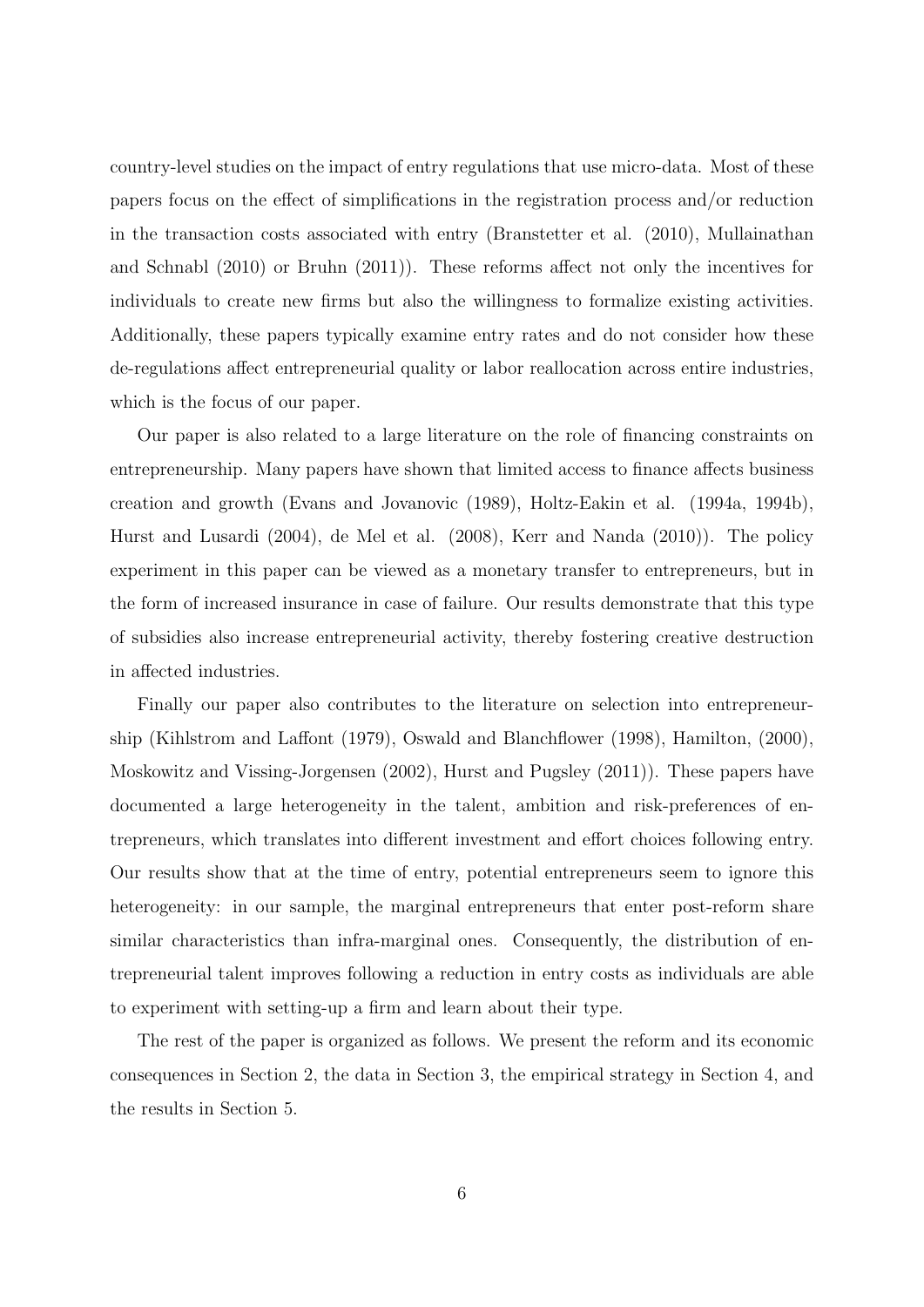country-level studies on the impact of entry regulations that use micro-data. Most of these papers focus on the effect of simplifications in the registration process and/or reduction in the transaction costs associated with entry (Branstetter et al. (2010), Mullainathan and Schnabl (2010) or Bruhn (2011)). These reforms affect not only the incentives for individuals to create new firms but also the willingness to formalize existing activities. Additionally, these papers typically examine entry rates and do not consider how these de-regulations affect entrepreneurial quality or labor reallocation across entire industries, which is the focus of our paper.

Our paper is also related to a large literature on the role of financing constraints on entrepreneurship. Many papers have shown that limited access to finance affects business creation and growth (Evans and Jovanovic (1989), Holtz-Eakin et al. (1994a, 1994b), Hurst and Lusardi (2004), de Mel et al. (2008), Kerr and Nanda (2010)). The policy experiment in this paper can be viewed as a monetary transfer to entrepreneurs, but in the form of increased insurance in case of failure. Our results demonstrate that this type of subsidies also increase entrepreneurial activity, thereby fostering creative destruction in affected industries.

Finally our paper also contributes to the literature on selection into entrepreneurship (Kihlstrom and Laffont (1979), Oswald and Blanchflower (1998), Hamilton, (2000), Moskowitz and Vissing-Jorgensen (2002), Hurst and Pugsley (2011)). These papers have documented a large heterogeneity in the talent, ambition and risk-preferences of entrepreneurs, which translates into different investment and effort choices following entry. Our results show that at the time of entry, potential entrepreneurs seem to ignore this heterogeneity: in our sample, the marginal entrepreneurs that enter post-reform share similar characteristics than infra-marginal ones. Consequently, the distribution of entrepreneurial talent improves following a reduction in entry costs as individuals are able to experiment with setting-up a firm and learn about their type.

The rest of the paper is organized as follows. We present the reform and its economic consequences in Section 2, the data in Section 3, the empirical strategy in Section 4, and the results in Section 5.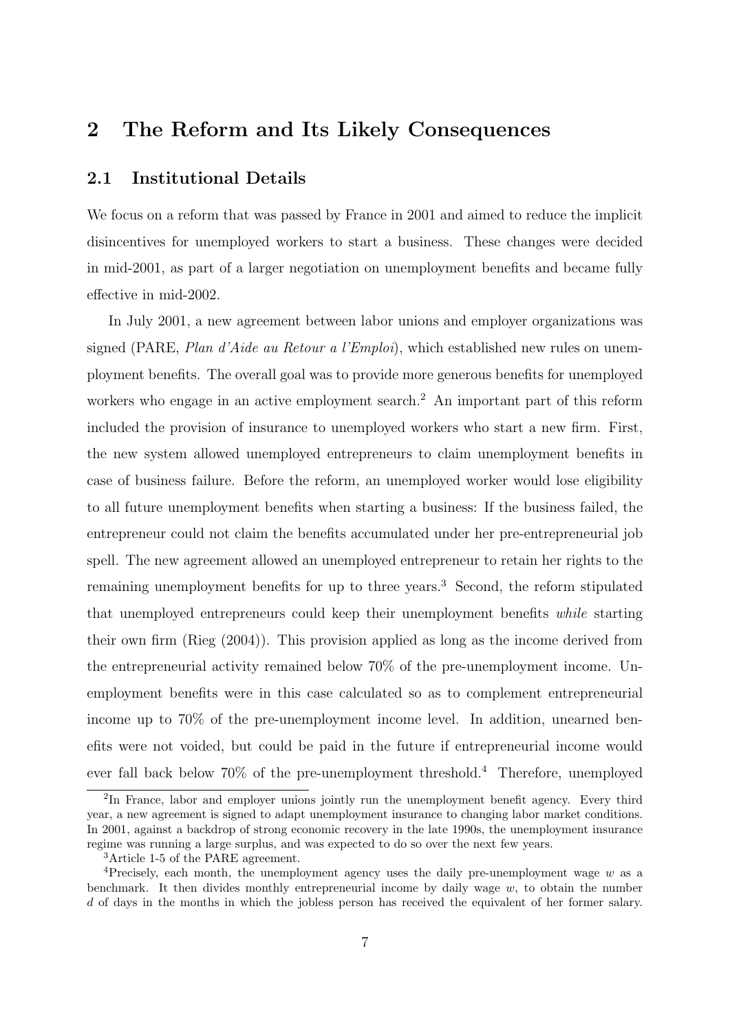## 2 The Reform and Its Likely Consequences

### 2.1 Institutional Details

We focus on a reform that was passed by France in 2001 and aimed to reduce the implicit disincentives for unemployed workers to start a business. These changes were decided in mid-2001, as part of a larger negotiation on unemployment benefits and became fully effective in mid-2002.

In July 2001, a new agreement between labor unions and employer organizations was signed (PARE, *Plan d'Aide au Retour a l'Emploi*), which established new rules on unemployment benefits. The overall goal was to provide more generous benefits for unemployed workers who engage in an active employment search.[2] An important part of this reform included the provision of insurance to unemployed workers who start a new firm. First, the new system allowed unemployed entrepreneurs to claim unemployment benefits in case of business failure. Before the reform, an unemployed worker would lose eligibility to all future unemployment benefits when starting a business: If the business failed, the entrepreneur could not claim the benefits accumulated under her pre-entrepreneurial job spell. The new agreement allowed an unemployed entrepreneur to retain her rights to the remaining unemployment benefits for up to three years.[3] Second, the reform stipulated that unemployed entrepreneurs could keep their unemployment benefits *while* starting their own firm (Rieg (2004)). This provision applied as long as the income derived from the entrepreneurial activity remained below 70% of the pre-unemployment income. Unemployment benefits were in this case calculated so as to complement entrepreneurial income up to 70% of the pre-unemployment income level. In addition, unearned benefits were not voided, but could be paid in the future if entrepreneurial income would ever fall back below 70% of the pre-unemployment threshold.[4] Therefore, unemployed

[2] In France, labor and employer unions jointly run the unemployment benefit agency. Every third year, a new agreement is signed to adapt unemployment insurance to changing labor market conditions. In 2001, against a backdrop of strong economic recovery in the late 1990s, the unemployment insurance regime was running a large surplus, and was expected to do so over the next few years.

[3] Article 1-5 of the PARE agreement.

[4] Precisely, each month, the unemployment agency uses the daily pre-unemployment wage $w$ as a benchmark. It then divides monthly entrepreneurial income by daily wage $w$, to obtain the number $d$ of days in the months in which the jobless person has received the equivalent of her former salary.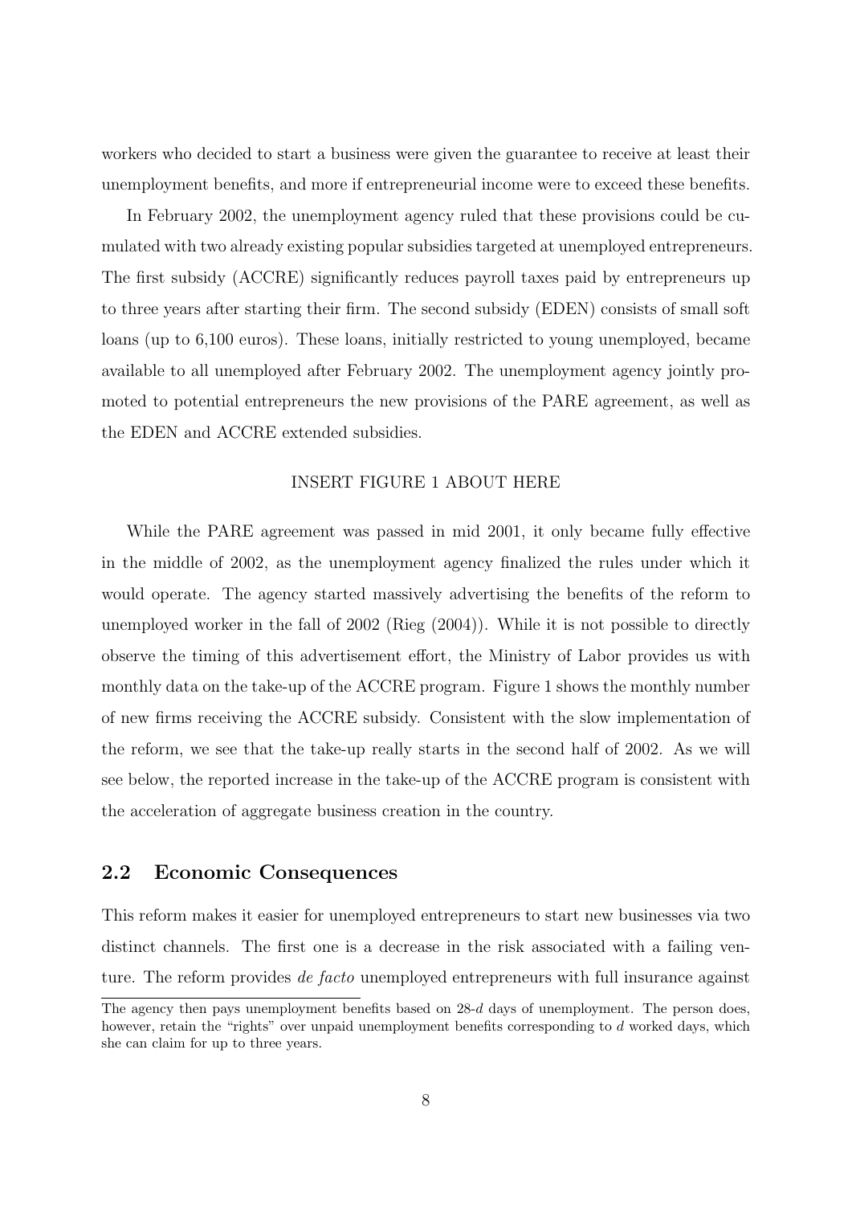workers who decided to start a business were given the guarantee to receive at least their unemployment benefits, and more if entrepreneurial income were to exceed these benefits.

In February 2002, the unemployment agency ruled that these provisions could be cumulated with two already existing popular subsidies targeted at unemployed entrepreneurs. The first subsidy (ACCRE) significantly reduces payroll taxes paid by entrepreneurs up to three years after starting their firm. The second subsidy (EDEN) consists of small soft loans (up to 6,100 euros). These loans, initially restricted to young unemployed, became available to all unemployed after February 2002. The unemployment agency jointly promoted to potential entrepreneurs the new provisions of the PARE agreement, as well as the EDEN and ACCRE extended subsidies.

INSERT FIGURE 1 ABOUT HERE

While the PARE agreement was passed in mid 2001, it only became fully effective in the middle of 2002, as the unemployment agency finalized the rules under which it would operate. The agency started massively advertising the benefits of the reform to unemployed worker in the fall of 2002 (Rieg (2004)). While it is not possible to directly observe the timing of this advertisement effort, the Ministry of Labor provides us with monthly data on the take-up of the ACCRE program. Figure 1 shows the monthly number of new firms receiving the ACCRE subsidy. Consistent with the slow implementation of the reform, we see that the take-up really starts in the second half of 2002. As we will see below, the reported increase in the take-up of the ACCRE program is consistent with the acceleration of aggregate business creation in the country.

## 2.2 Economic Consequences

This reform makes it easier for unemployed entrepreneurs to start new businesses via two distinct channels. The first one is a decrease in the risk associated with a failing venture. The reform provides *de facto* unemployed entrepreneurs with full insurance against

The agency then pays unemployment benefits based on 28-$d$ days of unemployment. The person does, however, retain the "rights" over unpaid unemployment benefits corresponding to $d$ worked days, which she can claim for up to three years.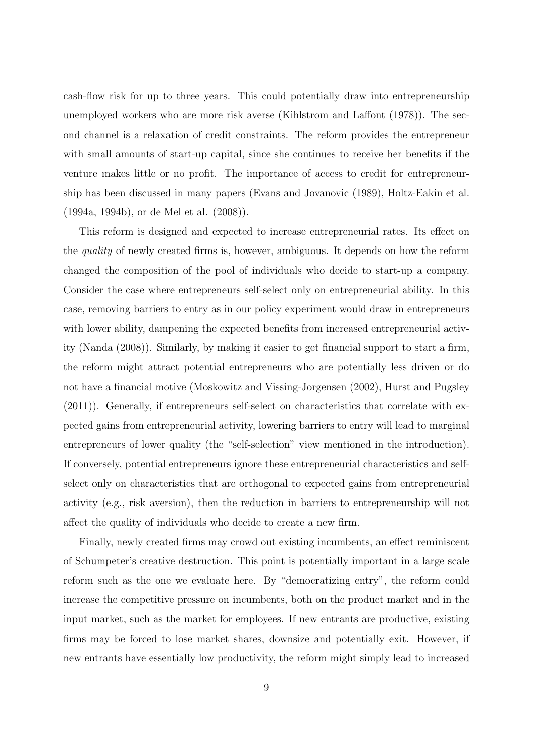cash-flow risk for up to three years. This could potentially draw into entrepreneurship unemployed workers who are more risk averse (Kihlstrom and Laffont (1978)). The second channel is a relaxation of credit constraints. The reform provides the entrepreneur with small amounts of start-up capital, since she continues to receive her benefits if the venture makes little or no profit. The importance of access to credit for entrepreneurship has been discussed in many papers (Evans and Jovanovic (1989), Holtz-Eakin et al. (1994a, 1994b), or de Mel et al. (2008)).

This reform is designed and expected to increase entrepreneurial rates. Its effect on the *quality* of newly created firms is, however, ambiguous. It depends on how the reform changed the composition of the pool of individuals who decide to start-up a company. Consider the case where entrepreneurs self-select only on entrepreneurial ability. In this case, removing barriers to entry as in our policy experiment would draw in entrepreneurs with lower ability, dampening the expected benefits from increased entrepreneurial activity (Nanda (2008)). Similarly, by making it easier to get financial support to start a firm, the reform might attract potential entrepreneurs who are potentially less driven or do not have a financial motive (Moskowitz and Vissing-Jorgensen (2002), Hurst and Pugsley (2011)). Generally, if entrepreneurs self-select on characteristics that correlate with expected gains from entrepreneurial activity, lowering barriers to entry will lead to marginal entrepreneurs of lower quality (the "self-selection" view mentioned in the introduction). If conversely, potential entrepreneurs ignore these entrepreneurial characteristics and self-select only on characteristics that are orthogonal to expected gains from entrepreneurial activity (e.g., risk aversion), then the reduction in barriers to entrepreneurship will not affect the quality of individuals who decide to create a new firm.

Finally, newly created firms may crowd out existing incumbents, an effect reminiscent of Schumpeter's creative destruction. This point is potentially important in a large scale reform such as the one we evaluate here. By "democratizing entry", the reform could increase the competitive pressure on incumbents, both on the product market and in the input market, such as the market for employees. If new entrants are productive, existing firms may be forced to lose market shares, downsize and potentially exit. However, if new entrants have essentially low productivity, the reform might simply lead to increased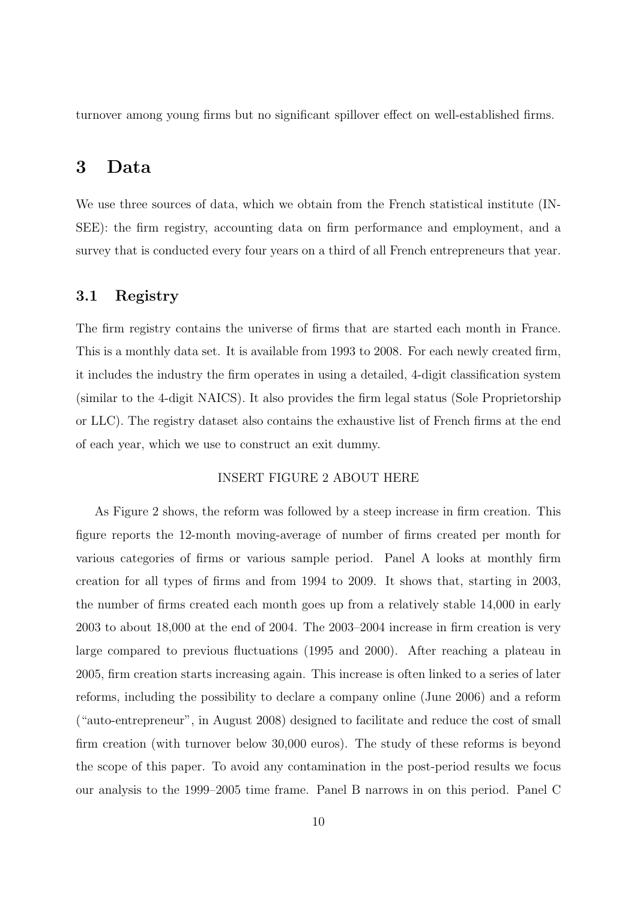turnover among young firms but no significant spillover effect on well-established firms.

# 3 Data

We use three sources of data, which we obtain from the French statistical institute (INSEE): the firm registry, accounting data on firm performance and employment, and a survey that is conducted every four years on a third of all French entrepreneurs that year.

## 3.1 Registry

The firm registry contains the universe of firms that are started each month in France. This is a monthly data set. It is available from 1993 to 2008. For each newly created firm, it includes the industry the firm operates in using a detailed, 4-digit classification system (similar to the 4-digit NAICS). It also provides the firm legal status (Sole Proprietorship or LLC). The registry dataset also contains the exhaustive list of French firms at the end of each year, which we use to construct an exit dummy.

INSERT FIGURE 2 ABOUT HERE

As Figure 2 shows, the reform was followed by a steep increase in firm creation. This figure reports the 12-month moving-average of number of firms created per month for various categories of firms or various sample period. Panel A looks at monthly firm creation for all types of firms and from 1994 to 2009. It shows that, starting in 2003, the number of firms created each month goes up from a relatively stable 14,000 in early 2003 to about 18,000 at the end of 2004. The 2003–2004 increase in firm creation is very large compared to previous fluctuations (1995 and 2000). After reaching a plateau in 2005, firm creation starts increasing again. This increase is often linked to a series of later reforms, including the possibility to declare a company online (June 2006) and a reform ("auto-entrepreneur", in August 2008) designed to facilitate and reduce the cost of small firm creation (with turnover below 30,000 euros). The study of these reforms is beyond the scope of this paper. To avoid any contamination in the post-period results we focus our analysis to the 1999–2005 time frame. Panel B narrows in on this period. Panel C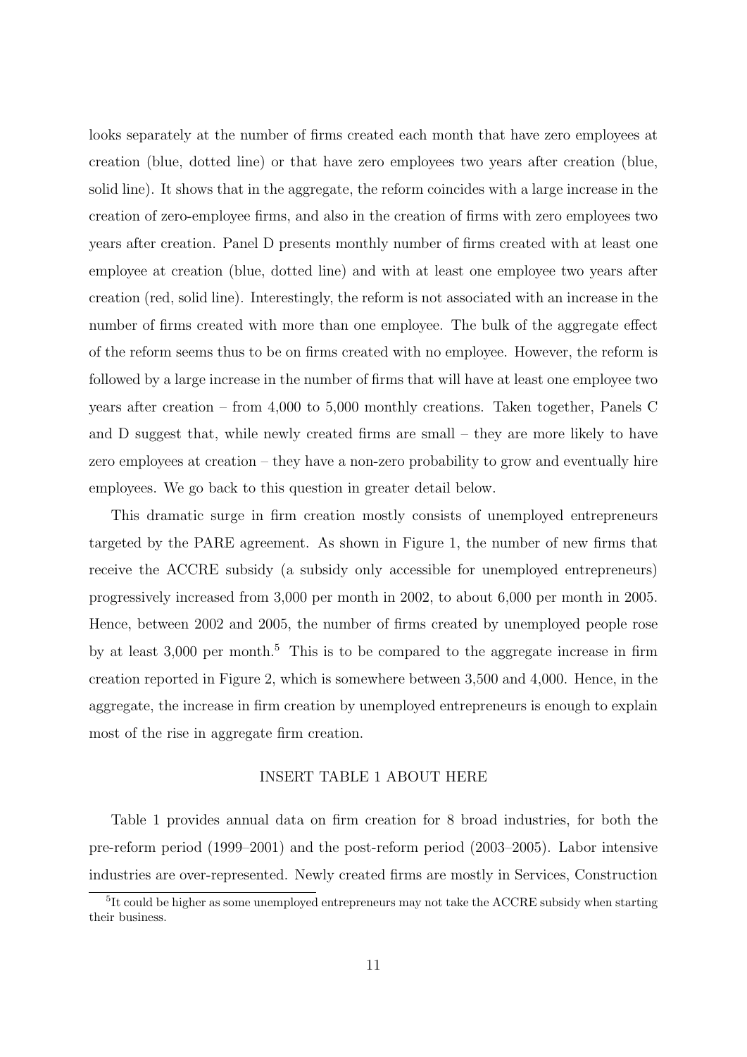looks separately at the number of firms created each month that have zero employees at creation (blue, dotted line) or that have zero employees two years after creation (blue, solid line). It shows that in the aggregate, the reform coincides with a large increase in the creation of zero-employee firms, and also in the creation of firms with zero employees two years after creation. Panel D presents monthly number of firms created with at least one employee at creation (blue, dotted line) and with at least one employee two years after creation (red, solid line). Interestingly, the reform is not associated with an increase in the number of firms created with more than one employee. The bulk of the aggregate effect of the reform seems thus to be on firms created with no employee. However, the reform is followed by a large increase in the number of firms that will have at least one employee two years after creation – from 4,000 to 5,000 monthly creations. Taken together, Panels C and D suggest that, while newly created firms are small – they are more likely to have zero employees at creation – they have a non-zero probability to grow and eventually hire employees. We go back to this question in greater detail below.

This dramatic surge in firm creation mostly consists of unemployed entrepreneurs targeted by the PARE agreement. As shown in Figure 1, the number of new firms that receive the ACCRE subsidy (a subsidy only accessible for unemployed entrepreneurs) progressively increased from 3,000 per month in 2002, to about 6,000 per month in 2005. Hence, between 2002 and 2005, the number of firms created by unemployed people rose by at least 3,000 per month.[5] This is to be compared to the aggregate increase in firm creation reported in Figure 2, which is somewhere between 3,500 and 4,000. Hence, in the aggregate, the increase in firm creation by unemployed entrepreneurs is enough to explain most of the rise in aggregate firm creation.

INSERT TABLE 1 ABOUT HERE

Table 1 provides annual data on firm creation for 8 broad industries, for both the pre-reform period (1999–2001) and the post-reform period (2003–2005). Labor intensive industries are over-represented. Newly created firms are mostly in Services, Construction

[5] It could be higher as some unemployed entrepreneurs may not take the ACCRE subsidy when starting their business.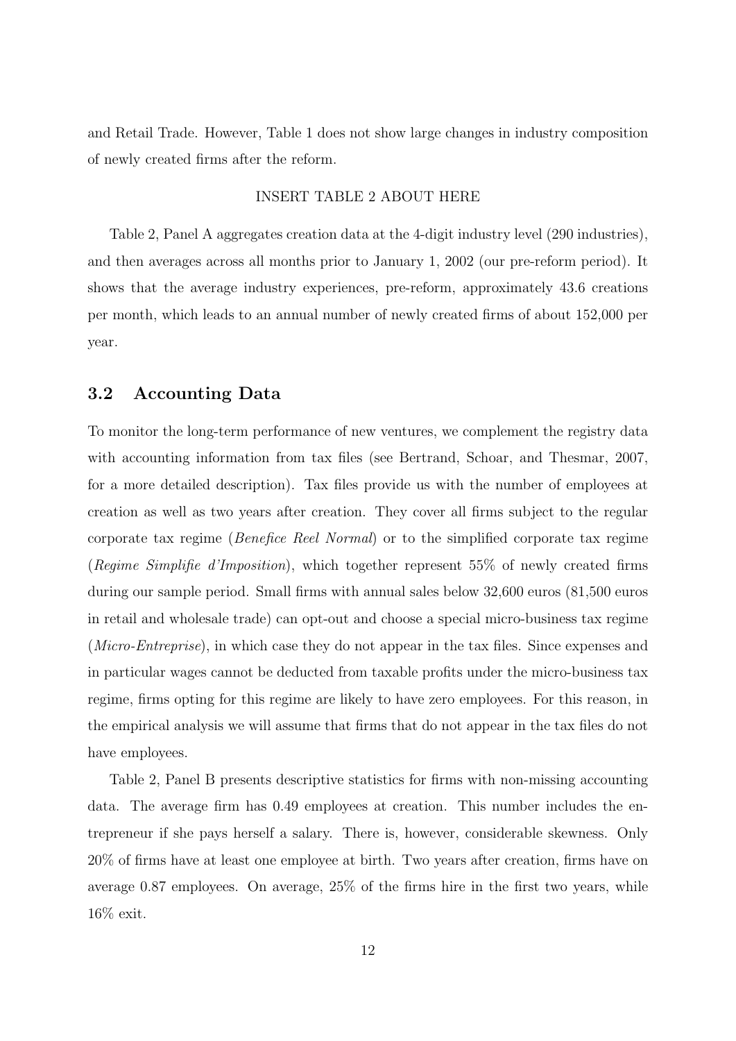and Retail Trade. However, Table 1 does not show large changes in industry composition of newly created firms after the reform.

INSERT TABLE 2 ABOUT HERE

Table 2, Panel A aggregates creation data at the 4-digit industry level (290 industries), and then averages across all months prior to January 1, 2002 (our pre-reform period). It shows that the average industry experiences, pre-reform, approximately 43.6 creations per month, which leads to an annual number of newly created firms of about 152,000 per year.

## 3.2 Accounting Data

To monitor the long-term performance of new ventures, we complement the registry data with accounting information from tax files (see Bertrand, Schoar, and Thesmar, 2007, for a more detailed description). Tax files provide us with the number of employees at creation as well as two years after creation. They cover all firms subject to the regular corporate tax regime (*Benefice Reel Normal*) or to the simplified corporate tax regime (*Regime Simplifie d'Imposition*), which together represent 55% of newly created firms during our sample period. Small firms with annual sales below 32,600 euros (81,500 euros in retail and wholesale trade) can opt-out and choose a special micro-business tax regime (*Micro-Entreprise*), in which case they do not appear in the tax files. Since expenses and in particular wages cannot be deducted from taxable profits under the micro-business tax regime, firms opting for this regime are likely to have zero employees. For this reason, in the empirical analysis we will assume that firms that do not appear in the tax files do not have employees.

Table 2, Panel B presents descriptive statistics for firms with non-missing accounting data. The average firm has 0.49 employees at creation. This number includes the entrepreneur if she pays herself a salary. There is, however, considerable skewness. Only 20% of firms have at least one employee at birth. Two years after creation, firms have on average 0.87 employees. On average, 25% of the firms hire in the first two years, while 16% exit.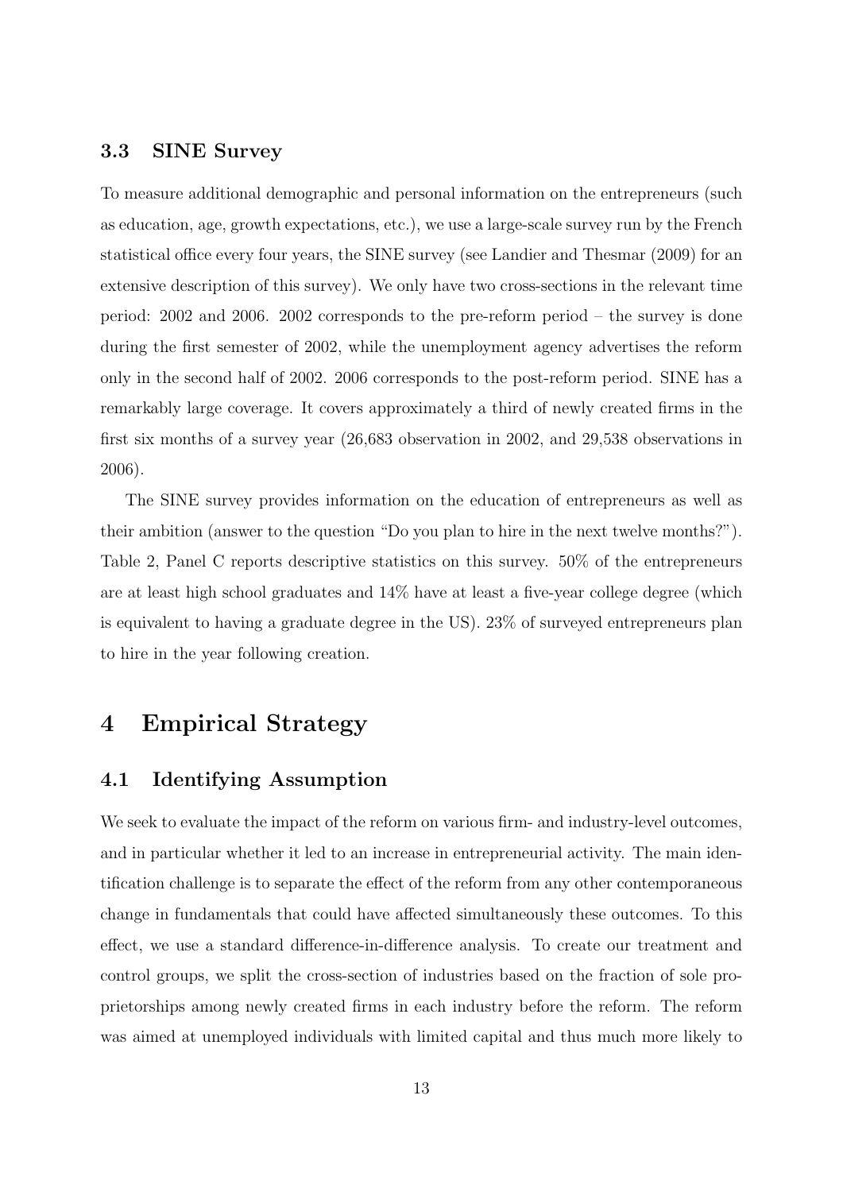### 3.3 SINE Survey

To measure additional demographic and personal information on the entrepreneurs (such as education, age, growth expectations, etc.), we use a large-scale survey run by the French statistical office every four years, the SINE survey (see Landier and Thesmar (2009) for an extensive description of this survey). We only have two cross-sections in the relevant time period: 2002 and 2006. 2002 corresponds to the pre-reform period – the survey is done during the first semester of 2002, while the unemployment agency advertises the reform only in the second half of 2002. 2006 corresponds to the post-reform period. SINE has a remarkably large coverage. It covers approximately a third of newly created firms in the first six months of a survey year (26,683 observation in 2002, and 29,538 observations in 2006).

The SINE survey provides information on the education of entrepreneurs as well as their ambition (answer to the question "Do you plan to hire in the next twelve months?"). Table 2, Panel C reports descriptive statistics on this survey. 50% of the entrepreneurs are at least high school graduates and 14% have at least a five-year college degree (which is equivalent to having a graduate degree in the US). 23% of surveyed entrepreneurs plan to hire in the year following creation.

## 4 Empirical Strategy

### 4.1 Identifying Assumption

We seek to evaluate the impact of the reform on various firm- and industry-level outcomes, and in particular whether it led to an increase in entrepreneurial activity. The main identification challenge is to separate the effect of the reform from any other contemporaneous change in fundamentals that could have affected simultaneously these outcomes. To this effect, we use a standard difference-in-difference analysis. To create our treatment and control groups, we split the cross-section of industries based on the fraction of sole proprietorships among newly created firms in each industry before the reform. The reform was aimed at unemployed individuals with limited capital and thus much more likely to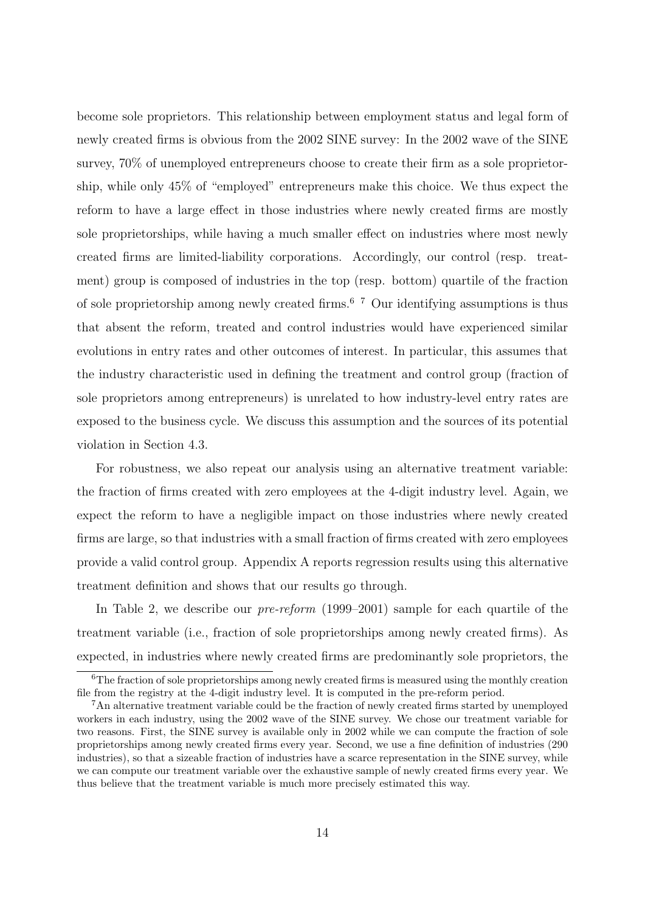become sole proprietors. This relationship between employment status and legal form of newly created firms is obvious from the 2002 SINE survey: In the 2002 wave of the SINE survey, 70% of unemployed entrepreneurs choose to create their firm as a sole proprietorship, while only 45% of "employed" entrepreneurs make this choice. We thus expect the reform to have a large effect in those industries where newly created firms are mostly sole proprietorships, while having a much smaller effect on industries where most newly created firms are limited-liability corporations. Accordingly, our control (resp. treatment) group is composed of industries in the top (resp. bottom) quartile of the fraction of sole proprietorship among newly created firms.[6] [7] Our identifying assumptions is thus that absent the reform, treated and control industries would have experienced similar evolutions in entry rates and other outcomes of interest. In particular, this assumes that the industry characteristic used in defining the treatment and control group (fraction of sole proprietors among entrepreneurs) is unrelated to how industry-level entry rates are exposed to the business cycle. We discuss this assumption and the sources of its potential violation in Section 4.3.

For robustness, we also repeat our analysis using an alternative treatment variable: the fraction of firms created with zero employees at the 4-digit industry level. Again, we expect the reform to have a negligible impact on those industries where newly created firms are large, so that industries with a small fraction of firms created with zero employees provide a valid control group. Appendix A reports regression results using this alternative treatment definition and shows that our results go through.

In Table 2, we describe our *pre-reform* (1999–2001) sample for each quartile of the treatment variable (i.e., fraction of sole proprietorships among newly created firms). As expected, in industries where newly created firms are predominantly sole proprietors, the

[6] The fraction of sole proprietorships among newly created firms is measured using the monthly creation file from the registry at the 4-digit industry level. It is computed in the pre-reform period.

[7] An alternative treatment variable could be the fraction of newly created firms started by unemployed workers in each industry, using the 2002 wave of the SINE survey. We chose our treatment variable for two reasons. First, the SINE survey is available only in 2002 while we can compute the fraction of sole proprietorships among newly created firms every year. Second, we use a fine definition of industries (290 industries), so that a sizeable fraction of industries have a scarce representation in the SINE survey, while we can compute our treatment variable over the exhaustive sample of newly created firms every year. We thus believe that the treatment variable is much more precisely estimated this way.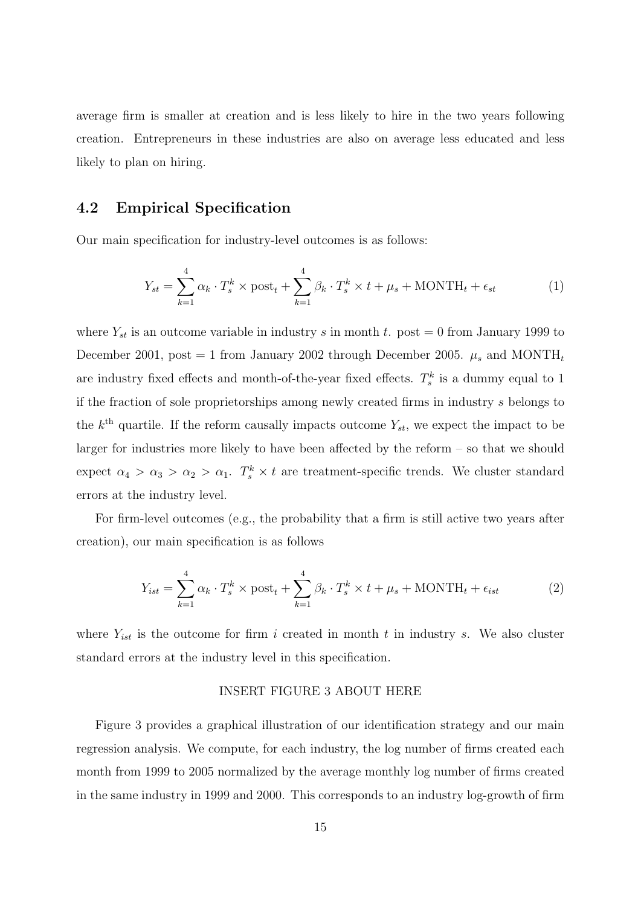average firm is smaller at creation and is less likely to hire in the two years following creation. Entrepreneurs in these industries are also on average less educated and less likely to plan on hiring.

## 4.2 Empirical Specification

Our main specification for industry-level outcomes is as follows:

$$Y_{st} = \sum_{k=1}^{4} \alpha_k \cdot T_s^k \times \text{post}_t + \sum_{k=1}^{4} \beta_k \cdot T_s^k \times t + \mu_s + \text{MONTH}_t + \epsilon_{st} \tag{1}$$

where $Y_{st}$ is an outcome variable in industry $s$ in month $t$. post = 0 from January 1999 to December 2001, post = 1 from January 2002 through December 2005. $\mu_s$ and $\text{MONTH}_t$ are industry fixed effects and month-of-the-year fixed effects. $T_s^k$ is a dummy equal to 1 if the fraction of sole proprietorships among newly created firms in industry $s$ belongs to the $k^{\text{th}}$ quartile. If the reform causally impacts outcome $Y_{st}$, we expect the impact to be larger for industries more likely to have been affected by the reform – so that we should expect $\alpha_4 > \alpha_3 > \alpha_2 > \alpha_1$. $T_s^k \times t$ are treatment-specific trends. We cluster standard errors at the industry level.

For firm-level outcomes (e.g., the probability that a firm is still active two years after creation), our main specification is as follows

$$Y_{ist} = \sum_{k=1}^{4} \alpha_k \cdot T_s^k \times \text{post}_t + \sum_{k=1}^{4} \beta_k \cdot T_s^k \times t + \mu_s + \text{MONTH}_t + \epsilon_{ist} \tag{2}$$

where $Y_{ist}$ is the outcome for firm $i$ created in month $t$ in industry $s$. We also cluster standard errors at the industry level in this specification.

INSERT FIGURE 3 ABOUT HERE

Figure 3 provides a graphical illustration of our identification strategy and our main regression analysis. We compute, for each industry, the log number of firms created each month from 1999 to 2005 normalized by the average monthly log number of firms created in the same industry in 1999 and 2000. This corresponds to an industry log-growth of firm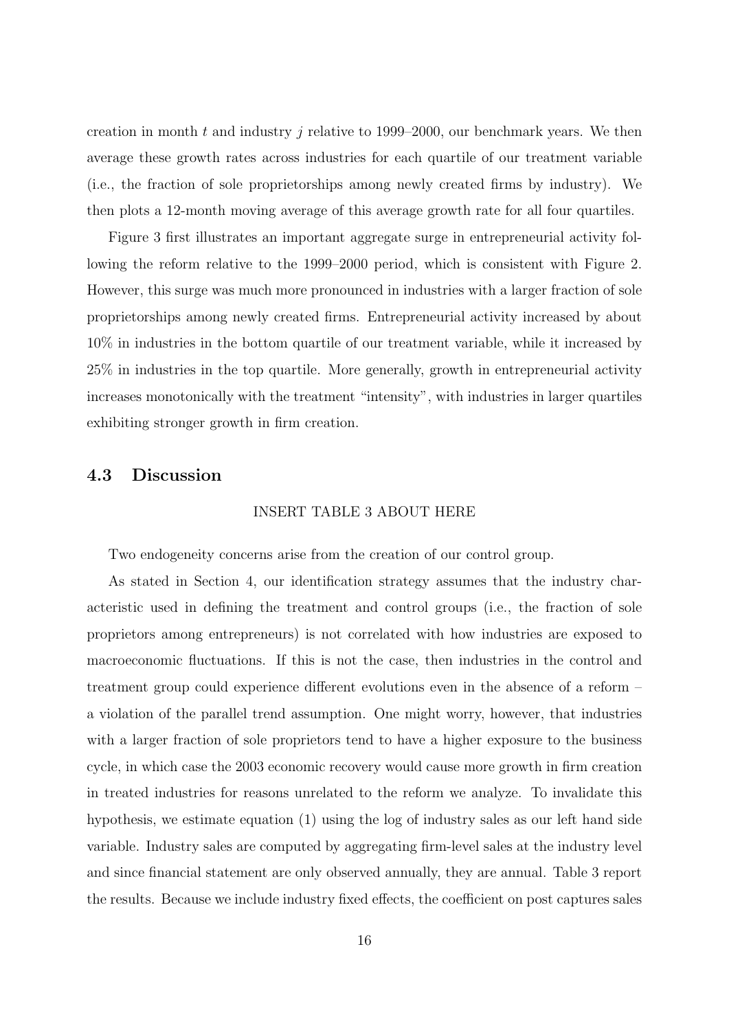creation in month $t$ and industry $j$ relative to 1999–2000, our benchmark years. We then average these growth rates across industries for each quartile of our treatment variable (i.e., the fraction of sole proprietorships among newly created firms by industry). We then plots a 12-month moving average of this average growth rate for all four quartiles.

Figure 3 first illustrates an important aggregate surge in entrepreneurial activity following the reform relative to the 1999–2000 period, which is consistent with Figure 2. However, this surge was much more pronounced in industries with a larger fraction of sole proprietorships among newly created firms. Entrepreneurial activity increased by about 10% in industries in the bottom quartile of our treatment variable, while it increased by 25% in industries in the top quartile. More generally, growth in entrepreneurial activity increases monotonically with the treatment "intensity", with industries in larger quartiles exhibiting stronger growth in firm creation.

## 4.3 Discussion

INSERT TABLE 3 ABOUT HERE

Two endogeneity concerns arise from the creation of our control group.

As stated in Section 4, our identification strategy assumes that the industry characteristic used in defining the treatment and control groups (i.e., the fraction of sole proprietors among entrepreneurs) is not correlated with how industries are exposed to macroeconomic fluctuations. If this is not the case, then industries in the control and treatment group could experience different evolutions even in the absence of a reform – a violation of the parallel trend assumption. One might worry, however, that industries with a larger fraction of sole proprietors tend to have a higher exposure to the business cycle, in which case the 2003 economic recovery would cause more growth in firm creation in treated industries for reasons unrelated to the reform we analyze. To invalidate this hypothesis, we estimate equation (1) using the log of industry sales as our left hand side variable. Industry sales are computed by aggregating firm-level sales at the industry level and since financial statement are only observed annually, they are annual. Table 3 report the results. Because we include industry fixed effects, the coefficient on post captures sales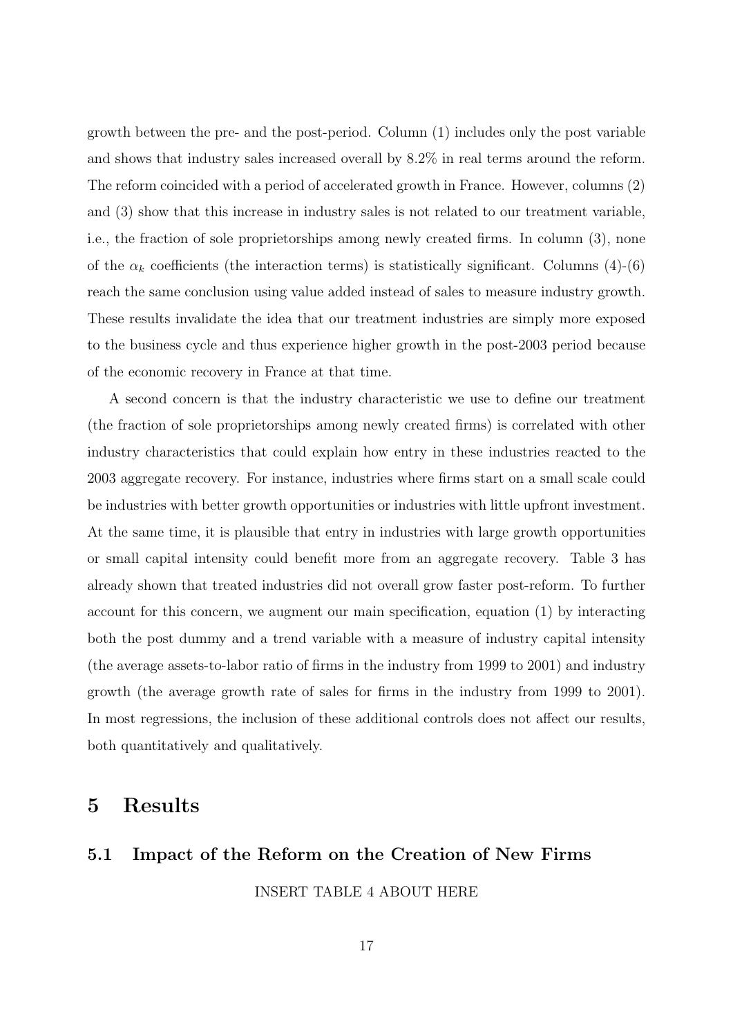growth between the pre- and the post-period. Column (1) includes only the post variable and shows that industry sales increased overall by 8.2% in real terms around the reform. The reform coincided with a period of accelerated growth in France. However, columns (2) and (3) show that this increase in industry sales is not related to our treatment variable, i.e., the fraction of sole proprietorships among newly created firms. In column (3), none of the $\alpha_k$ coefficients (the interaction terms) is statistically significant. Columns (4)-(6) reach the same conclusion using value added instead of sales to measure industry growth. These results invalidate the idea that our treatment industries are simply more exposed to the business cycle and thus experience higher growth in the post-2003 period because of the economic recovery in France at that time.

A second concern is that the industry characteristic we use to define our treatment (the fraction of sole proprietorships among newly created firms) is correlated with other industry characteristics that could explain how entry in these industries reacted to the 2003 aggregate recovery. For instance, industries where firms start on a small scale could be industries with better growth opportunities or industries with little upfront investment. At the same time, it is plausible that entry in industries with large growth opportunities or small capital intensity could benefit more from an aggregate recovery. Table 3 has already shown that treated industries did not overall grow faster post-reform. To further account for this concern, we augment our main specification, equation (1) by interacting both the post dummy and a trend variable with a measure of industry capital intensity (the average assets-to-labor ratio of firms in the industry from 1999 to 2001) and industry growth (the average growth rate of sales for firms in the industry from 1999 to 2001). In most regressions, the inclusion of these additional controls does not affect our results, both quantitatively and qualitatively.

# 5 Results

## 5.1 Impact of the Reform on the Creation of New Firms

INSERT TABLE 4 ABOUT HERE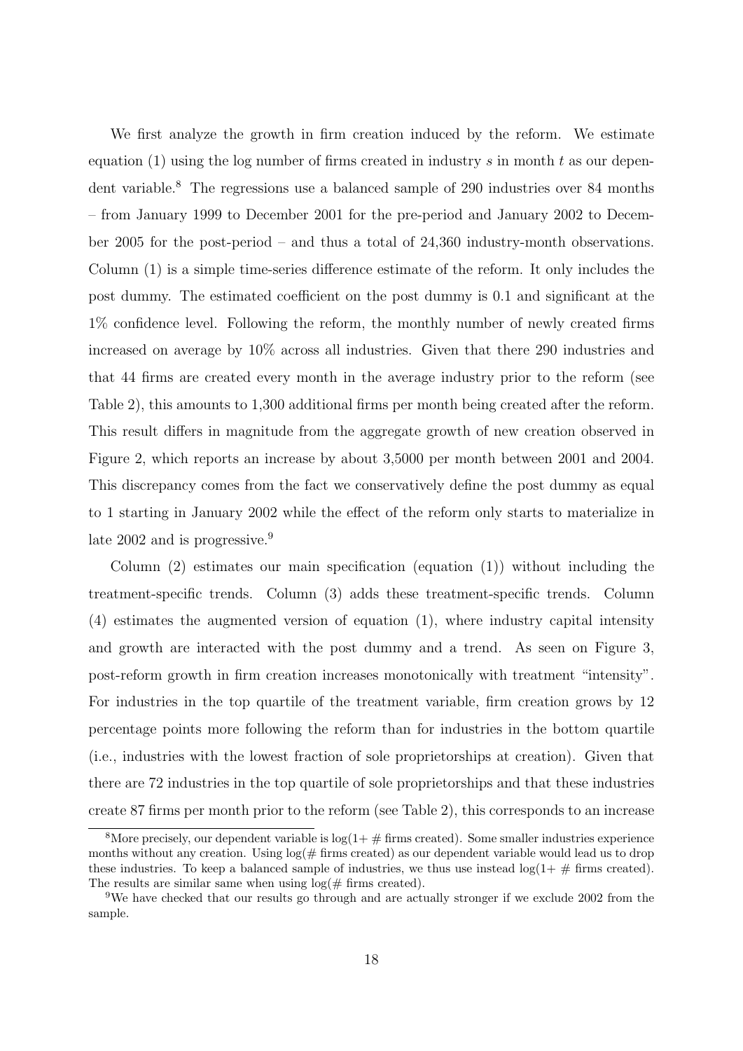We first analyze the growth in firm creation induced by the reform. We estimate equation (1) using the log number of firms created in industry $s$ in month $t$ as our dependent variable.[8] The regressions use a balanced sample of 290 industries over 84 months – from January 1999 to December 2001 for the pre-period and January 2002 to December 2005 for the post-period – and thus a total of 24,360 industry-month observations. Column (1) is a simple time-series difference estimate of the reform. It only includes the post dummy. The estimated coefficient on the post dummy is 0.1 and significant at the 1% confidence level. Following the reform, the monthly number of newly created firms increased on average by 10% across all industries. Given that there 290 industries and that 44 firms are created every month in the average industry prior to the reform (see Table 2), this amounts to 1,300 additional firms per month being created after the reform. This result differs in magnitude from the aggregate growth of new creation observed in Figure 2, which reports an increase by about 3,5000 per month between 2001 and 2004. This discrepancy comes from the fact we conservatively define the post dummy as equal to 1 starting in January 2002 while the effect of the reform only starts to materialize in late 2002 and is progressive.[9]

Column (2) estimates our main specification (equation (1)) without including the treatment-specific trends. Column (3) adds these treatment-specific trends. Column (4) estimates the augmented version of equation (1), where industry capital intensity and growth are interacted with the post dummy and a trend. As seen on Figure 3, post-reform growth in firm creation increases monotonically with treatment "intensity". For industries in the top quartile of the treatment variable, firm creation grows by 12 percentage points more following the reform than for industries in the bottom quartile (i.e., industries with the lowest fraction of sole proprietorships at creation). Given that there are 72 industries in the top quartile of sole proprietorships and that these industries create 87 firms per month prior to the reform (see Table 2), this corresponds to an increase

[8] More precisely, our dependent variable is $\log(1+\#$ firms created$)$. Some smaller industries experience months without any creation. Using $\log(\#$ firms created$)$ as our dependent variable would lead us to drop these industries. To keep a balanced sample of industries, we thus use instead $\log(1+\#$ firms created$)$. The results are similar same when using $\log(\#$ firms created$)$.

[9] We have checked that our results go through and are actually stronger if we exclude 2002 from the sample.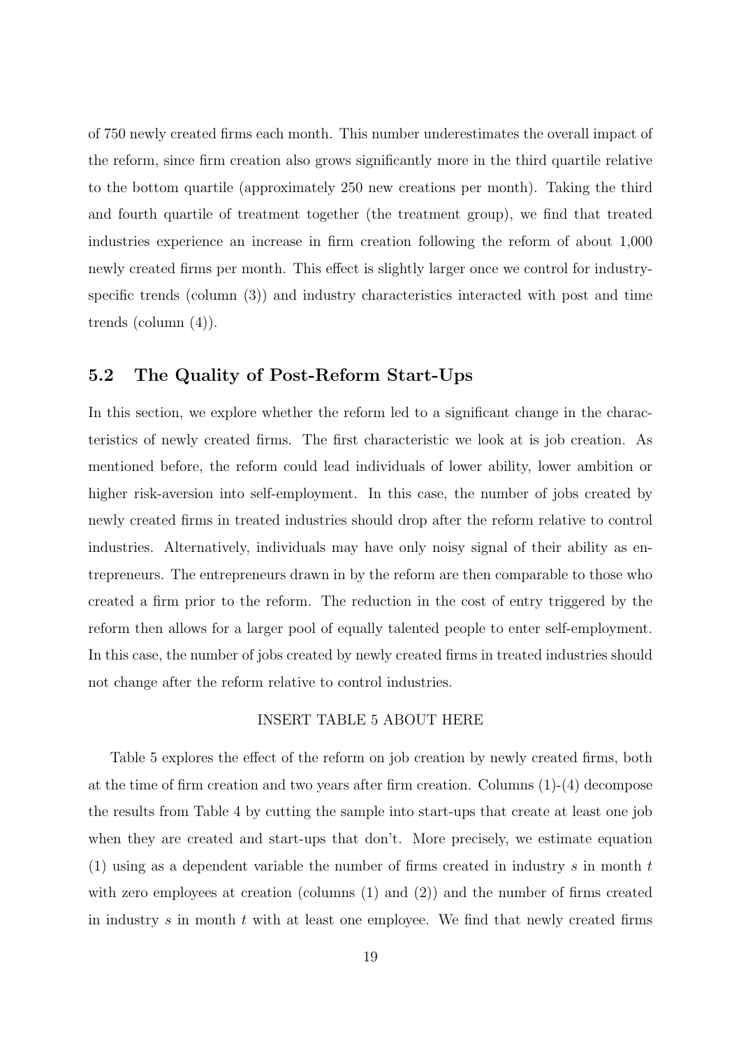of 750 newly created firms each month. This number underestimates the overall impact of the reform, since firm creation also grows significantly more in the third quartile relative to the bottom quartile (approximately 250 new creations per month). Taking the third and fourth quartile of treatment together (the treatment group), we find that treated industries experience an increase in firm creation following the reform of about 1,000 newly created firms per month. This effect is slightly larger once we control for industry-specific trends (column (3)) and industry characteristics interacted with post and time trends (column (4)).

## 5.2 The Quality of Post-Reform Start-Ups

In this section, we explore whether the reform led to a significant change in the characteristics of newly created firms. The first characteristic we look at is job creation. As mentioned before, the reform could lead individuals of lower ability, lower ambition or higher risk-aversion into self-employment. In this case, the number of jobs created by newly created firms in treated industries should drop after the reform relative to control industries. Alternatively, individuals may have only noisy signal of their ability as entrepreneurs. The entrepreneurs drawn in by the reform are then comparable to those who created a firm prior to the reform. The reduction in the cost of entry triggered by the reform then allows for a larger pool of equally talented people to enter self-employment. In this case, the number of jobs created by newly created firms in treated industries should not change after the reform relative to control industries.

INSERT TABLE 5 ABOUT HERE

Table 5 explores the effect of the reform on job creation by newly created firms, both at the time of firm creation and two years after firm creation. Columns (1)-(4) decompose the results from Table 4 by cutting the sample into start-ups that create at least one job when they are created and start-ups that don't. More precisely, we estimate equation (1) using as a dependent variable the number of firms created in industry $s$ in month $t$ with zero employees at creation (columns (1) and (2)) and the number of firms created in industry $s$ in month $t$ with at least one employee. We find that newly created firms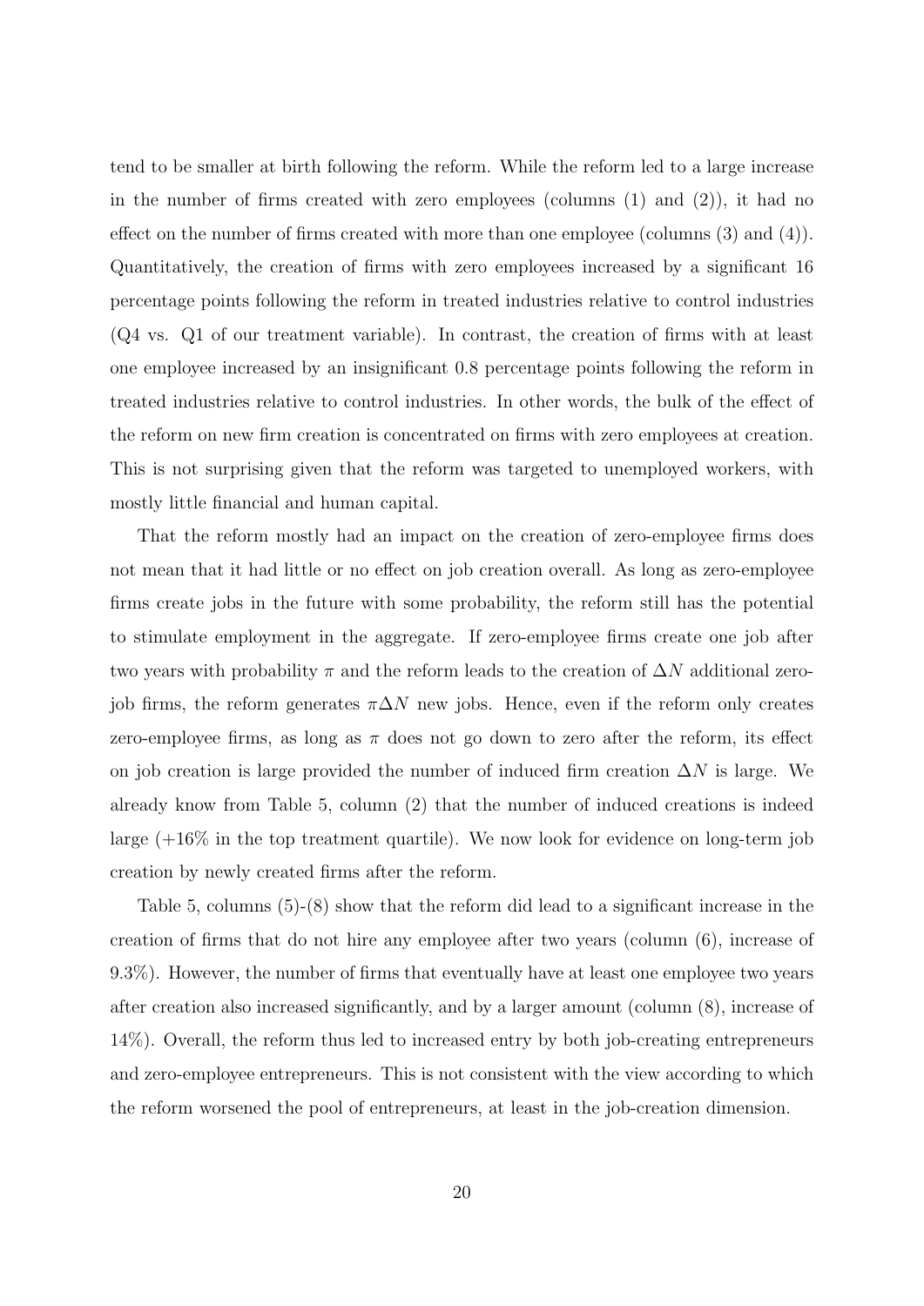tend to be smaller at birth following the reform. While the reform led to a large increase in the number of firms created with zero employees (columns (1) and (2)), it had no effect on the number of firms created with more than one employee (columns (3) and (4)). Quantitatively, the creation of firms with zero employees increased by a significant 16 percentage points following the reform in treated industries relative to control industries (Q4 vs. Q1 of our treatment variable). In contrast, the creation of firms with at least one employee increased by an insignificant 0.8 percentage points following the reform in treated industries relative to control industries. In other words, the bulk of the effect of the reform on new firm creation is concentrated on firms with zero employees at creation. This is not surprising given that the reform was targeted to unemployed workers, with mostly little financial and human capital.

That the reform mostly had an impact on the creation of zero-employee firms does not mean that it had little or no effect on job creation overall. As long as zero-employee firms create jobs in the future with some probability, the reform still has the potential to stimulate employment in the aggregate. If zero-employee firms create one job after two years with probability $\pi$ and the reform leads to the creation of $\Delta N$ additional zero-job firms, the reform generates $\pi \Delta N$ new jobs. Hence, even if the reform only creates zero-employee firms, as long as $\pi$ does not go down to zero after the reform, its effect on job creation is large provided the number of induced firm creation $\Delta N$ is large. We already know from Table 5, column (2) that the number of induced creations is indeed large (+16% in the top treatment quartile). We now look for evidence on long-term job creation by newly created firms after the reform.

Table 5, columns (5)-(8) show that the reform did lead to a significant increase in the creation of firms that do not hire any employee after two years (column (6), increase of 9.3%). However, the number of firms that eventually have at least one employee two years after creation also increased significantly, and by a larger amount (column (8), increase of 14%). Overall, the reform thus led to increased entry by both job-creating entrepreneurs and zero-employee entrepreneurs. This is not consistent with the view according to which the reform worsened the pool of entrepreneurs, at least in the job-creation dimension.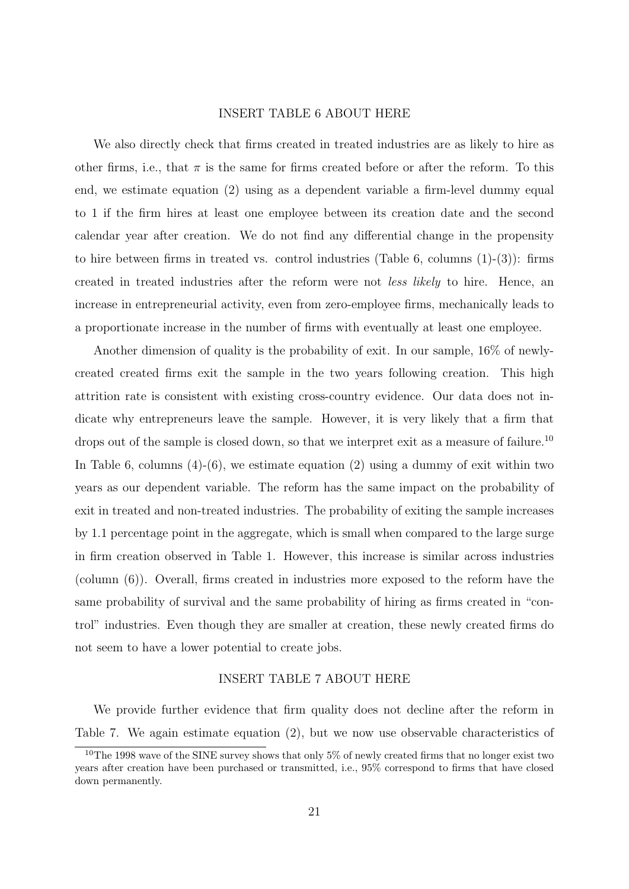INSERT TABLE 6 ABOUT HERE

We also directly check that firms created in treated industries are as likely to hire as other firms, i.e., that $\pi$ is the same for firms created before or after the reform. To this end, we estimate equation (2) using as a dependent variable a firm-level dummy equal to 1 if the firm hires at least one employee between its creation date and the second calendar year after creation. We do not find any differential change in the propensity to hire between firms in treated vs. control industries (Table 6, columns (1)-(3)): firms created in treated industries after the reform were not *less likely* to hire. Hence, an increase in entrepreneurial activity, even from zero-employee firms, mechanically leads to a proportionate increase in the number of firms with eventually at least one employee.

Another dimension of quality is the probability of exit. In our sample, 16% of newly-created created firms exit the sample in the two years following creation. This high attrition rate is consistent with existing cross-country evidence. Our data does not indicate why entrepreneurs leave the sample. However, it is very likely that a firm that drops out of the sample is closed down, so that we interpret exit as a measure of failure.[10] In Table 6, columns (4)-(6), we estimate equation (2) using a dummy of exit within two years as our dependent variable. The reform has the same impact on the probability of exit in treated and non-treated industries. The probability of exiting the sample increases by 1.1 percentage point in the aggregate, which is small when compared to the large surge in firm creation observed in Table 1. However, this increase is similar across industries (column (6)). Overall, firms created in industries more exposed to the reform have the same probability of survival and the same probability of hiring as firms created in "control" industries. Even though they are smaller at creation, these newly created firms do not seem to have a lower potential to create jobs.

INSERT TABLE 7 ABOUT HERE

We provide further evidence that firm quality does not decline after the reform in Table 7. We again estimate equation (2), but we now use observable characteristics of

[10] The 1998 wave of the SINE survey shows that only 5% of newly created firms that no longer exist two years after creation have been purchased or transmitted, i.e., 95% correspond to firms that have closed down permanently.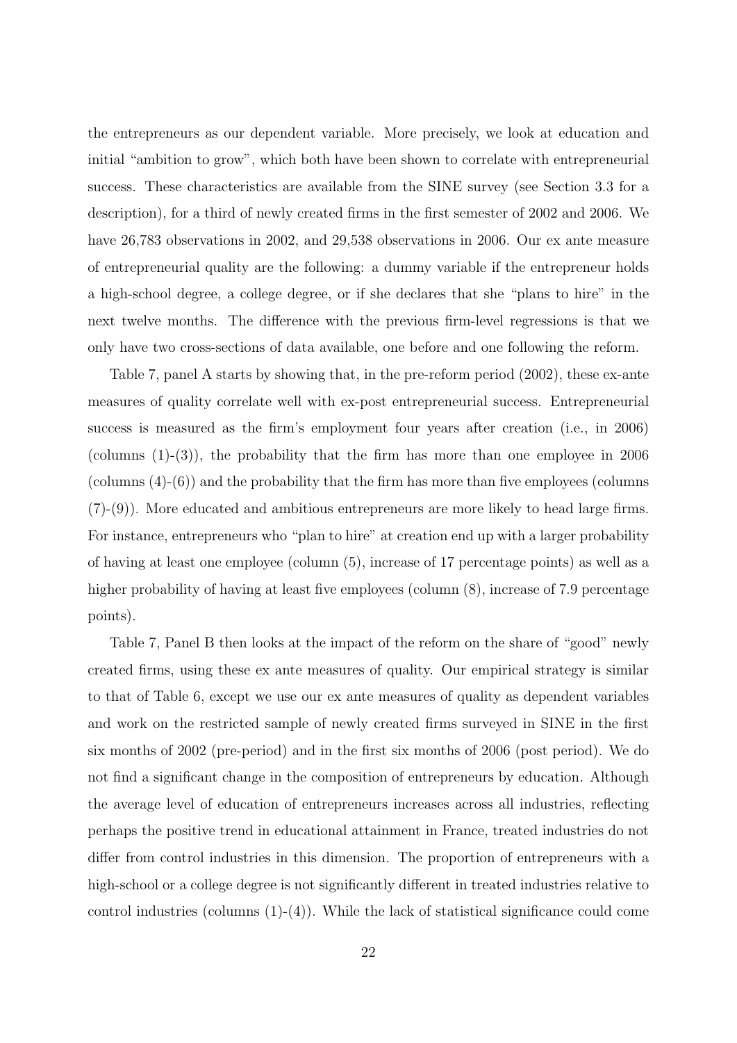the entrepreneurs as our dependent variable. More precisely, we look at education and initial "ambition to grow", which both have been shown to correlate with entrepreneurial success. These characteristics are available from the SINE survey (see Section 3.3 for a description), for a third of newly created firms in the first semester of 2002 and 2006. We have 26,783 observations in 2002, and 29,538 observations in 2006. Our ex ante measure of entrepreneurial quality are the following: a dummy variable if the entrepreneur holds a high-school degree, a college degree, or if she declares that she "plans to hire" in the next twelve months. The difference with the previous firm-level regressions is that we only have two cross-sections of data available, one before and one following the reform.

Table 7, panel A starts by showing that, in the pre-reform period (2002), these ex-ante measures of quality correlate well with ex-post entrepreneurial success. Entrepreneurial success is measured as the firm's employment four years after creation (i.e., in 2006) (columns (1)-(3)), the probability that the firm has more than one employee in 2006 (columns (4)-(6)) and the probability that the firm has more than five employees (columns (7)-(9)). More educated and ambitious entrepreneurs are more likely to head large firms. For instance, entrepreneurs who "plan to hire" at creation end up with a larger probability of having at least one employee (column (5), increase of 17 percentage points) as well as a higher probability of having at least five employees (column (8), increase of 7.9 percentage points).

Table 7, Panel B then looks at the impact of the reform on the share of "good" newly created firms, using these ex ante measures of quality. Our empirical strategy is similar to that of Table 6, except we use our ex ante measures of quality as dependent variables and work on the restricted sample of newly created firms surveyed in SINE in the first six months of 2002 (pre-period) and in the first six months of 2006 (post period). We do not find a significant change in the composition of entrepreneurs by education. Although the average level of education of entrepreneurs increases across all industries, reflecting perhaps the positive trend in educational attainment in France, treated industries do not differ from control industries in this dimension. The proportion of entrepreneurs with a high-school or a college degree is not significantly different in treated industries relative to control industries (columns (1)-(4)). While the lack of statistical significance could come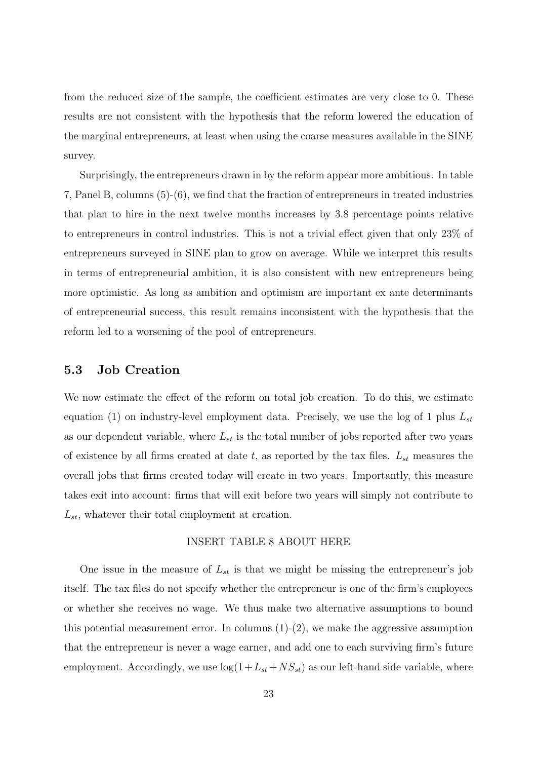from the reduced size of the sample, the coefficient estimates are very close to 0. These results are not consistent with the hypothesis that the reform lowered the education of the marginal entrepreneurs, at least when using the coarse measures available in the SINE survey.

Surprisingly, the entrepreneurs drawn in by the reform appear more ambitious. In table 7, Panel B, columns (5)-(6), we find that the fraction of entrepreneurs in treated industries that plan to hire in the next twelve months increases by 3.8 percentage points relative to entrepreneurs in control industries. This is not a trivial effect given that only 23% of entrepreneurs surveyed in SINE plan to grow on average. While we interpret this results in terms of entrepreneurial ambition, it is also consistent with new entrepreneurs being more optimistic. As long as ambition and optimism are important ex ante determinants of entrepreneurial success, this result remains inconsistent with the hypothesis that the reform led to a worsening of the pool of entrepreneurs.

### 5.3 Job Creation

We now estimate the effect of the reform on total job creation. To do this, we estimate equation (1) on industry-level employment data. Precisely, we use the log of 1 plus $L_{st}$ as our dependent variable, where $L_{st}$ is the total number of jobs reported after two years of existence by all firms created at date $t$, as reported by the tax files. $L_{st}$ measures the overall jobs that firms created today will create in two years. Importantly, this measure takes exit into account: firms that will exit before two years will simply not contribute to $L_{st}$, whatever their total employment at creation.

INSERT TABLE 8 ABOUT HERE

One issue in the measure of $L_{st}$ is that we might be missing the entrepreneur's job itself. The tax files do not specify whether the entrepreneur is one of the firm's employees or whether she receives no wage. We thus make two alternative assumptions to bound this potential measurement error. In columns (1)-(2), we make the aggressive assumption that the entrepreneur is never a wage earner, and add one to each surviving firm's future employment. Accordingly, we use $\log(1 + L_{st} + NS_{st})$ as our left-hand side variable, where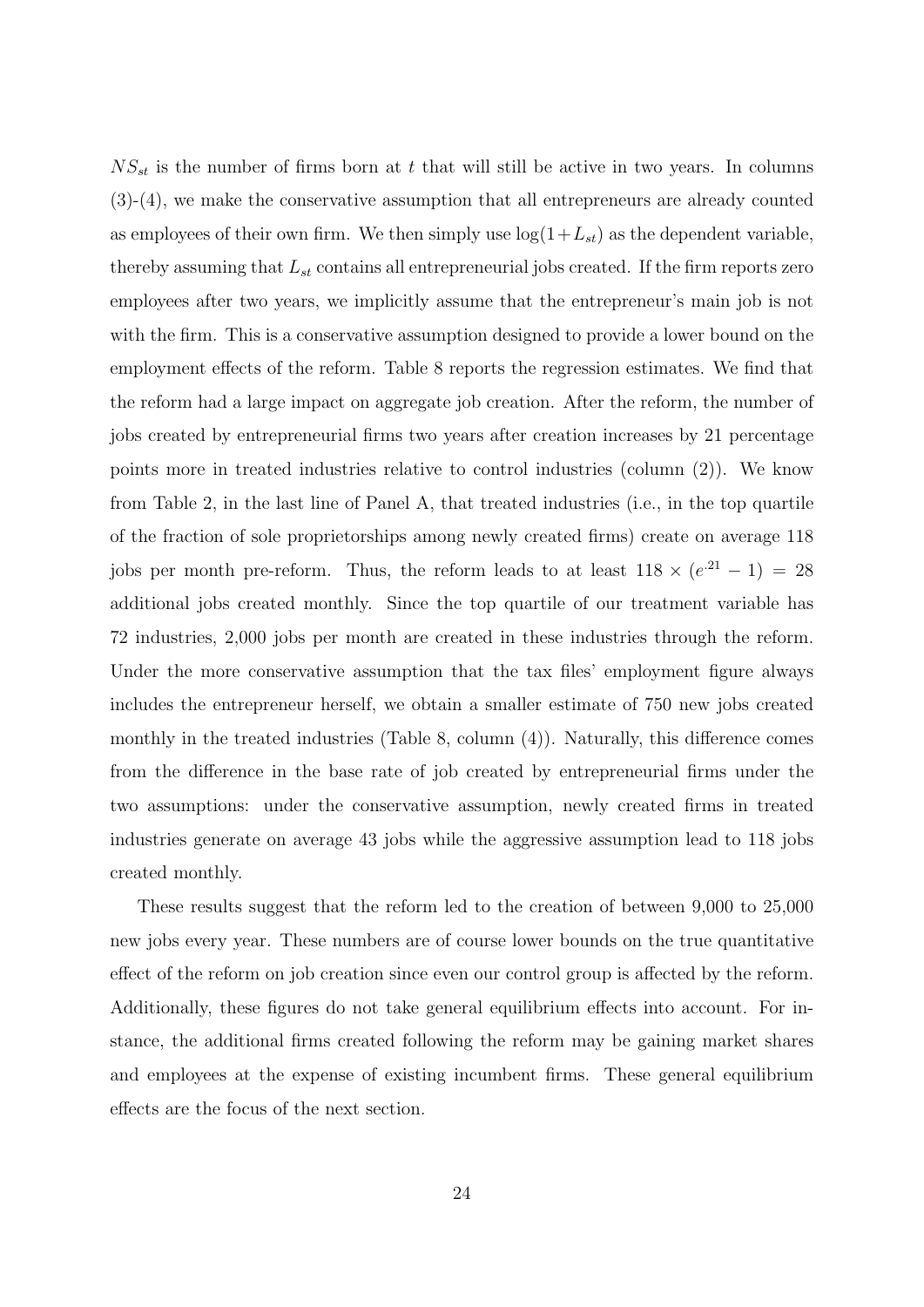$NS_{st}$ is the number of firms born at $t$ that will still be active in two years. In columns (3)-(4), we make the conservative assumption that all entrepreneurs are already counted as employees of their own firm. We then simply use $\log(1+L_{st})$ as the dependent variable, thereby assuming that $L_{st}$ contains all entrepreneurial jobs created. If the firm reports zero employees after two years, we implicitly assume that the entrepreneur's main job is not with the firm. This is a conservative assumption designed to provide a lower bound on the employment effects of the reform. Table 8 reports the regression estimates. We find that the reform had a large impact on aggregate job creation. After the reform, the number of jobs created by entrepreneurial firms two years after creation increases by 21 percentage points more in treated industries relative to control industries (column (2)). We know from Table 2, in the last line of Panel A, that treated industries (i.e., in the top quartile of the fraction of sole proprietorships among newly created firms) create on average 118 jobs per month pre-reform. Thus, the reform leads to at least $118 \times (e^{.21} - 1) = 28$ additional jobs created monthly. Since the top quartile of our treatment variable has 72 industries, 2,000 jobs per month are created in these industries through the reform. Under the more conservative assumption that the tax files' employment figure always includes the entrepreneur herself, we obtain a smaller estimate of 750 new jobs created monthly in the treated industries (Table 8, column (4)). Naturally, this difference comes from the difference in the base rate of job created by entrepreneurial firms under the two assumptions: under the conservative assumption, newly created firms in treated industries generate on average 43 jobs while the aggressive assumption lead to 118 jobs created monthly.

These results suggest that the reform led to the creation of between 9,000 to 25,000 new jobs every year. These numbers are of course lower bounds on the true quantitative effect of the reform on job creation since even our control group is affected by the reform. Additionally, these figures do not take general equilibrium effects into account. For instance, the additional firms created following the reform may be gaining market shares and employees at the expense of existing incumbent firms. These general equilibrium effects are the focus of the next section.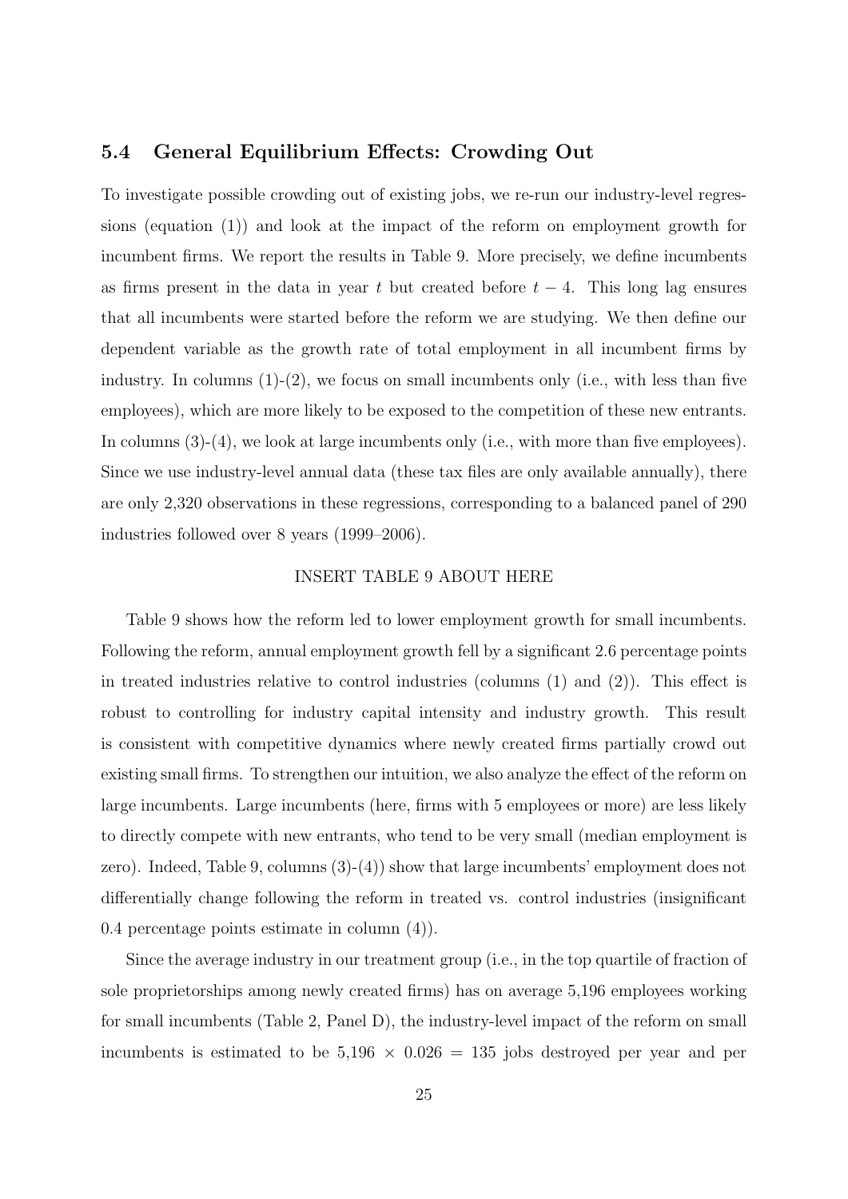### 5.4 General Equilibrium Effects: Crowding Out

To investigate possible crowding out of existing jobs, we re-run our industry-level regressions (equation (1)) and look at the impact of the reform on employment growth for incumbent firms. We report the results in Table 9. More precisely, we define incumbents as firms present in the data in year $t$ but created before $t-4$. This long lag ensures that all incumbents were started before the reform we are studying. We then define our dependent variable as the growth rate of total employment in all incumbent firms by industry. In columns (1)-(2), we focus on small incumbents only (i.e., with less than five employees), which are more likely to be exposed to the competition of these new entrants. In columns (3)-(4), we look at large incumbents only (i.e., with more than five employees). Since we use industry-level annual data (these tax files are only available annually), there are only 2,320 observations in these regressions, corresponding to a balanced panel of 290 industries followed over 8 years (1999–2006).

INSERT TABLE 9 ABOUT HERE

Table 9 shows how the reform led to lower employment growth for small incumbents. Following the reform, annual employment growth fell by a significant 2.6 percentage points in treated industries relative to control industries (columns (1) and (2)). This effect is robust to controlling for industry capital intensity and industry growth. This result is consistent with competitive dynamics where newly created firms partially crowd out existing small firms. To strengthen our intuition, we also analyze the effect of the reform on large incumbents. Large incumbents (here, firms with 5 employees or more) are less likely to directly compete with new entrants, who tend to be very small (median employment is zero). Indeed, Table 9, columns (3)-(4)) show that large incumbents' employment does not differentially change following the reform in treated vs. control industries (insignificant 0.4 percentage points estimate in column (4)).

Since the average industry in our treatment group (i.e., in the top quartile of fraction of sole proprietorships among newly created firms) has on average 5,196 employees working for small incumbents (Table 2, Panel D), the industry-level impact of the reform on small incumbents is estimated to be $5{,}196 \times 0.026 = 135$ jobs destroyed per year and per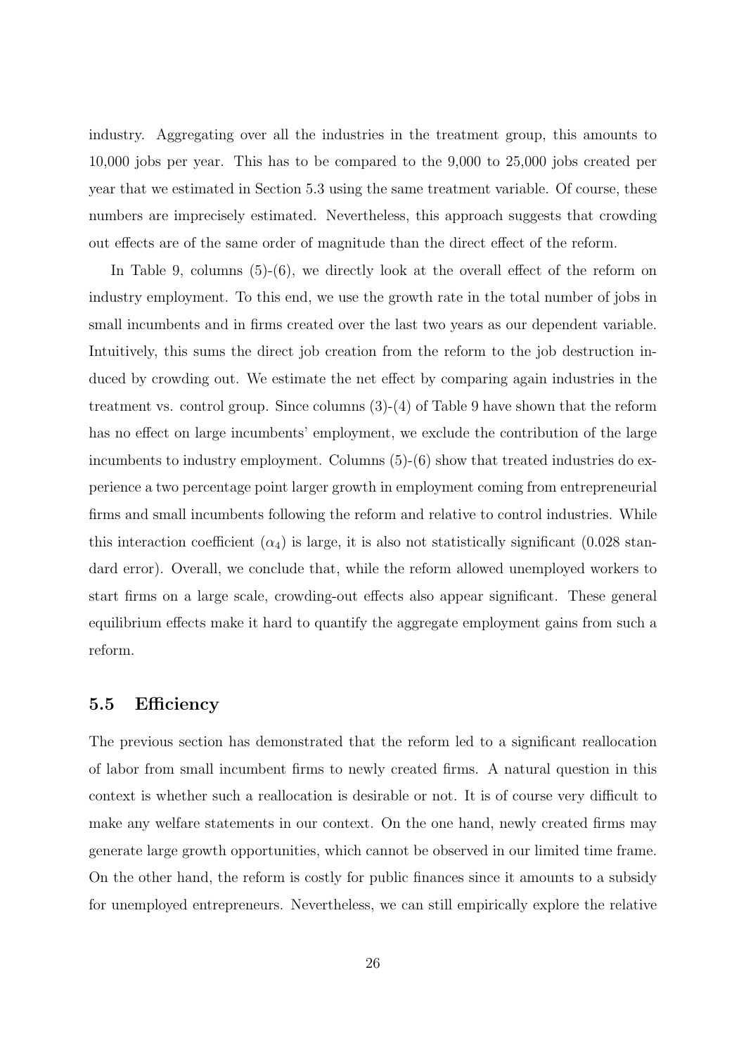industry. Aggregating over all the industries in the treatment group, this amounts to 10,000 jobs per year. This has to be compared to the 9,000 to 25,000 jobs created per year that we estimated in Section 5.3 using the same treatment variable. Of course, these numbers are imprecisely estimated. Nevertheless, this approach suggests that crowding out effects are of the same order of magnitude than the direct effect of the reform.

In Table 9, columns (5)-(6), we directly look at the overall effect of the reform on industry employment. To this end, we use the growth rate in the total number of jobs in small incumbents and in firms created over the last two years as our dependent variable. Intuitively, this sums the direct job creation from the reform to the job destruction induced by crowding out. We estimate the net effect by comparing again industries in the treatment vs. control group. Since columns (3)-(4) of Table 9 have shown that the reform has no effect on large incumbents' employment, we exclude the contribution of the large incumbents to industry employment. Columns (5)-(6) show that treated industries do experience a two percentage point larger growth in employment coming from entrepreneurial firms and small incumbents following the reform and relative to control industries. While this interaction coefficient ($\alpha_4$) is large, it is also not statistically significant (0.028 standard error). Overall, we conclude that, while the reform allowed unemployed workers to start firms on a large scale, crowding-out effects also appear significant. These general equilibrium effects make it hard to quantify the aggregate employment gains from such a reform.

### 5.5 Efficiency

The previous section has demonstrated that the reform led to a significant reallocation of labor from small incumbent firms to newly created firms. A natural question in this context is whether such a reallocation is desirable or not. It is of course very difficult to make any welfare statements in our context. On the one hand, newly created firms may generate large growth opportunities, which cannot be observed in our limited time frame. On the other hand, the reform is costly for public finances since it amounts to a subsidy for unemployed entrepreneurs. Nevertheless, we can still empirically explore the relative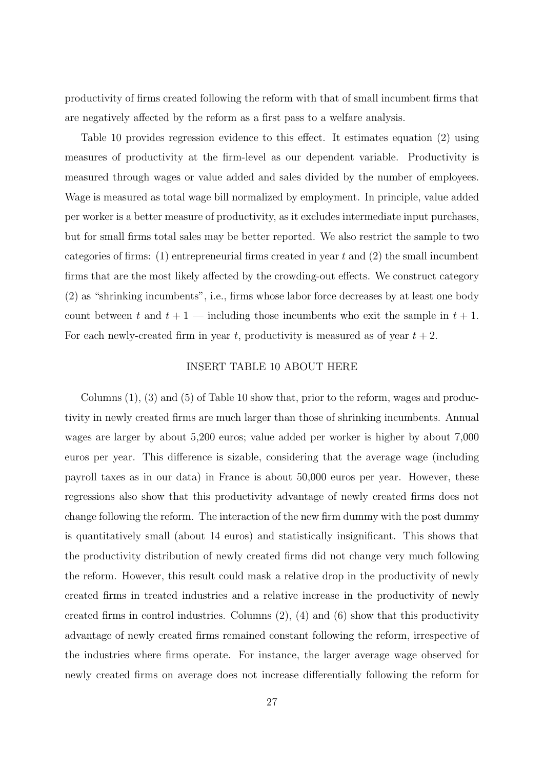productivity of firms created following the reform with that of small incumbent firms that are negatively affected by the reform as a first pass to a welfare analysis.

Table 10 provides regression evidence to this effect. It estimates equation (2) using measures of productivity at the firm-level as our dependent variable. Productivity is measured through wages or value added and sales divided by the number of employees. Wage is measured as total wage bill normalized by employment. In principle, value added per worker is a better measure of productivity, as it excludes intermediate input purchases, but for small firms total sales may be better reported. We also restrict the sample to two categories of firms: (1) entrepreneurial firms created in year $t$ and (2) the small incumbent firms that are the most likely affected by the crowding-out effects. We construct category (2) as "shrinking incumbents", i.e., firms whose labor force decreases by at least one body count between $t$ and $t+1$ — including those incumbents who exit the sample in $t+1$. For each newly-created firm in year $t$, productivity is measured as of year $t+2$.

INSERT TABLE 10 ABOUT HERE

Columns (1), (3) and (5) of Table 10 show that, prior to the reform, wages and productivity in newly created firms are much larger than those of shrinking incumbents. Annual wages are larger by about 5,200 euros; value added per worker is higher by about 7,000 euros per year. This difference is sizable, considering that the average wage (including payroll taxes as in our data) in France is about 50,000 euros per year. However, these regressions also show that this productivity advantage of newly created firms does not change following the reform. The interaction of the new firm dummy with the post dummy is quantitatively small (about 14 euros) and statistically insignificant. This shows that the productivity distribution of newly created firms did not change very much following the reform. However, this result could mask a relative drop in the productivity of newly created firms in treated industries and a relative increase in the productivity of newly created firms in control industries. Columns (2), (4) and (6) show that this productivity advantage of newly created firms remained constant following the reform, irrespective of the industries where firms operate. For instance, the larger average wage observed for newly created firms on average does not increase differentially following the reform for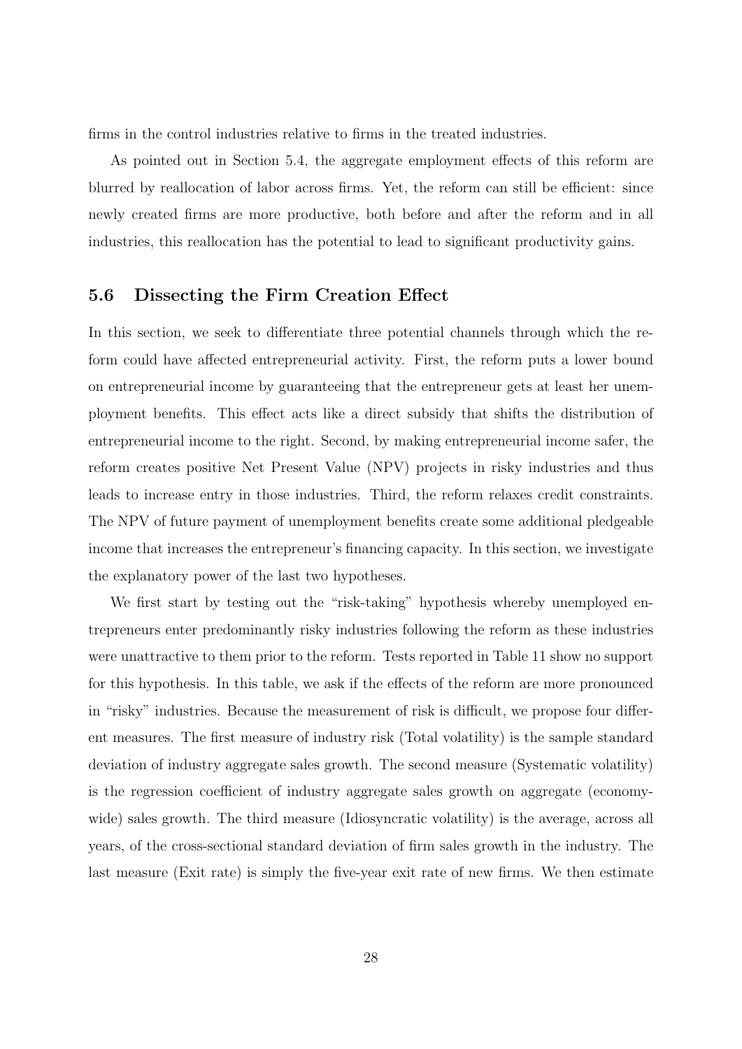firms in the control industries relative to firms in the treated industries.

As pointed out in Section 5.4, the aggregate employment effects of this reform are blurred by reallocation of labor across firms. Yet, the reform can still be efficient: since newly created firms are more productive, both before and after the reform and in all industries, this reallocation has the potential to lead to significant productivity gains.

### 5.6 Dissecting the Firm Creation Effect

In this section, we seek to differentiate three potential channels through which the reform could have affected entrepreneurial activity. First, the reform puts a lower bound on entrepreneurial income by guaranteeing that the entrepreneur gets at least her unemployment benefits. This effect acts like a direct subsidy that shifts the distribution of entrepreneurial income to the right. Second, by making entrepreneurial income safer, the reform creates positive Net Present Value (NPV) projects in risky industries and thus leads to increase entry in those industries. Third, the reform relaxes credit constraints. The NPV of future payment of unemployment benefits create some additional pledgeable income that increases the entrepreneur's financing capacity. In this section, we investigate the explanatory power of the last two hypotheses.

We first start by testing out the "risk-taking" hypothesis whereby unemployed entrepreneurs enter predominantly risky industries following the reform as these industries were unattractive to them prior to the reform. Tests reported in Table 11 show no support for this hypothesis. In this table, we ask if the effects of the reform are more pronounced in "risky" industries. Because the measurement of risk is difficult, we propose four different measures. The first measure of industry risk (Total volatility) is the sample standard deviation of industry aggregate sales growth. The second measure (Systematic volatility) is the regression coefficient of industry aggregate sales growth on aggregate (economy-wide) sales growth. The third measure (Idiosyncratic volatility) is the average, across all years, of the cross-sectional standard deviation of firm sales growth in the industry. The last measure (Exit rate) is simply the five-year exit rate of new firms. We then estimate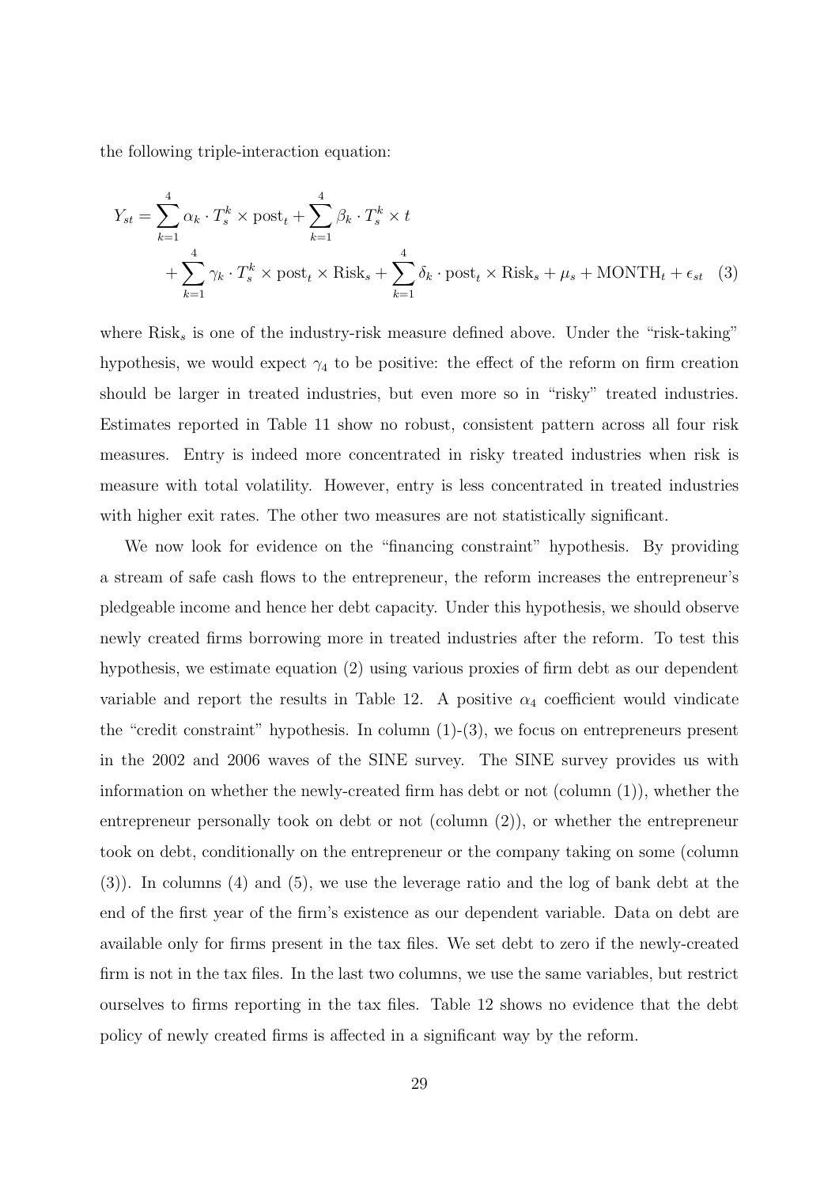the following triple-interaction equation:

$$
\begin{aligned}
Y_{st} = & \sum_{k=1}^{4} \alpha_k \cdot T_s^k \times \text{post}_t + \sum_{k=1}^{4} \beta_k \cdot T_s^k \times t \\
& + \sum_{k=1}^{4} \gamma_k \cdot T_s^k \times \text{post}_t \times \text{Risk}_s + \sum_{k=1}^{4} \delta_k \cdot \text{post}_t \times \text{Risk}_s + \mu_s + \text{MONTH}_t + \epsilon_{st} \quad (3)
\end{aligned}
$$

where $\text{Risk}_s$ is one of the industry-risk measure defined above. Under the "risk-taking" hypothesis, we would expect $\gamma_4$ to be positive: the effect of the reform on firm creation should be larger in treated industries, but even more so in "risky" treated industries. Estimates reported in Table 11 show no robust, consistent pattern across all four risk measures. Entry is indeed more concentrated in risky treated industries when risk is measure with total volatility. However, entry is less concentrated in treated industries with higher exit rates. The other two measures are not statistically significant.

We now look for evidence on the "financing constraint" hypothesis. By providing a stream of safe cash flows to the entrepreneur, the reform increases the entrepreneur's pledgeable income and hence her debt capacity. Under this hypothesis, we should observe newly created firms borrowing more in treated industries after the reform. To test this hypothesis, we estimate equation (2) using various proxies of firm debt as our dependent variable and report the results in Table 12. A positive $\alpha_4$ coefficient would vindicate the "credit constraint" hypothesis. In column (1)-(3), we focus on entrepreneurs present in the 2002 and 2006 waves of the SINE survey. The SINE survey provides us with information on whether the newly-created firm has debt or not (column (1)), whether the entrepreneur personally took on debt or not (column (2)), or whether the entrepreneur took on debt, conditionally on the entrepreneur or the company taking on some (column (3)). In columns (4) and (5), we use the leverage ratio and the log of bank debt at the end of the first year of the firm's existence as our dependent variable. Data on debt are available only for firms present in the tax files. We set debt to zero if the newly-created firm is not in the tax files. In the last two columns, we use the same variables, but restrict ourselves to firms reporting in the tax files. Table 12 shows no evidence that the debt policy of newly created firms is affected in a significant way by the reform.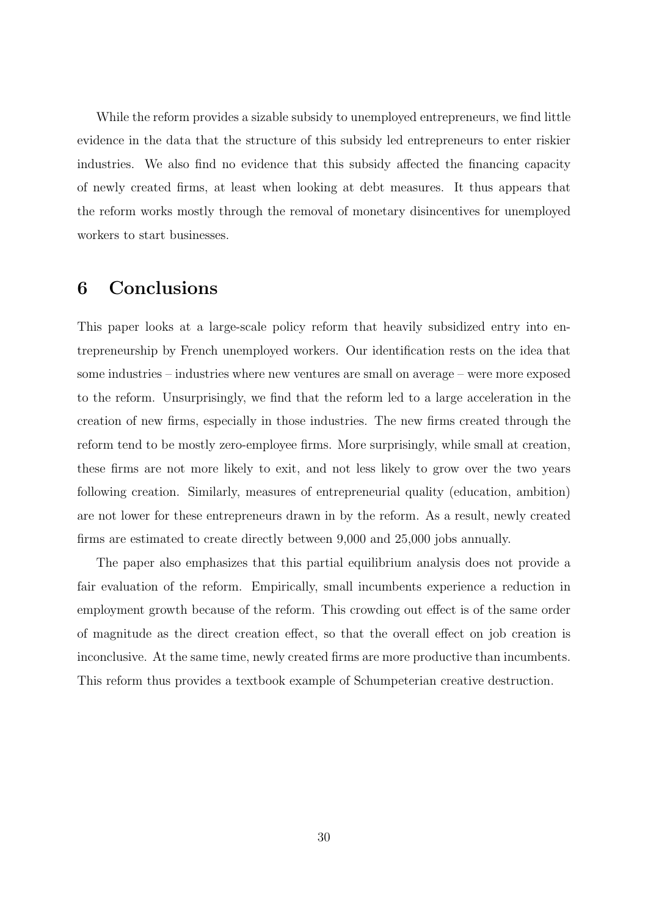While the reform provides a sizable subsidy to unemployed entrepreneurs, we find little evidence in the data that the structure of this subsidy led entrepreneurs to enter riskier industries. We also find no evidence that this subsidy affected the financing capacity of newly created firms, at least when looking at debt measures. It thus appears that the reform works mostly through the removal of monetary disincentives for unemployed workers to start businesses.

## 6 Conclusions

This paper looks at a large-scale policy reform that heavily subsidized entry into entrepreneurship by French unemployed workers. Our identification rests on the idea that some industries – industries where new ventures are small on average – were more exposed to the reform. Unsurprisingly, we find that the reform led to a large acceleration in the creation of new firms, especially in those industries. The new firms created through the reform tend to be mostly zero-employee firms. More surprisingly, while small at creation, these firms are not more likely to exit, and not less likely to grow over the two years following creation. Similarly, measures of entrepreneurial quality (education, ambition) are not lower for these entrepreneurs drawn in by the reform. As a result, newly created firms are estimated to create directly between 9,000 and 25,000 jobs annually.

The paper also emphasizes that this partial equilibrium analysis does not provide a fair evaluation of the reform. Empirically, small incumbents experience a reduction in employment growth because of the reform. This crowding out effect is of the same order of magnitude as the direct creation effect, so that the overall effect on job creation is inconclusive. At the same time, newly created firms are more productive than incumbents. This reform thus provides a textbook example of Schumpeterian creative destruction.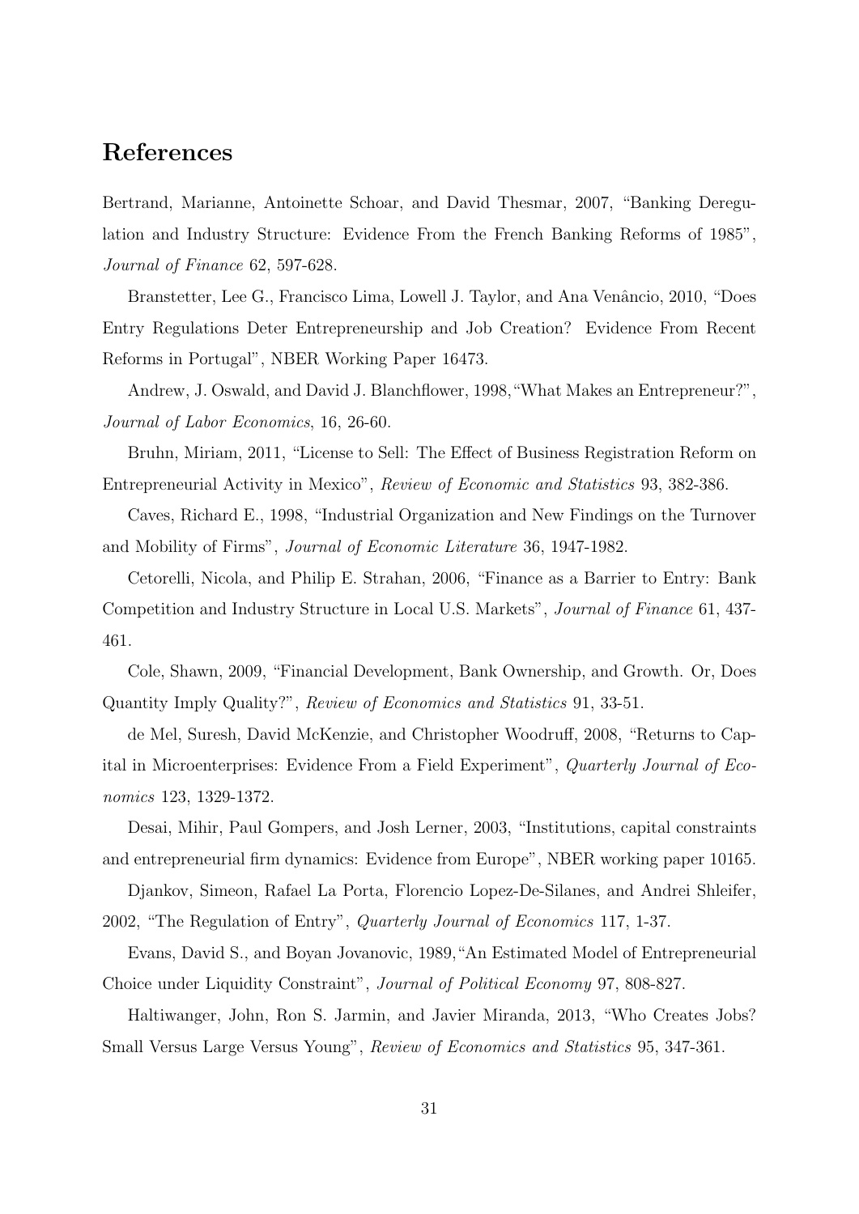# References

Bertrand, Marianne, Antoinette Schoar, and David Thesmar, 2007, "Banking Deregulation and Industry Structure: Evidence From the French Banking Reforms of 1985", *Journal of Finance* 62, 597-628.

Branstetter, Lee G., Francisco Lima, Lowell J. Taylor, and Ana Venâncio, 2010, "Does Entry Regulations Deter Entrepreneurship and Job Creation? Evidence From Recent Reforms in Portugal", NBER Working Paper 16473.

Andrew, J. Oswald, and David J. Blanchflower, 1998,"What Makes an Entrepreneur?", *Journal of Labor Economics*, 16, 26-60.

Bruhn, Miriam, 2011, "License to Sell: The Effect of Business Registration Reform on Entrepreneurial Activity in Mexico", *Review of Economic and Statistics* 93, 382-386.

Caves, Richard E., 1998, "Industrial Organization and New Findings on the Turnover and Mobility of Firms", *Journal of Economic Literature* 36, 1947-1982.

Cetorelli, Nicola, and Philip E. Strahan, 2006, "Finance as a Barrier to Entry: Bank Competition and Industry Structure in Local U.S. Markets", *Journal of Finance* 61, 437-461.

Cole, Shawn, 2009, "Financial Development, Bank Ownership, and Growth. Or, Does Quantity Imply Quality?", *Review of Economics and Statistics* 91, 33-51.

de Mel, Suresh, David McKenzie, and Christopher Woodruff, 2008, "Returns to Capital in Microenterprises: Evidence From a Field Experiment", *Quarterly Journal of Economics* 123, 1329-1372.

Desai, Mihir, Paul Gompers, and Josh Lerner, 2003, "Institutions, capital constraints and entrepreneurial firm dynamics: Evidence from Europe", NBER working paper 10165.

Djankov, Simeon, Rafael La Porta, Florencio Lopez-De-Silanes, and Andrei Shleifer, 2002, "The Regulation of Entry", *Quarterly Journal of Economics* 117, 1-37.

Evans, David S., and Boyan Jovanovic, 1989,"An Estimated Model of Entrepreneurial Choice under Liquidity Constraint", *Journal of Political Economy* 97, 808-827.

Haltiwanger, John, Ron S. Jarmin, and Javier Miranda, 2013, "Who Creates Jobs? Small Versus Large Versus Young", *Review of Economics and Statistics* 95, 347-361.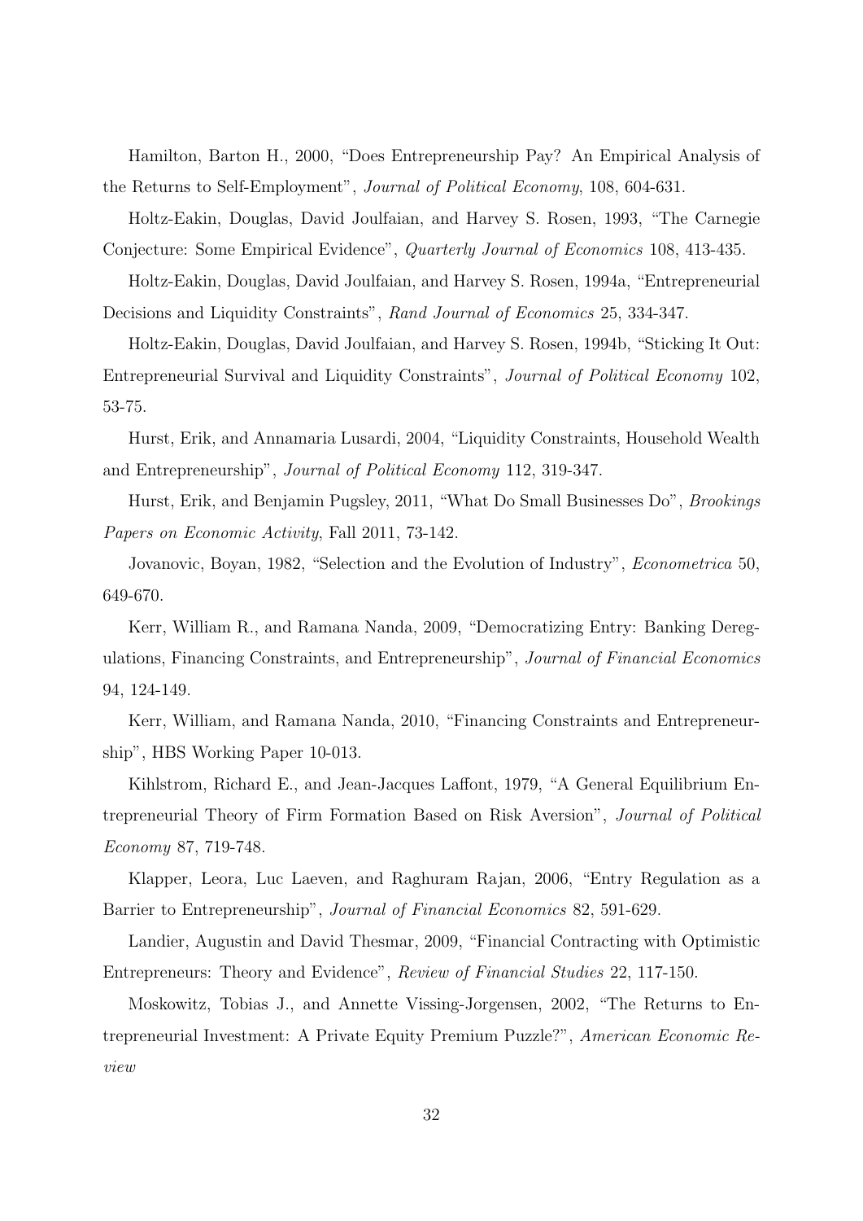Hamilton, Barton H., 2000, "Does Entrepreneurship Pay? An Empirical Analysis of the Returns to Self-Employment", *Journal of Political Economy*, 108, 604-631.

Holtz-Eakin, Douglas, David Joulfaian, and Harvey S. Rosen, 1993, "The Carnegie Conjecture: Some Empirical Evidence", *Quarterly Journal of Economics* 108, 413-435.

Holtz-Eakin, Douglas, David Joulfaian, and Harvey S. Rosen, 1994a, "Entrepreneurial Decisions and Liquidity Constraints", *Rand Journal of Economics* 25, 334-347.

Holtz-Eakin, Douglas, David Joulfaian, and Harvey S. Rosen, 1994b, "Sticking It Out: Entrepreneurial Survival and Liquidity Constraints", *Journal of Political Economy* 102, 53-75.

Hurst, Erik, and Annamaria Lusardi, 2004, "Liquidity Constraints, Household Wealth and Entrepreneurship", *Journal of Political Economy* 112, 319-347.

Hurst, Erik, and Benjamin Pugsley, 2011, "What Do Small Businesses Do", *Brookings Papers on Economic Activity*, Fall 2011, 73-142.

Jovanovic, Boyan, 1982, "Selection and the Evolution of Industry", *Econometrica* 50, 649-670.

Kerr, William R., and Ramana Nanda, 2009, "Democratizing Entry: Banking Deregulations, Financing Constraints, and Entrepreneurship", *Journal of Financial Economics* 94, 124-149.

Kerr, William, and Ramana Nanda, 2010, "Financing Constraints and Entrepreneurship", HBS Working Paper 10-013.

Kihlstrom, Richard E., and Jean-Jacques Laffont, 1979, "A General Equilibrium Entrepreneurial Theory of Firm Formation Based on Risk Aversion", *Journal of Political Economy* 87, 719-748.

Klapper, Leora, Luc Laeven, and Raghuram Rajan, 2006, "Entry Regulation as a Barrier to Entrepreneurship", *Journal of Financial Economics* 82, 591-629.

Landier, Augustin and David Thesmar, 2009, "Financial Contracting with Optimistic Entrepreneurs: Theory and Evidence", *Review of Financial Studies* 22, 117-150.

Moskowitz, Tobias J., and Annette Vissing-Jorgensen, 2002, "The Returns to Entrepreneurial Investment: A Private Equity Premium Puzzle?", *American Economic Review*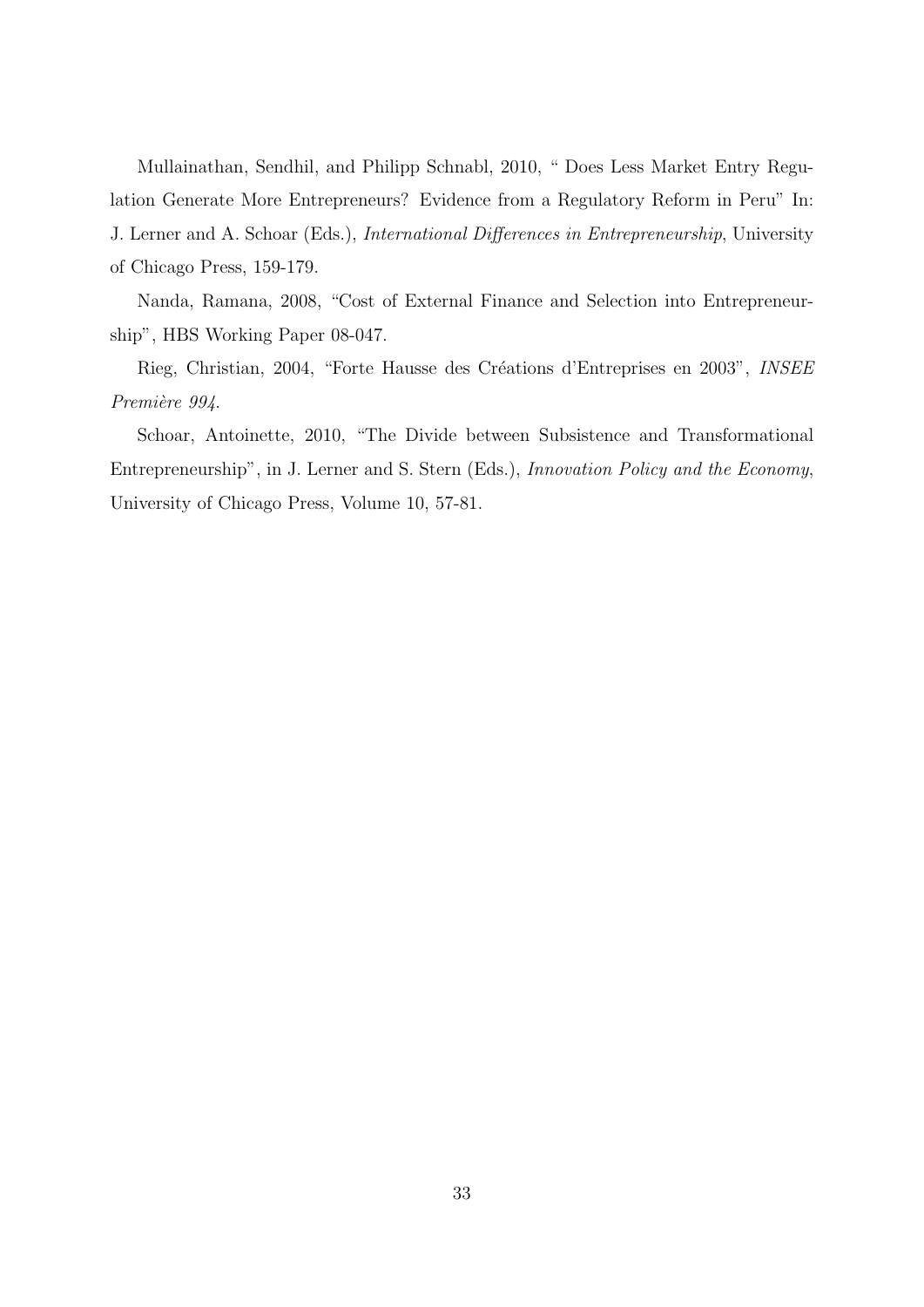Mullainathan, Sendhil, and Philipp Schnabl, 2010, " Does Less Market Entry Regulation Generate More Entrepreneurs? Evidence from a Regulatory Reform in Peru" In: J. Lerner and A. Schoar (Eds.), *International Differences in Entrepreneurship*, University of Chicago Press, 159-179.

Nanda, Ramana, 2008, "Cost of External Finance and Selection into Entrepreneurship", HBS Working Paper 08-047.

Rieg, Christian, 2004, "Forte Hausse des Créations d'Entreprises en 2003", *INSEE Première 994*.

Schoar, Antoinette, 2010, "The Divide between Subsistence and Transformational Entrepreneurship", in J. Lerner and S. Stern (Eds.), *Innovation Policy and the Economy*, University of Chicago Press, Volume 10, 57-81.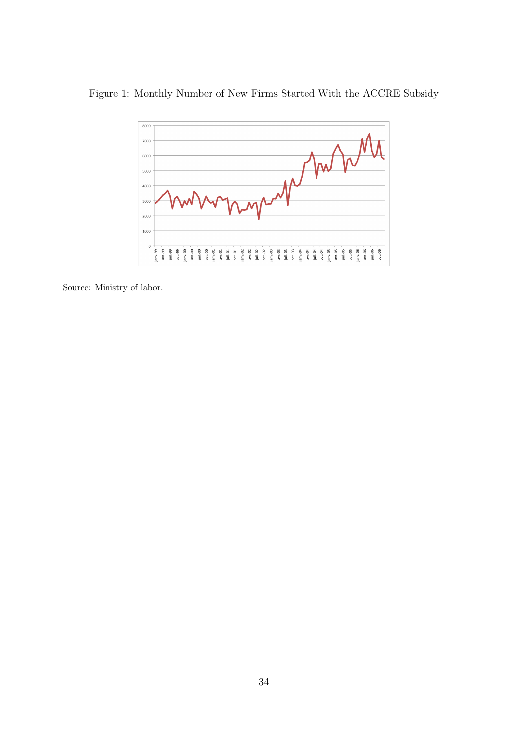Figure 1: Monthly Number of New Firms Started With the ACCRE Subsidy

Source: Ministry of labor.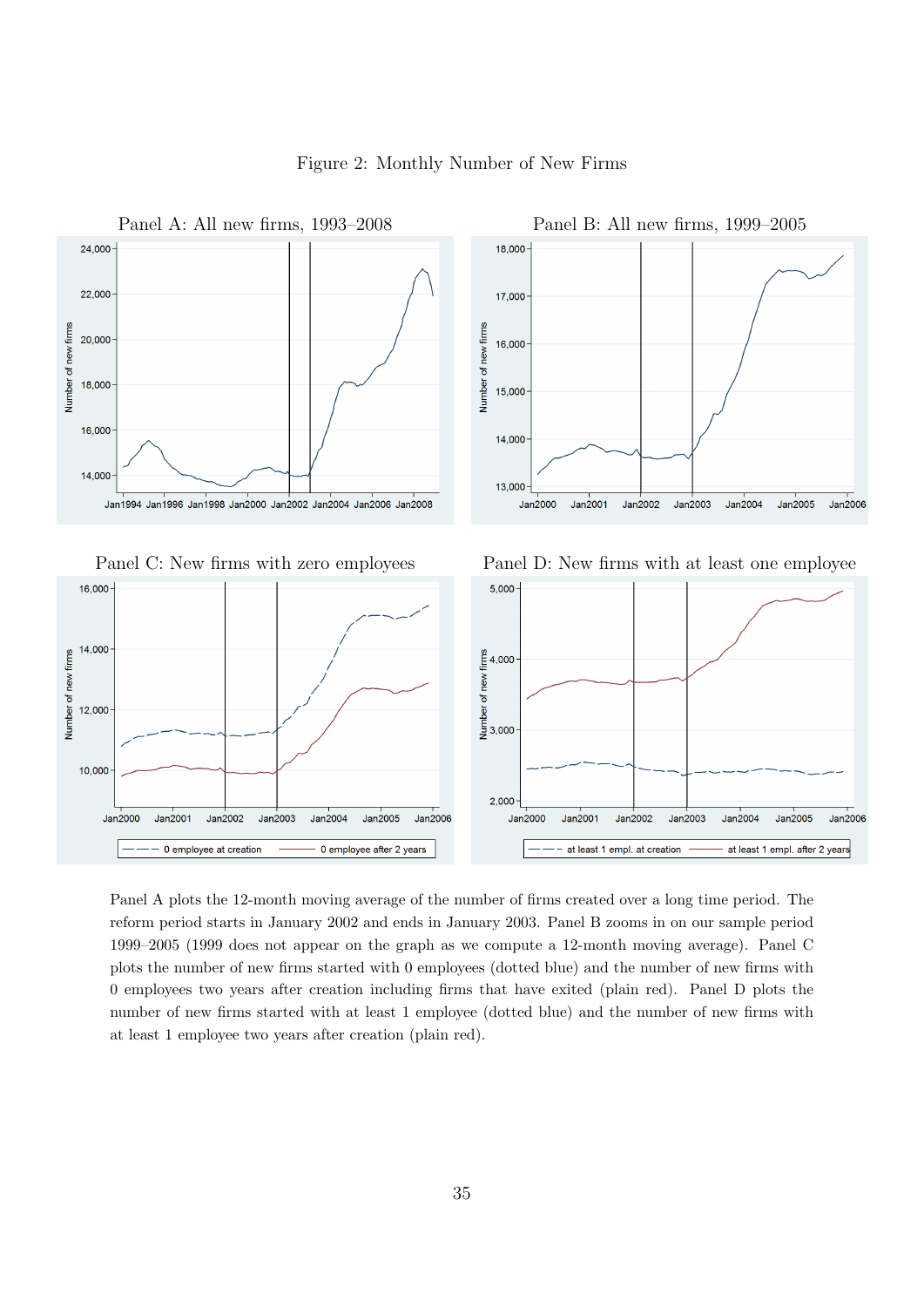Figure 2: Monthly Number of New Firms

Panel A: All new firms, 1993–2008

Panel B: All new firms, 1999–2005

Panel C: New firms with zero employees

Panel D: New firms with at least one employee

Panel A plots the 12-month moving average of the number of firms created over a long time period. The reform period starts in January 2002 and ends in January 2003. Panel B zooms in on our sample period 1999–2005 (1999 does not appear on the graph as we compute a 12-month moving average). Panel C plots the number of new firms started with 0 employees (dotted blue) and the number of new firms with 0 employees two years after creation including firms that have exited (plain red). Panel D plots the number of new firms started with at least 1 employee (dotted blue) and the number of new firms with at least 1 employee two years after creation (plain red).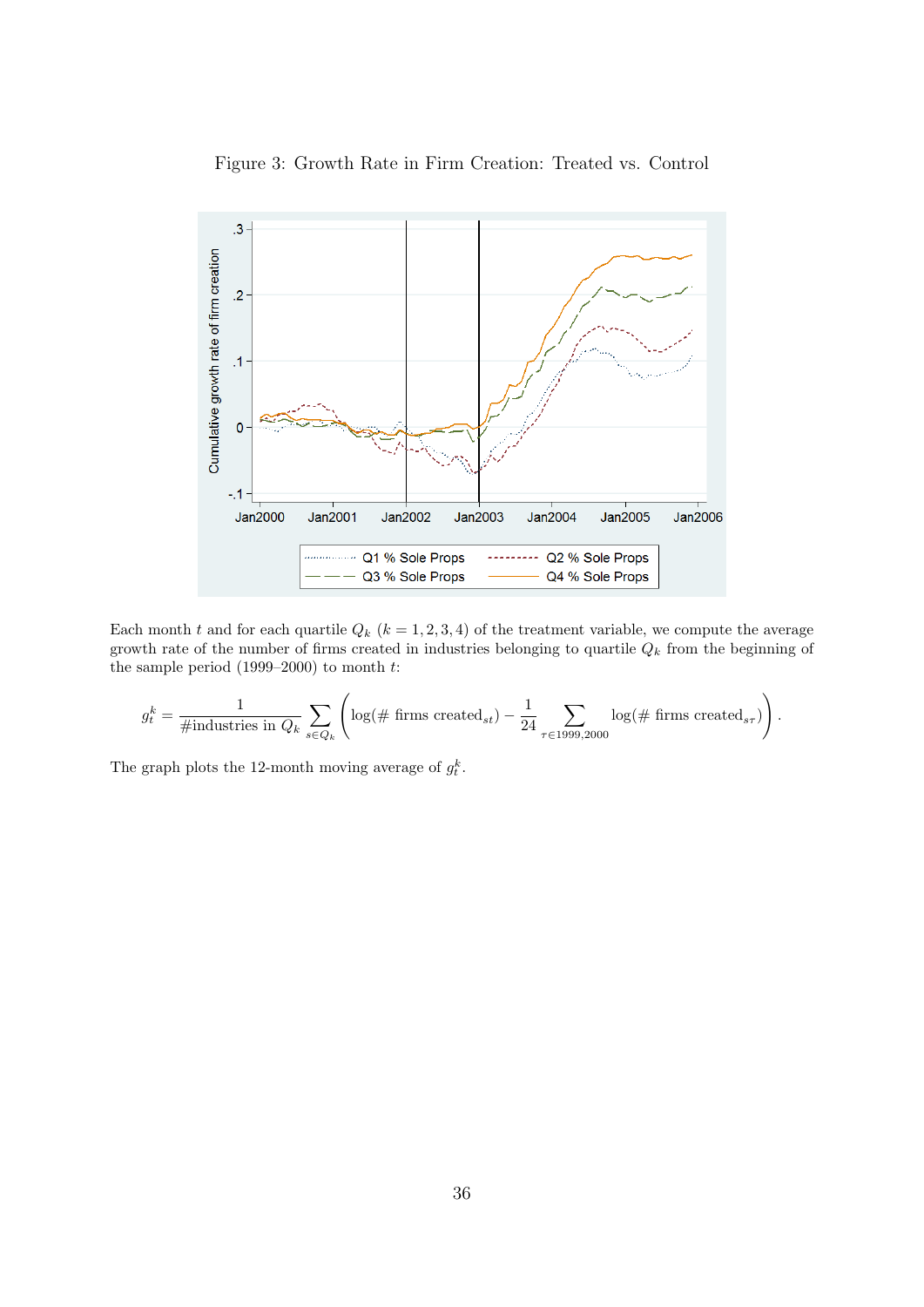Figure 3: Growth Rate in Firm Creation: Treated vs. Control

Each month $t$ and for each quartile $Q_k$ ($k = 1, 2, 3, 4$) of the treatment variable, we compute the average growth rate of the number of firms created in industries belonging to quartile $Q_k$ from the beginning of the sample period (1999–2000) to month $t$:

$$g_t^k = \frac{1}{\#\text{industries in } Q_k} \sum_{s \in Q_k} \left( \log(\# \text{ firms created}_{st}) - \frac{1}{24} \sum_{\tau \in 1999,2000} \log(\# \text{ firms created}_{s\tau}) \right).$$

The graph plots the 12-month moving average of $g_t^k$.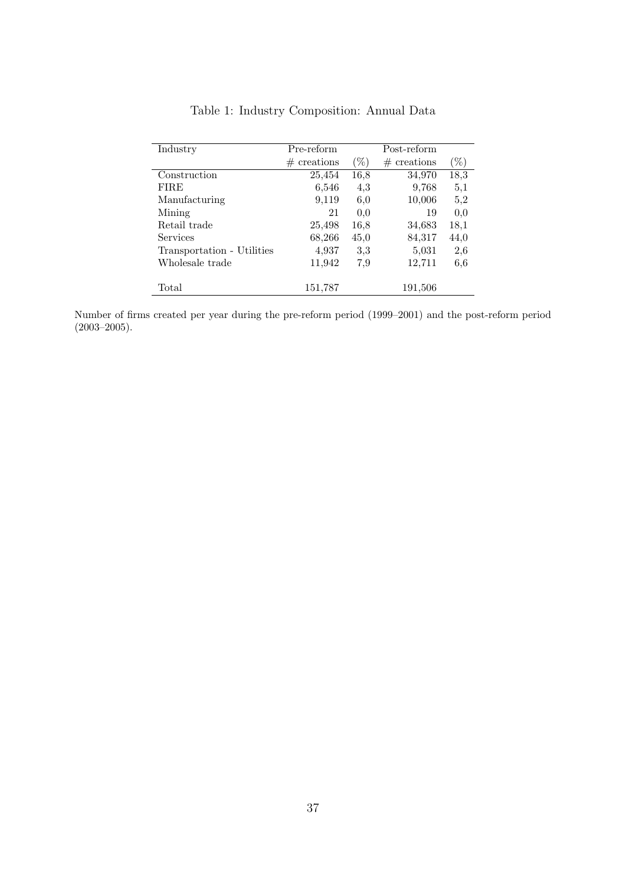Table 1: Industry Composition: Annual Data

| Industry | Pre-reform | | Post-reform | |
|---|---|---|---|---|
| | # creations | (%) | # creations | (%) |
| Construction | 25,454 | 16,8 | 34,970 | 18,3 |
| FIRE | 6,546 | 4,3 | 9,768 | 5,1 |
| Manufacturing | 9,119 | 6,0 | 10,006 | 5,2 |
| Mining | 21 | 0,0 | 19 | 0,0 |
| Retail trade | 25,498 | 16,8 | 34,683 | 18,1 |
| Services | 68,266 | 45,0 | 84,317 | 44,0 |
| Transportation - Utilities | 4,937 | 3,3 | 5,031 | 2,6 |
| Wholesale trade | 11,942 | 7,9 | 12,711 | 6,6 |
| Total | 151,787 | | 191,506 | |

Number of firms created per year during the pre-reform period (1999–2001) and the post-reform period (2003–2005).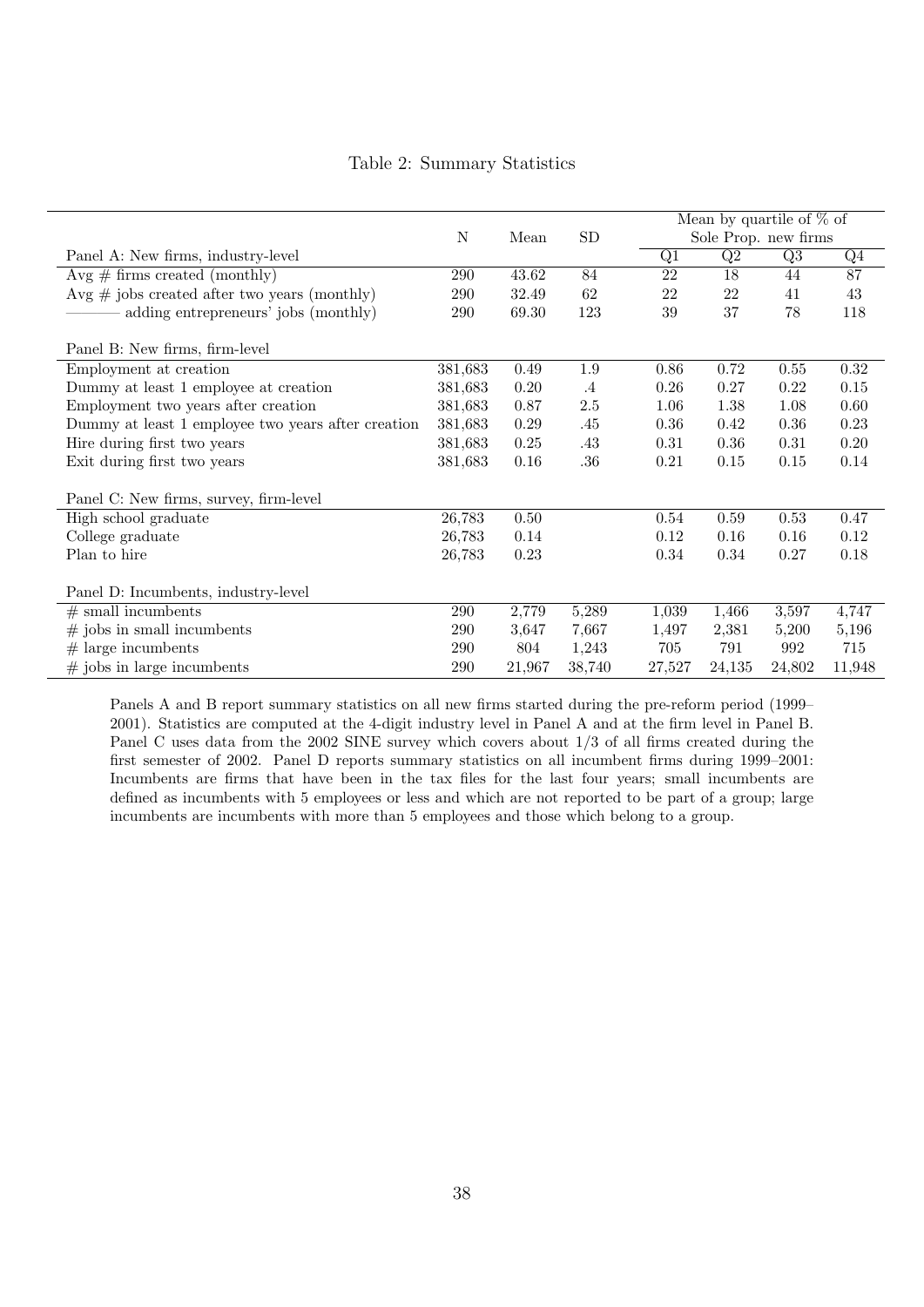Table 2: Summary Statistics

| | N | Mean | SD | Mean by quartile of % of Sole Prop. new firms | | | |
|---|---|---|---|---|---|---|---|
| Panel A: New firms, industry-level | | | | Q1 | Q2 | Q3 | Q4 |
| Avg # firms created (monthly) | 290 | 43.62 | 84 | 22 | 18 | 44 | 87 |
| Avg # jobs created after two years (monthly) | 290 | 32.49 | 62 | 22 | 22 | 41 | 43 |
| ——— adding entrepreneurs' jobs (monthly) | 290 | 69.30 | 123 | 39 | 37 | 78 | 118 |
| Panel B: New firms, firm-level | | | | | | | |
| Employment at creation | 381,683 | 0.49 | 1.9 | 0.86 | 0.72 | 0.55 | 0.32 |
| Dummy at least 1 employee at creation | 381,683 | 0.20 | .4 | 0.26 | 0.27 | 0.22 | 0.15 |
| Employment two years after creation | 381,683 | 0.87 | 2.5 | 1.06 | 1.38 | 1.08 | 0.60 |
| Dummy at least 1 employee two years after creation | 381,683 | 0.29 | .45 | 0.36 | 0.42 | 0.36 | 0.23 |
| Hire during first two years | 381,683 | 0.25 | .43 | 0.31 | 0.36 | 0.31 | 0.20 |
| Exit during first two years | 381,683 | 0.16 | .36 | 0.21 | 0.15 | 0.15 | 0.14 |
| Panel C: New firms, survey, firm-level | | | | | | | |
| High school graduate | 26,783 | 0.50 | | 0.54 | 0.59 | 0.53 | 0.47 |
| College graduate | 26,783 | 0.14 | | 0.12 | 0.16 | 0.16 | 0.12 |
| Plan to hire | 26,783 | 0.23 | | 0.34 | 0.34 | 0.27 | 0.18 |
| Panel D: Incumbents, industry-level | | | | | | | |
| # small incumbents | 290 | 2,779 | 5,289 | 1,039 | 1,466 | 3,597 | 4,747 |
| # jobs in small incumbents | 290 | 3,647 | 7,667 | 1,497 | 2,381 | 5,200 | 5,196 |
| # large incumbents | 290 | 804 | 1,243 | 705 | 791 | 992 | 715 |
| # jobs in large incumbents | 290 | 21,967 | 38,740 | 27,527 | 24,135 | 24,802 | 11,948 |

Panels A and B report summary statistics on all new firms started during the pre-reform period (1999–2001). Statistics are computed at the 4-digit industry level in Panel A and at the firm level in Panel B. Panel C uses data from the 2002 SINE survey which covers about 1/3 of all firms created during the first semester of 2002. Panel D reports summary statistics on all incumbent firms during 1999–2001: Incumbents are firms that have been in the tax files for the last four years; small incumbents are defined as incumbents with 5 employees or less and which are not reported to be part of a group; large incumbents are incumbents with more than 5 employees and those which belong to a group.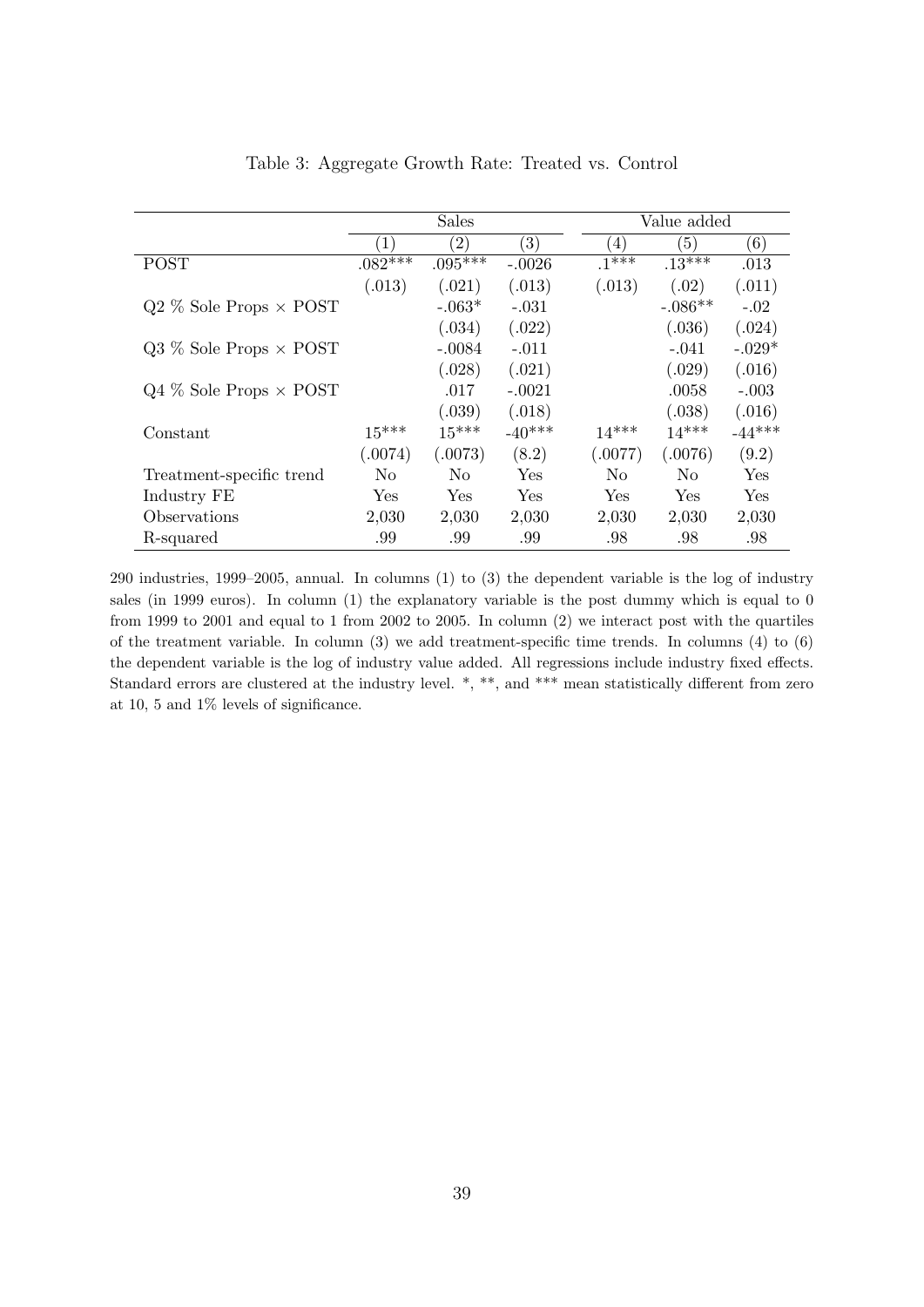Table 3: Aggregate Growth Rate: Treated vs. Control

| | Sales | | | Value added | | |
|---|---|---|---|---|---|---|
| | (1) | (2) | (3) | (4) | (5) | (6) |
| POST | .082*** | .095*** | -.0026 | .1*** | .13*** | .013 |
| | (.013) | (.021) | (.013) | (.013) | (.02) | (.011) |
| Q2 % Sole Props × POST | | -.063* | -.031 | | -.086** | -.02 |
| | | (.034) | (.022) | | (.036) | (.024) |
| Q3 % Sole Props × POST | | -.0084 | -.011 | | -.041 | -.029* |
| | | (.028) | (.021) | | (.029) | (.016) |
| Q4 % Sole Props × POST | | .017 | -.0021 | | .0058 | -.003 |
| | | (.039) | (.018) | | (.038) | (.016) |
| Constant | 15*** | 15*** | -40*** | 14*** | 14*** | -44*** |
| | (.0074) | (.0073) | (8.2) | (.0077) | (.0076) | (9.2) |
| Treatment-specific trend | No | No | Yes | No | No | Yes |
| Industry FE | Yes | Yes | Yes | Yes | Yes | Yes |
| Observations | 2,030 | 2,030 | 2,030 | 2,030 | 2,030 | 2,030 |
| R-squared | .99 | .99 | .99 | .98 | .98 | .98 |

290 industries, 1999–2005, annual. In columns (1) to (3) the dependent variable is the log of industry sales (in 1999 euros). In column (1) the explanatory variable is the post dummy which is equal to 0 from 1999 to 2001 and equal to 1 from 2002 to 2005. In column (2) we interact post with the quartiles of the treatment variable. In column (3) we add treatment-specific time trends. In columns (4) to (6) the dependent variable is the log of industry value added. All regressions include industry fixed effects. Standard errors are clustered at the industry level. *, **, and *** mean statistically different from zero at 10, 5 and 1% levels of significance.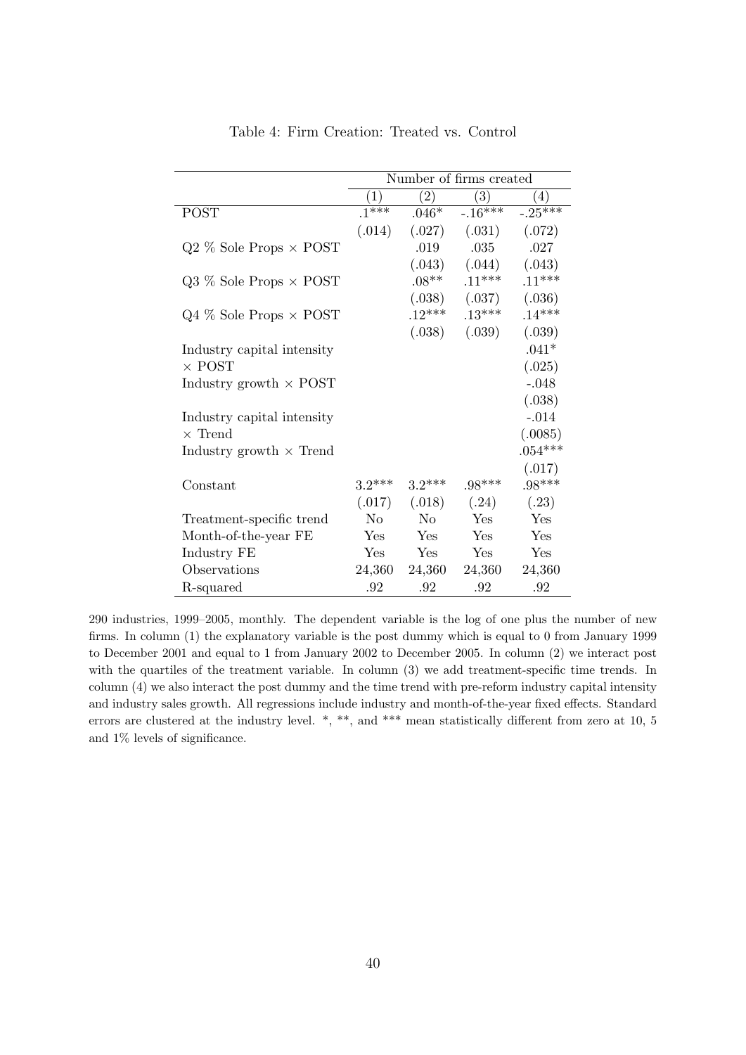Table 4: Firm Creation: Treated vs. Control

| | Number of firms created | | | |
|---|---|---|---|---|
| | (1) | (2) | (3) | (4) |
| POST | .1*** | .046* | -.16*** | -.25*** |
| | (.014) | (.027) | (.031) | (.072) |
| Q2 % Sole Props × POST | | .019 | .035 | .027 |
| | | (.043) | (.044) | (.043) |
| Q3 % Sole Props × POST | | .08** | .11*** | .11*** |
| | | (.038) | (.037) | (.036) |
| Q4 % Sole Props × POST | | .12*** | .13*** | .14*** |
| | | (.038) | (.039) | (.039) |
| Industry capital intensity | | | | .041* |
| × POST | | | | (.025) |
| Industry growth × POST | | | | -.048 |
| | | | | (.038) |
| Industry capital intensity | | | | -.014 |
| × Trend | | | | (.0085) |
| Industry growth × Trend | | | | .054*** |
| | | | | (.017) |
| Constant | 3.2*** | 3.2*** | .98*** | .98*** |
| | (.017) | (.018) | (.24) | (.23) |
| Treatment-specific trend | No | No | Yes | Yes |
| Month-of-the-year FE | Yes | Yes | Yes | Yes |
| Industry FE | Yes | Yes | Yes | Yes |
| Observations | 24,360 | 24,360 | 24,360 | 24,360 |
| R-squared | .92 | .92 | .92 | .92 |

290 industries, 1999–2005, monthly. The dependent variable is the log of one plus the number of new firms. In column (1) the explanatory variable is the post dummy which is equal to 0 from January 1999 to December 2001 and equal to 1 from January 2002 to December 2005. In column (2) we interact post with the quartiles of the treatment variable. In column (3) we add treatment-specific time trends. In column (4) we also interact the post dummy and the time trend with pre-reform industry capital intensity and industry sales growth. All regressions include industry and month-of-the-year fixed effects. Standard errors are clustered at the industry level. *, **, and *** mean statistically different from zero at 10, 5 and 1% levels of significance.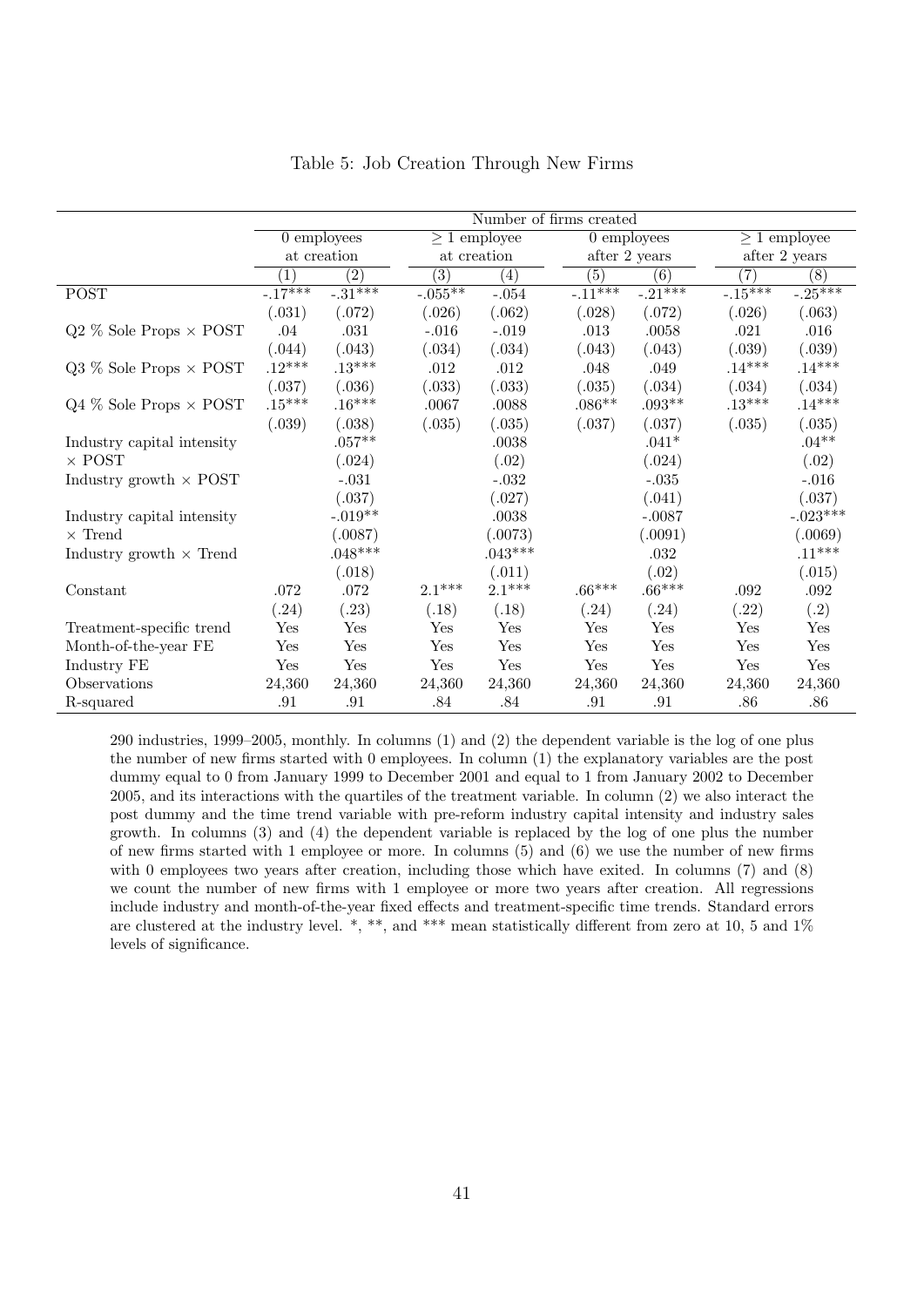Table 5: Job Creation Through New Firms

| | Number of firms created | | | | | | | |
|---|---|---|---|---|---|---|---|---|
| | 0 employees at creation | | ≥ 1 employee at creation | | 0 employees after 2 years | | ≥ 1 employee after 2 years | |
| | (1) | (2) | (3) | (4) | (5) | (6) | (7) | (8) |
| POST | -.17*** | -.31*** | -.055** | -.054 | -.11*** | -.21*** | -.15*** | -.25*** |
| | (.031) | (.072) | (.026) | (.062) | (.028) | (.072) | (.026) | (.063) |
| Q2 % Sole Props × POST | .04 | .031 | -.016 | -.019 | .013 | .0058 | .021 | .016 |
| | (.044) | (.043) | (.034) | (.034) | (.043) | (.043) | (.039) | (.039) |
| Q3 % Sole Props × POST | .12*** | .13*** | .012 | .012 | .048 | .049 | .14*** | .14*** |
| | (.037) | (.036) | (.033) | (.033) | (.035) | (.034) | (.034) | (.034) |
| Q4 % Sole Props × POST | .15*** | .16*** | .0067 | .0088 | .086** | .093** | .13*** | .14*** |
| | (.039) | (.038) | (.035) | (.035) | (.037) | (.037) | (.035) | (.035) |
| Industry capital intensity × POST | | .057** | | .0038 | | .041* | | .04** |
| | | (.024) | | (.02) | | (.024) | | (.02) |
| Industry growth × POST | | -.031 | | -.032 | | -.035 | | -.016 |
| | | (.037) | | (.027) | | (.041) | | (.037) |
| Industry capital intensity × Trend | | -.019** | | .0038 | | -.0087 | | -.023*** |
| | | (.0087) | | (.0073) | | (.0091) | | (.0069) |
| Industry growth × Trend | | .048*** | | .043*** | | .032 | | .11*** |
| | | (.018) | | (.011) | | (.02) | | (.015) |
| Constant | .072 | .072 | 2.1*** | 2.1*** | .66*** | .66*** | .092 | .092 |
| | (.24) | (.23) | (.18) | (.18) | (.24) | (.24) | (.22) | (.2) |
| Treatment-specific trend | Yes | Yes | Yes | Yes | Yes | Yes | Yes | Yes |
| Month-of-the-year FE | Yes | Yes | Yes | Yes | Yes | Yes | Yes | Yes |
| Industry FE | Yes | Yes | Yes | Yes | Yes | Yes | Yes | Yes |
| Observations | 24,360 | 24,360 | 24,360 | 24,360 | 24,360 | 24,360 | 24,360 | 24,360 |
| R-squared | .91 | .91 | .84 | .84 | .91 | .91 | .86 | .86 |

290 industries, 1999–2005, monthly. In columns (1) and (2) the dependent variable is the log of one plus the number of new firms started with 0 employees. In column (1) the explanatory variables are the post dummy equal to 0 from January 1999 to December 2001 and equal to 1 from January 2002 to December 2005, and its interactions with the quartiles of the treatment variable. In column (2) we also interact the post dummy and the time trend variable with pre-reform industry capital intensity and industry sales growth. In columns (3) and (4) the dependent variable is replaced by the log of one plus the number of new firms started with 1 employee or more. In columns (5) and (6) we use the number of new firms with 0 employees two years after creation, including those which have exited. In columns (7) and (8) we count the number of new firms with 1 employee or more two years after creation. All regressions include industry and month-of-the-year fixed effects and treatment-specific time trends. Standard errors are clustered at the industry level. *, **, and *** mean statistically different from zero at 10, 5 and 1% levels of significance.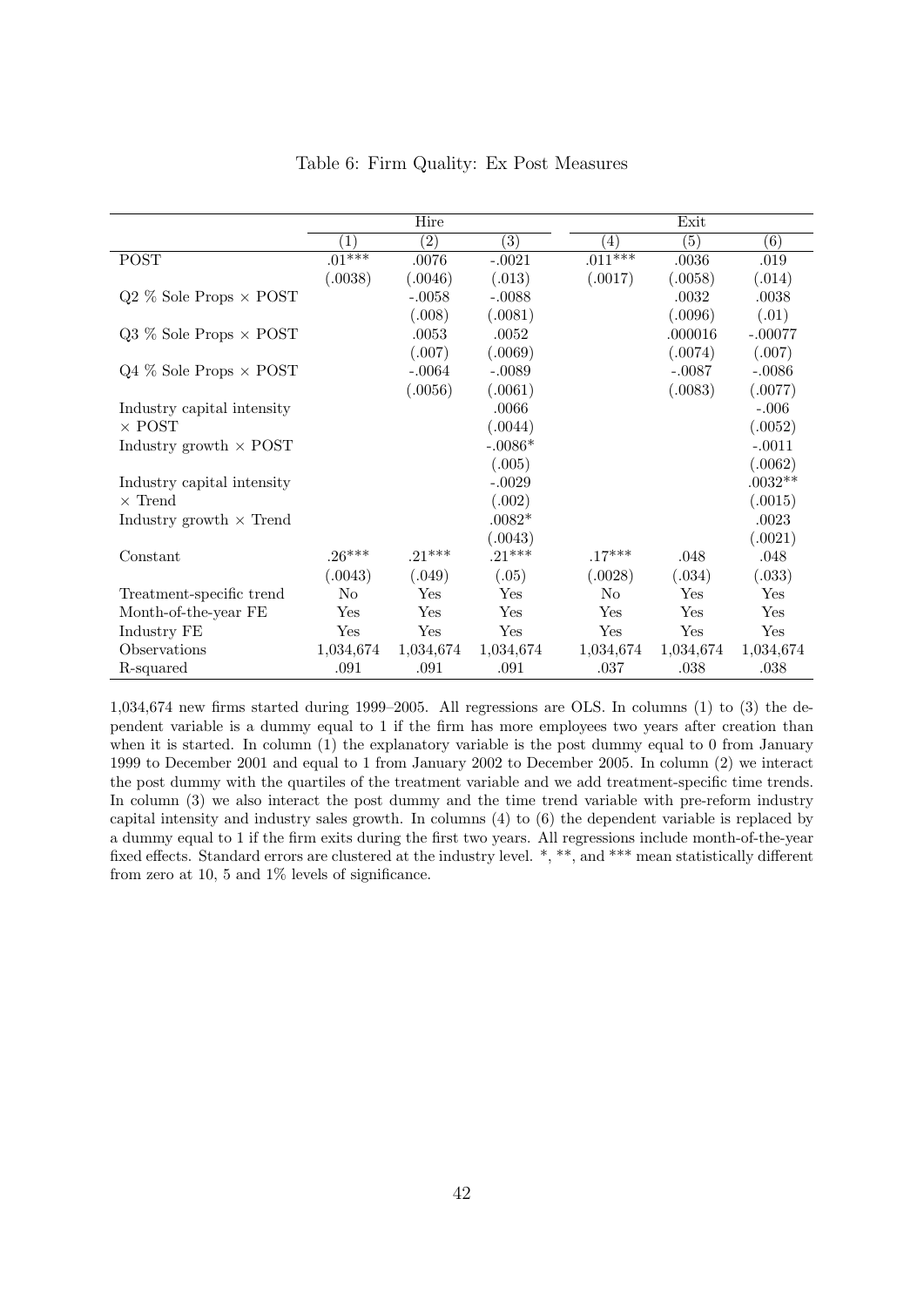Table 6: Firm Quality: Ex Post Measures

| | Hire | | | Exit | | |
|---|---|---|---|---|---|---|
| | (1) | (2) | (3) | (4) | (5) | (6) |
| POST | .01*** | .0076 | -.0021 | .011*** | .0036 | .019 |
| | (.0038) | (.0046) | (.013) | (.0017) | (.0058) | (.014) |
| Q2 % Sole Props × POST | | -.0058 | -.0088 | | .0032 | .0038 |
| | | (.008) | (.0081) | | (.0096) | (.01) |
| Q3 % Sole Props × POST | | .0053 | .0052 | | .000016 | -.00077 |
| | | (.007) | (.0069) | | (.0074) | (.007) |
| Q4 % Sole Props × POST | | -.0064 | -.0089 | | -.0087 | -.0086 |
| | | (.0056) | (.0061) | | (.0083) | (.0077) |
| Industry capital intensity × POST | | | .0066 | | | -.006 |
| | | | (.0044) | | | (.0052) |
| Industry growth × POST | | | -.0086* | | | -.0011 |
| | | | (.005) | | | (.0062) |
| Industry capital intensity × Trend | | | -.0029 | | | .0032** |
| | | | (.002) | | | (.0015) |
| Industry growth × Trend | | | .0082* | | | .0023 |
| | | | (.0043) | | | (.0021) |
| Constant | .26*** | .21*** | .21*** | .17*** | .048 | .048 |
| | (.0043) | (.049) | (.05) | (.0028) | (.034) | (.033) |
| Treatment-specific trend | No | Yes | Yes | No | Yes | Yes |
| Month-of-the-year FE | Yes | Yes | Yes | Yes | Yes | Yes |
| Industry FE | Yes | Yes | Yes | Yes | Yes | Yes |
| Observations | 1,034,674 | 1,034,674 | 1,034,674 | 1,034,674 | 1,034,674 | 1,034,674 |
| R-squared | .091 | .091 | .091 | .037 | .038 | .038 |

1,034,674 new firms started during 1999–2005. All regressions are OLS. In columns (1) to (3) the dependent variable is a dummy equal to 1 if the firm has more employees two years after creation than when it is started. In column (1) the explanatory variable is the post dummy equal to 0 from January 1999 to December 2001 and equal to 1 from January 2002 to December 2005. In column (2) we interact the post dummy with the quartiles of the treatment variable and we add treatment-specific time trends. In column (3) we also interact the post dummy and the time trend variable with pre-reform industry capital intensity and industry sales growth. In columns (4) to (6) the dependent variable is replaced by a dummy equal to 1 if the firm exits during the first two years. All regressions include month-of-the-year fixed effects. Standard errors are clustered at the industry level. *, **, and *** mean statistically different from zero at 10, 5 and 1% levels of significance.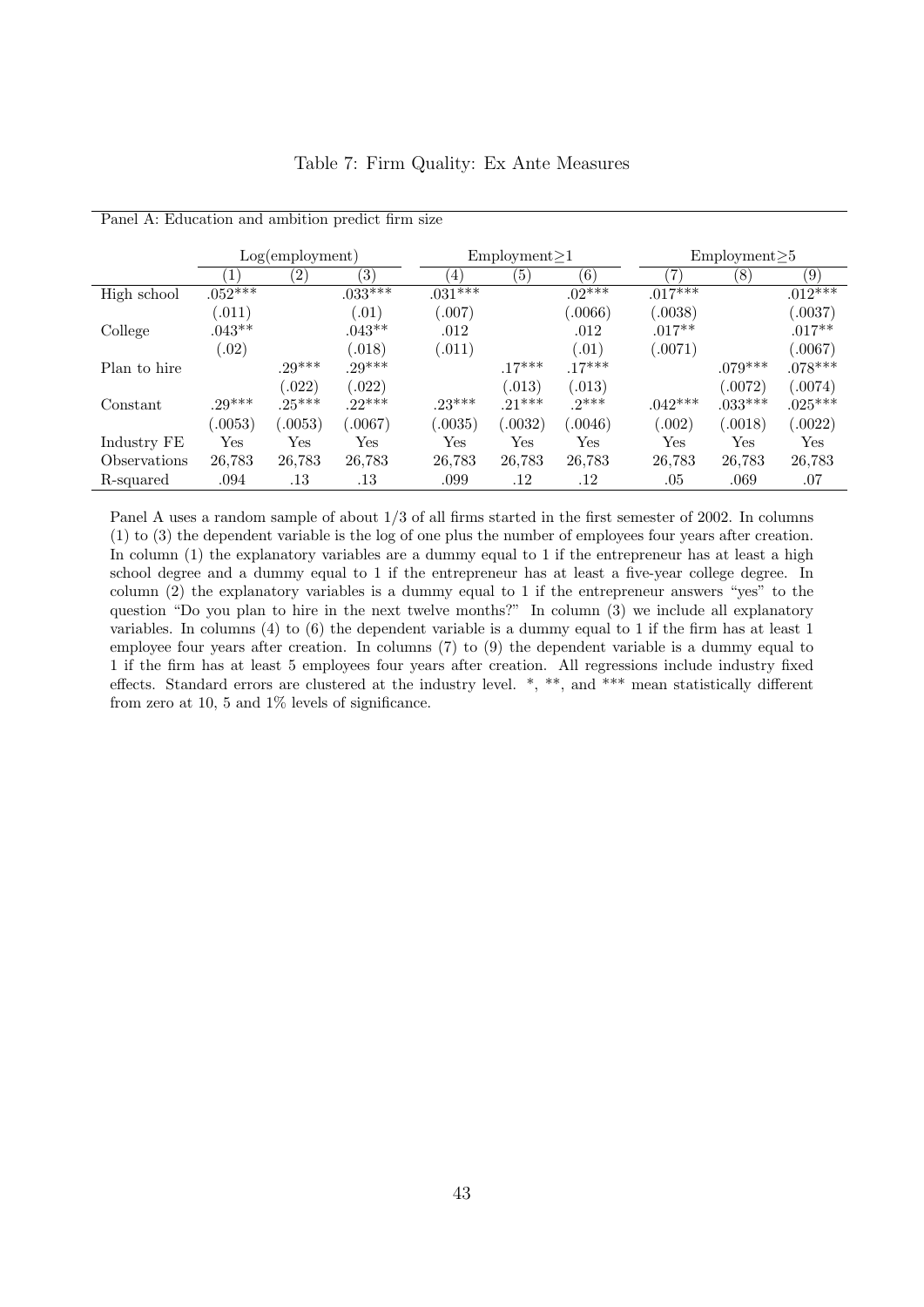# Table 7: Firm Quality: Ex Ante Measures

Panel A: Education and ambition predict firm size

| | Log(employment) | | | Employment≥1 | | | Employment≥5 | | |
|---|---|---|---|---|---|---|---|---|---|
| | (1) | (2) | (3) | (4) | (5) | (6) | (7) | (8) | (9) |
| High school | .052*** | | .033*** | .031*** | | .02*** | .017*** | | .012*** |
| | (.011) | | (.01) | (.007) | | (.0066) | (.0038) | | (.0037) |
| College | .043** | | .043** | .012 | | .012 | .017** | | .017** |
| | (.02) | | (.018) | (.011) | | (.01) | (.0071) | | (.0067) |
| Plan to hire | | .29*** | .29*** | | .17*** | .17*** | | .079*** | .078*** |
| | | (.022) | (.022) | | (.013) | (.013) | | (.0072) | (.0074) |
| Constant | .29*** | .25*** | .22*** | .23*** | .21*** | .2*** | .042*** | .033*** | .025*** |
| | (.0053) | (.0053) | (.0067) | (.0035) | (.0032) | (.0046) | (.002) | (.0018) | (.0022) |
| Industry FE | Yes | Yes | Yes | Yes | Yes | Yes | Yes | Yes | Yes |
| Observations | 26,783 | 26,783 | 26,783 | 26,783 | 26,783 | 26,783 | 26,783 | 26,783 | 26,783 |
| R-squared | .094 | .13 | .13 | .099 | .12 | .12 | .05 | .069 | .07 |

Panel A uses a random sample of about 1/3 of all firms started in the first semester of 2002. In columns (1) to (3) the dependent variable is the log of one plus the number of employees four years after creation. In column (1) the explanatory variables are a dummy equal to 1 if the entrepreneur has at least a high school degree and a dummy equal to 1 if the entrepreneur has at least a five-year college degree. In column (2) the explanatory variables is a dummy equal to 1 if the entrepreneur answers "yes" to the question "Do you plan to hire in the next twelve months?" In column (3) we include all explanatory variables. In columns (4) to (6) the dependent variable is a dummy equal to 1 if the firm has at least 1 employee four years after creation. In columns (7) to (9) the dependent variable is a dummy equal to 1 if the firm has at least 5 employees four years after creation. All regressions include industry fixed effects. Standard errors are clustered at the industry level. *, **, and *** mean statistically different from zero at 10, 5 and 1% levels of significance.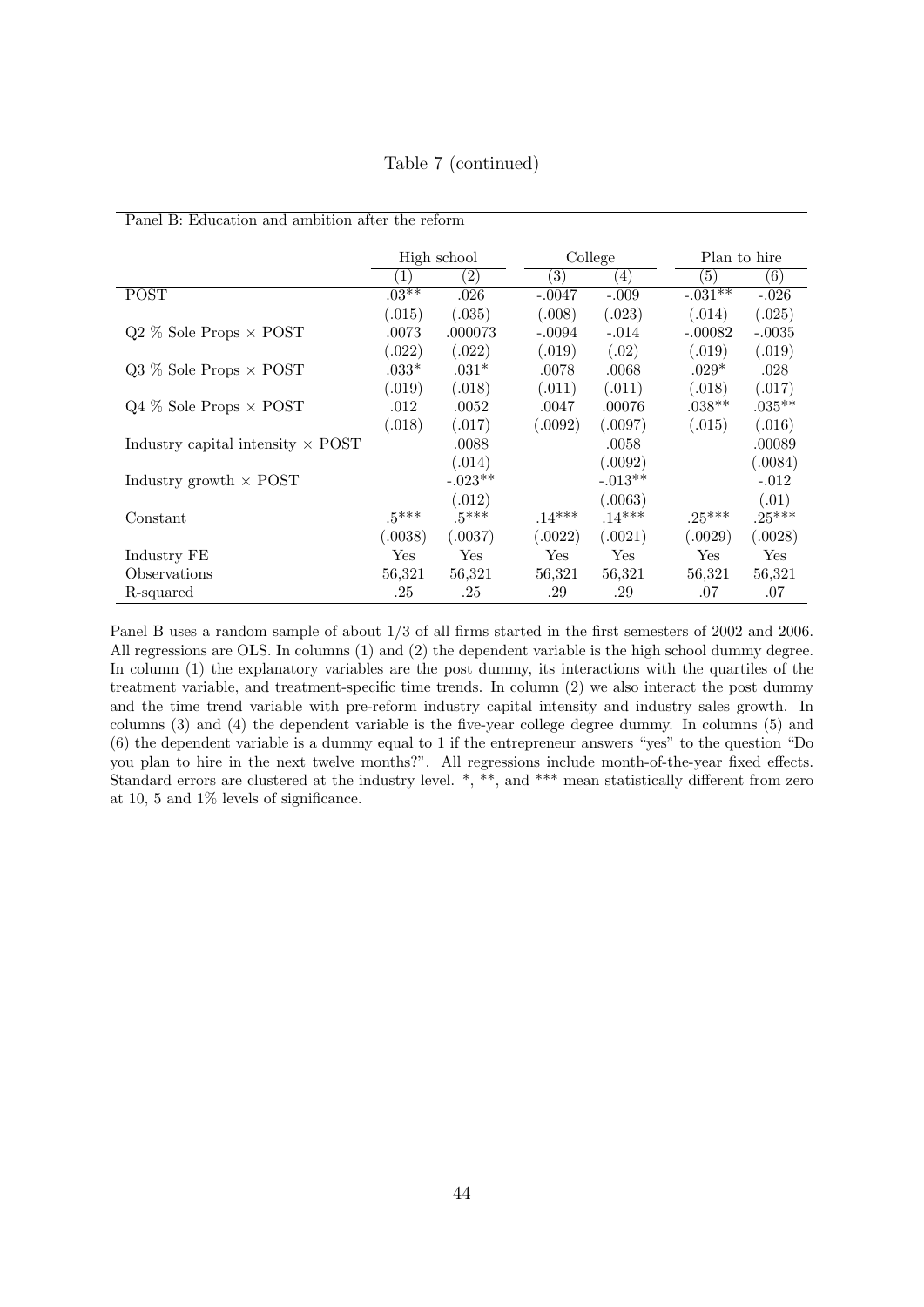Table 7 (continued)

Panel B: Education and ambition after the reform

| | High school | | College | | Plan to hire | |
|---|---|---|---|---|---|---|
| | (1) | (2) | (3) | (4) | (5) | (6) |
| POST | .03** | .026 | -.0047 | -.009 | -.031** | -.026 |
| | (.015) | (.035) | (.008) | (.023) | (.014) | (.025) |
| Q2 % Sole Props × POST | .0073 | .000073 | -.0094 | -.014 | -.00082 | -.0035 |
| | (.022) | (.022) | (.019) | (.02) | (.019) | (.019) |
| Q3 % Sole Props × POST | .033* | .031* | .0078 | .0068 | .029* | .028 |
| | (.019) | (.018) | (.011) | (.011) | (.018) | (.017) |
| Q4 % Sole Props × POST | .012 | .0052 | .0047 | .00076 | .038** | .035** |
| | (.018) | (.017) | (.0092) | (.0097) | (.015) | (.016) |
| Industry capital intensity × POST | | .0088 | | .0058 | | .00089 |
| | | (.014) | | (.0092) | | (.0084) |
| Industry growth × POST | | -.023** | | -.013** | | -.012 |
| | | (.012) | | (.0063) | | (.01) |
| Constant | .5*** | .5*** | .14*** | .14*** | .25*** | .25*** |
| | (.0038) | (.0037) | (.0022) | (.0021) | (.0029) | (.0028) |
| Industry FE | Yes | Yes | Yes | Yes | Yes | Yes |
| Observations | 56,321 | 56,321 | 56,321 | 56,321 | 56,321 | 56,321 |
| R-squared | .25 | .25 | .29 | .29 | .07 | .07 |

Panel B uses a random sample of about 1/3 of all firms started in the first semesters of 2002 and 2006. All regressions are OLS. In columns (1) and (2) the dependent variable is the high school dummy degree. In column (1) the explanatory variables are the post dummy, its interactions with the quartiles of the treatment variable, and treatment-specific time trends. In column (2) we also interact the post dummy and the time trend variable with pre-reform industry capital intensity and industry sales growth. In columns (3) and (4) the dependent variable is the five-year college degree dummy. In columns (5) and (6) the dependent variable is a dummy equal to 1 if the entrepreneur answers "yes" to the question "Do you plan to hire in the next twelve months?". All regressions include month-of-the-year fixed effects. Standard errors are clustered at the industry level. *, **, and *** mean statistically different from zero at 10, 5 and 1% levels of significance.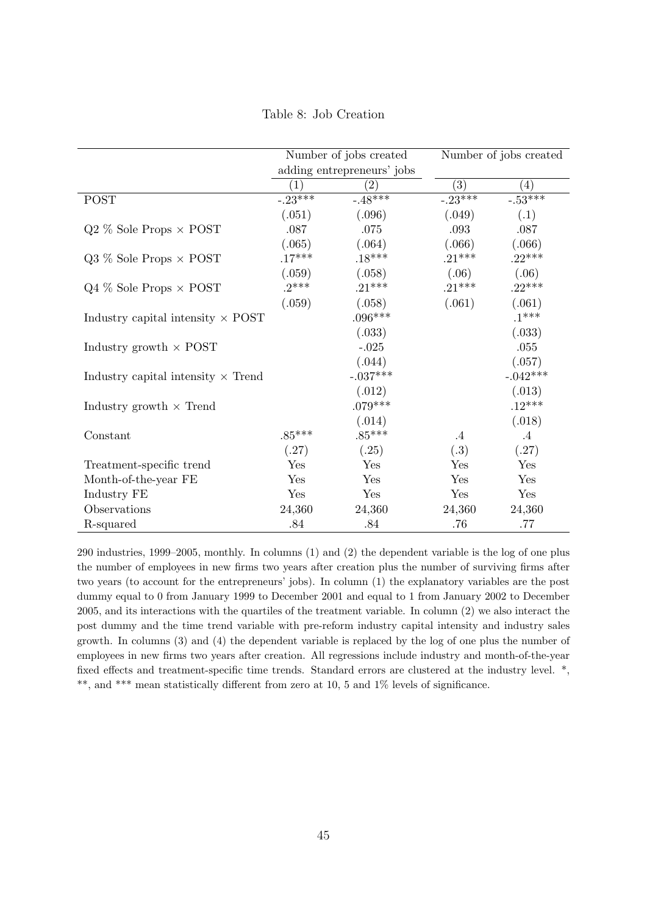Table 8: Job Creation

| | Number of jobs created adding entrepreneurs' jobs | | Number of jobs created | |
|---|---|---|---|---|
| | (1) | (2) | (3) | (4) |
| POST | -.23*** | -.48*** | -.23*** | -.53*** |
| | (.051) | (.096) | (.049) | (.1) |
| Q2 % Sole Props × POST | .087 | .075 | .093 | .087 |
| | (.065) | (.064) | (.066) | (.066) |
| Q3 % Sole Props × POST | .17*** | .18*** | .21*** | .22*** |
| | (.059) | (.058) | (.06) | (.06) |
| Q4 % Sole Props × POST | .2*** | .21*** | .21*** | .22*** |
| | (.059) | (.058) | (.061) | (.061) |
| Industry capital intensity × POST | | .096*** | | .1*** |
| | | (.033) | | (.033) |
| Industry growth × POST | | -.025 | | .055 |
| | | (.044) | | (.057) |
| Industry capital intensity × Trend | | -.037*** | | -.042*** |
| | | (.012) | | (.013) |
| Industry growth × Trend | | .079*** | | .12*** |
| | | (.014) | | (.018) |
| Constant | .85*** | .85*** | .4 | .4 |
| | (.27) | (.25) | (.3) | (.27) |
| Treatment-specific trend | Yes | Yes | Yes | Yes |
| Month-of-the-year FE | Yes | Yes | Yes | Yes |
| Industry FE | Yes | Yes | Yes | Yes |
| Observations | 24,360 | 24,360 | 24,360 | 24,360 |
| R-squared | .84 | .84 | .76 | .77 |

290 industries, 1999–2005, monthly. In columns (1) and (2) the dependent variable is the log of one plus the number of employees in new firms two years after creation plus the number of surviving firms after two years (to account for the entrepreneurs' jobs). In column (1) the explanatory variables are the post dummy equal to 0 from January 1999 to December 2001 and equal to 1 from January 2002 to December 2005, and its interactions with the quartiles of the treatment variable. In column (2) we also interact the post dummy and the time trend variable with pre-reform industry capital intensity and industry sales growth. In columns (3) and (4) the dependent variable is replaced by the log of one plus the number of employees in new firms two years after creation. All regressions include industry and month-of-the-year fixed effects and treatment-specific time trends. Standard errors are clustered at the industry level. *, **, and *** mean statistically different from zero at 10, 5 and 1% levels of significance.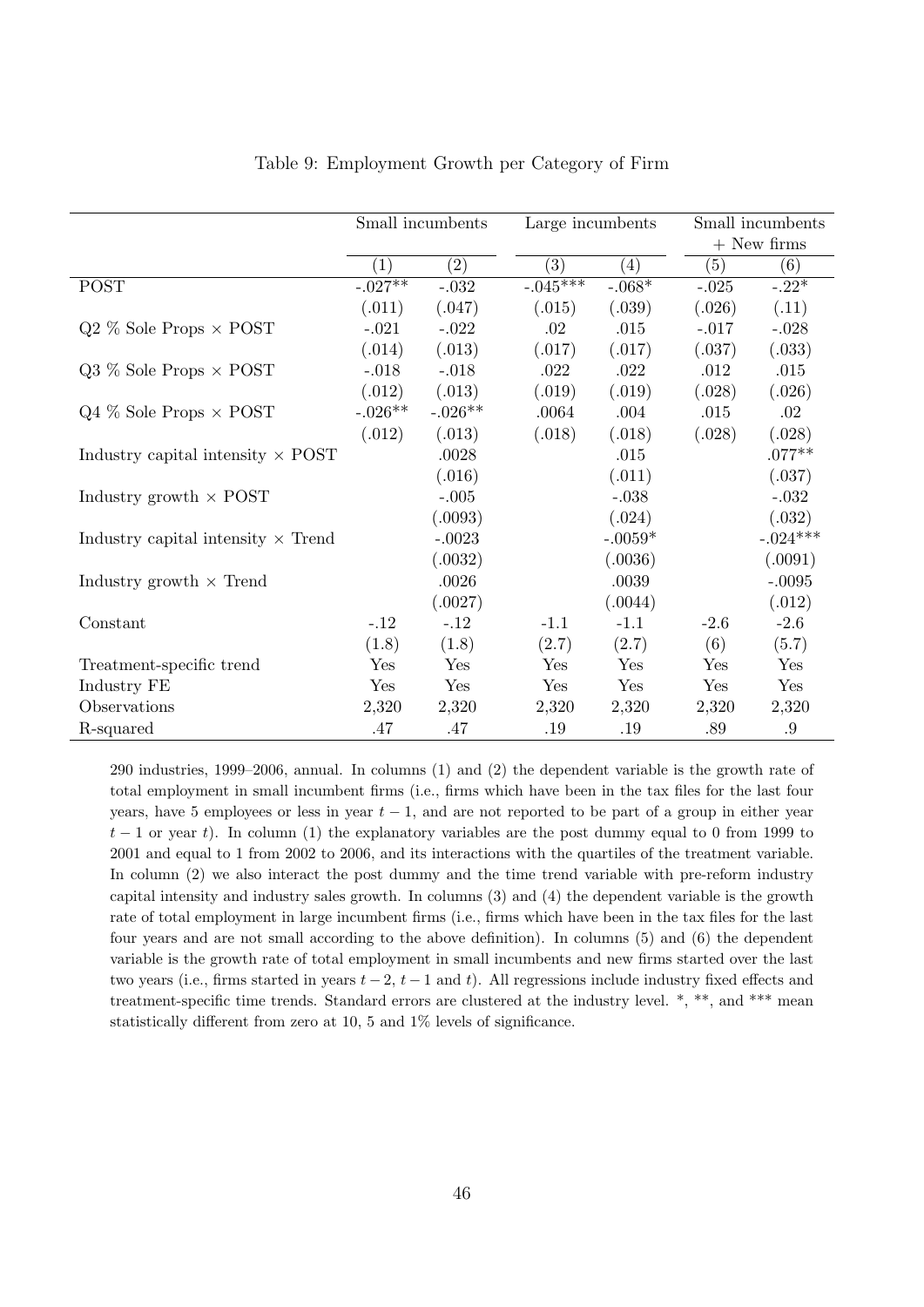Table 9: Employment Growth per Category of Firm

| | Small incumbents | | Large incumbents | | Small incumbents + New firms | |
|---|---|---|---|---|---|---|
| | (1) | (2) | (3) | (4) | (5) | (6) |
| POST | -.027** | -.032 | -.045*** | -.068* | -.025 | -.22* |
| | (.011) | (.047) | (.015) | (.039) | (.026) | (.11) |
| Q2 % Sole Props × POST | -.021 | -.022 | .02 | .015 | -.017 | -.028 |
| | (.014) | (.013) | (.017) | (.017) | (.037) | (.033) |
| Q3 % Sole Props × POST | -.018 | -.018 | .022 | .022 | .012 | .015 |
| | (.012) | (.013) | (.019) | (.019) | (.028) | (.026) |
| Q4 % Sole Props × POST | -.026** | -.026** | .0064 | .004 | .015 | .02 |
| | (.012) | (.013) | (.018) | (.018) | (.028) | (.028) |
| Industry capital intensity × POST | | .0028 | | .015 | | .077** |
| | | (.016) | | (.011) | | (.037) |
| Industry growth × POST | | -.005 | | -.038 | | -.032 |
| | | (.0093) | | (.024) | | (.032) |
| Industry capital intensity × Trend | | -.0023 | | -.0059* | | -.024*** |
| | | (.0032) | | (.0036) | | (.0091) |
| Industry growth × Trend | | .0026 | | .0039 | | -.0095 |
| | | (.0027) | | (.0044) | | (.012) |
| Constant | -.12 | -.12 | -1.1 | -1.1 | -2.6 | -2.6 |
| | (1.8) | (1.8) | (2.7) | (2.7) | (6) | (5.7) |
| Treatment-specific trend | Yes | Yes | Yes | Yes | Yes | Yes |
| Industry FE | Yes | Yes | Yes | Yes | Yes | Yes |
| Observations | 2,320 | 2,320 | 2,320 | 2,320 | 2,320 | 2,320 |
| R-squared | .47 | .47 | .19 | .19 | .89 | .9 |

290 industries, 1999–2006, annual. In columns (1) and (2) the dependent variable is the growth rate of total employment in small incumbent firms (i.e., firms which have been in the tax files for the last four years, have 5 employees or less in year $t-1$, and are not reported to be part of a group in either year $t-1$ or year $t$). In column (1) the explanatory variables are the post dummy equal to 0 from 1999 to 2001 and equal to 1 from 2002 to 2006, and its interactions with the quartiles of the treatment variable. In column (2) we also interact the post dummy and the time trend variable with pre-reform industry capital intensity and industry sales growth. In columns (3) and (4) the dependent variable is the growth rate of total employment in large incumbent firms (i.e., firms which have been in the tax files for the last four years and are not small according to the above definition). In columns (5) and (6) the dependent variable is the growth rate of total employment in small incumbents and new firms started over the last two years (i.e., firms started in years $t-2$, $t-1$ and $t$). All regressions include industry fixed effects and treatment-specific time trends. Standard errors are clustered at the industry level. *, **, and *** mean statistically different from zero at 10, 5 and 1% levels of significance.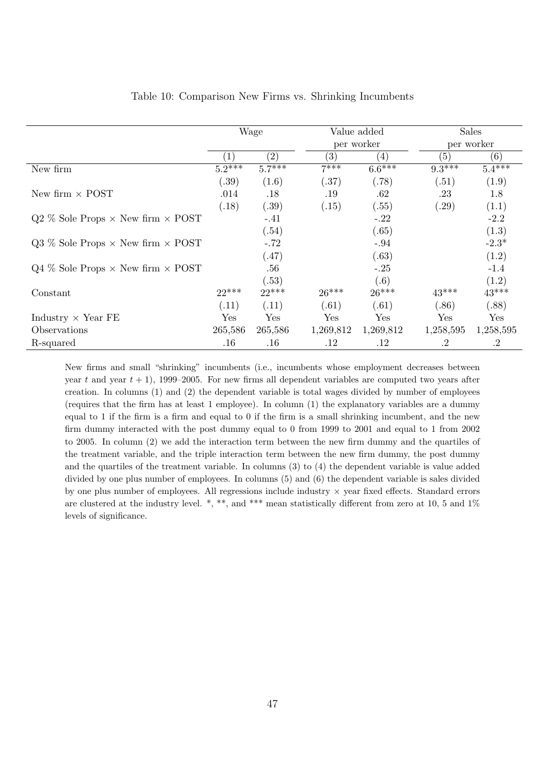Table 10: Comparison New Firms vs. Shrinking Incumbents

| | Wage | | Value added per worker | | Sales per worker | |
|---|---|---|---|---|---|---|
| | (1) | (2) | (3) | (4) | (5) | (6) |
| New firm | 5.2*** | 5.7*** | 7*** | 6.6*** | 9.3*** | 5.4*** |
| | (.39) | (1.6) | (.37) | (.78) | (.51) | (1.9) |
| New firm × POST | .014 | .18 | .19 | .62 | .23 | 1.8 |
| | (.18) | (.39) | (.15) | (.55) | (.29) | (1.1) |
| Q2 % Sole Props × New firm × POST | | -.41 | | -.22 | | -2.2 |
| | | (.54) | | (.65) | | (1.3) |
| Q3 % Sole Props × New firm × POST | | -.72 | | -.94 | | -2.3* |
| | | (.47) | | (.63) | | (1.2) |
| Q4 % Sole Props × New firm × POST | | .56 | | -.25 | | -1.4 |
| | | (.53) | | (.6) | | (1.2) |
| Constant | 22*** | 22*** | 26*** | 26*** | 43*** | 43*** |
| | (.11) | (.11) | (.61) | (.61) | (.86) | (.88) |
| Industry × Year FE | Yes | Yes | Yes | Yes | Yes | Yes |
| Observations | 265,586 | 265,586 | 1,269,812 | 1,269,812 | 1,258,595 | 1,258,595 |
| R-squared | .16 | .16 | .12 | .12 | .2 | .2 |

New firms and small "shrinking" incumbents (i.e., incumbents whose employment decreases between year $t$ and year $t+1$), 1999–2005. For new firms all dependent variables are computed two years after creation. In columns (1) and (2) the dependent variable is total wages divided by number of employees (requires that the firm has at least 1 employee). In column (1) the explanatory variables are a dummy equal to 1 if the firm is a firm and equal to 0 if the firm is a small shrinking incumbent, and the new firm dummy interacted with the post dummy equal to 0 from 1999 to 2001 and equal to 1 from 2002 to 2005. In column (2) we add the interaction term between the new firm dummy and the quartiles of the treatment variable, and the triple interaction term between the new firm dummy, the post dummy and the quartiles of the treatment variable. In columns (3) to (4) the dependent variable is value added divided by one plus number of employees. In columns (5) and (6) the dependent variable is sales divided by one plus number of employees. All regressions include industry × year fixed effects. Standard errors are clustered at the industry level. *, **, and *** mean statistically different from zero at 10, 5 and 1% levels of significance.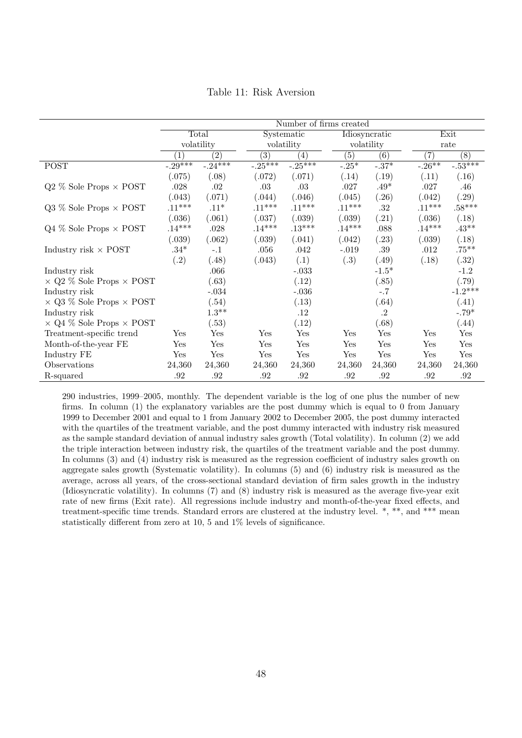Table 11: Risk Aversion

| | Number of firms created | | | | | | | |
|---|---|---|---|---|---|---|---|---|
| | Total volatility | | Systematic volatility | | Idiosyncratic volatility | | Exit rate | |
| | (1) | (2) | (3) | (4) | (5) | (6) | (7) | (8) |
| POST | -.29*** | -.24*** | -.25*** | -.25*** | -.25* | -.37* | -.26** | -.53*** |
| | (.075) | (.08) | (.072) | (.071) | (.14) | (.19) | (.11) | (.16) |
| Q2 % Sole Props × POST | .028 | .02 | .03 | .03 | .027 | .49* | .027 | .46 |
| | (.043) | (.071) | (.044) | (.046) | (.045) | (.26) | (.042) | (.29) |
| Q3 % Sole Props × POST | .11*** | .11* | .11*** | .11*** | .11*** | .32 | .11*** | .58*** |
| | (.036) | (.061) | (.037) | (.039) | (.039) | (.21) | (.036) | (.18) |
| Q4 % Sole Props × POST | .14*** | .028 | .14*** | .13*** | .14*** | .088 | .14*** | .43** |
| | (.039) | (.062) | (.039) | (.041) | (.042) | (.23) | (.039) | (.18) |
| Industry risk × POST | .34* | -.1 | .056 | .042 | -.019 | .39 | .012 | .75** |
| | (.2) | (.48) | (.043) | (.1) | (.3) | (.49) | (.18) | (.32) |
| Industry risk × Q2 % Sole Props × POST | | .066 | | -.033 | | -1.5* | | -1.2 |
| | | (.63) | | (.12) | | (.85) | | (.79) |
| Industry risk × Q3 % Sole Props × POST | | -.034 | | -.036 | | -.7 | | -1.2*** |
| | | (.54) | | (.13) | | (.64) | | (.41) |
| Industry risk × Q4 % Sole Props × POST | | 1.3** | | .12 | | .2 | | -.79* |
| | | (.53) | | (.12) | | (.68) | | (.44) |
| Treatment-specific trend | Yes | Yes | Yes | Yes | Yes | Yes | Yes | Yes |
| Month-of-the-year FE | Yes | Yes | Yes | Yes | Yes | Yes | Yes | Yes |
| Industry FE | Yes | Yes | Yes | Yes | Yes | Yes | Yes | Yes |
| Observations | 24,360 | 24,360 | 24,360 | 24,360 | 24,360 | 24,360 | 24,360 | 24,360 |
| R-squared | .92 | .92 | .92 | .92 | .92 | .92 | .92 | .92 |

290 industries, 1999–2005, monthly. The dependent variable is the log of one plus the number of new firms. In column (1) the explanatory variables are the post dummy which is equal to 0 from January 1999 to December 2001 and equal to 1 from January 2002 to December 2005, the post dummy interacted with the quartiles of the treatment variable, and the post dummy interacted with industry risk measured as the sample standard deviation of annual industry sales growth (Total volatility). In column (2) we add the triple interaction between industry risk, the quartiles of the treatment variable and the post dummy. In columns (3) and (4) industry risk is measured as the regression coefficient of industry sales growth on aggregate sales growth (Systematic volatility). In columns (5) and (6) industry risk is measured as the average, across all years, of the cross-sectional standard deviation of firm sales growth in the industry (Idiosyncratic volatility). In columns (7) and (8) industry risk is measured as the average five-year exit rate of new firms (Exit rate). All regressions include industry and month-of-the-year fixed effects, and treatment-specific time trends. Standard errors are clustered at the industry level. *, **, and *** mean statistically different from zero at 10, 5 and 1% levels of significance.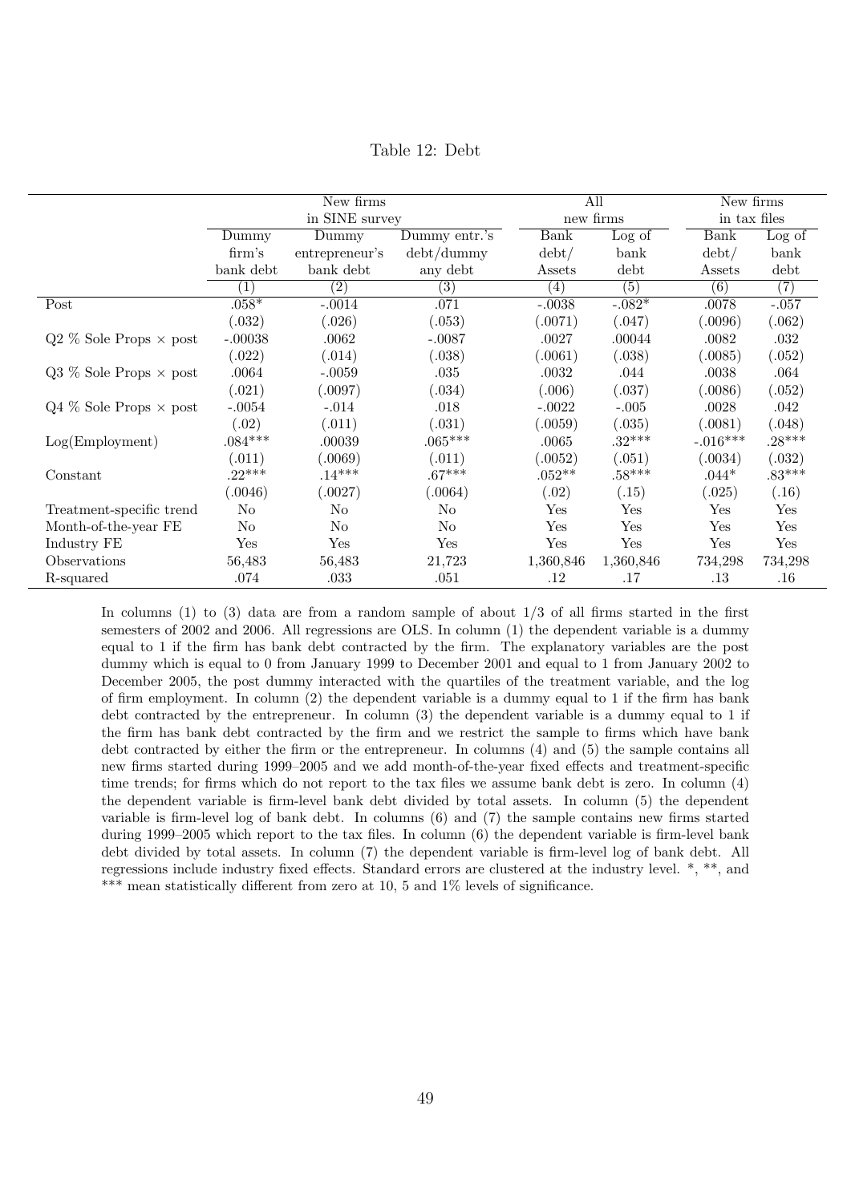Table 12: Debt

| | New firms in SINE survey | | | All new firms | | New firms in tax files | |
|---|---|---|---|---|---|---|---|
| | Dummy firm's bank debt | Dummy entrepreneur's bank debt | Dummy entr.'s debt/dummy any debt | Bank debt/ Assets | Log of bank debt | Bank debt/ Assets | Log of bank debt |
| | (1) | (2) | (3) | (4) | (5) | (6) | (7) |
| Post | .058* | -.0014 | .071 | -.0038 | -.082* | .0078 | -.057 |
| | (.032) | (.026) | (.053) | (.0071) | (.047) | (.0096) | (.062) |
| Q2 % Sole Props × post | -.00038 | .0062 | -.0087 | .0027 | .00044 | .0082 | .032 |
| | (.022) | (.014) | (.038) | (.0061) | (.038) | (.0085) | (.052) |
| Q3 % Sole Props × post | .0064 | -.0059 | .035 | .0032 | .044 | .0038 | .064 |
| | (.021) | (.0097) | (.034) | (.006) | (.037) | (.0086) | (.052) |
| Q4 % Sole Props × post | -.0054 | -.014 | .018 | -.0022 | -.005 | .0028 | .042 |
| | (.02) | (.011) | (.031) | (.0059) | (.035) | (.0081) | (.048) |
| Log(Employment) | .084*** | .00039 | .065*** | .0065 | .32*** | -.016*** | .28*** |
| | (.011) | (.0069) | (.011) | (.0052) | (.051) | (.0034) | (.032) |
| Constant | .22*** | .14*** | .67*** | .052** | .58*** | .044* | .83*** |
| | (.0046) | (.0027) | (.0064) | (.02) | (.15) | (.025) | (.16) |
| Treatment-specific trend | No | No | No | Yes | Yes | Yes | Yes |
| Month-of-the-year FE | No | No | No | Yes | Yes | Yes | Yes |
| Industry FE | Yes | Yes | Yes | Yes | Yes | Yes | Yes |
| Observations | 56,483 | 56,483 | 21,723 | 1,360,846 | 1,360,846 | 734,298 | 734,298 |
| R-squared | .074 | .033 | .051 | .12 | .17 | .13 | .16 |

In columns (1) to (3) data are from a random sample of about 1/3 of all firms started in the first semesters of 2002 and 2006. All regressions are OLS. In column (1) the dependent variable is a dummy equal to 1 if the firm has bank debt contracted by the firm. The explanatory variables are the post dummy which is equal to 0 from January 1999 to December 2001 and equal to 1 from January 2002 to December 2005, the post dummy interacted with the quartiles of the treatment variable, and the log of firm employment. In column (2) the dependent variable is a dummy equal to 1 if the firm has bank debt contracted by the entrepreneur. In column (3) the dependent variable is a dummy equal to 1 if the firm has bank debt contracted by the firm and we restrict the sample to firms which have bank debt contracted by either the firm or the entrepreneur. In columns (4) and (5) the sample contains all new firms started during 1999–2005 and we add month-of-the-year fixed effects and treatment-specific time trends; for firms which do not report to the tax files we assume bank debt is zero. In column (4) the dependent variable is firm-level bank debt divided by total assets. In column (5) the dependent variable is firm-level log of bank debt. In columns (6) and (7) the sample contains new firms started during 1999–2005 which report to the tax files. In column (6) the dependent variable is firm-level bank debt divided by total assets. In column (7) the dependent variable is firm-level log of bank debt. All regressions include industry fixed effects. Standard errors are clustered at the industry level. *, **, and *** mean statistically different from zero at 10, 5 and 1% levels of significance.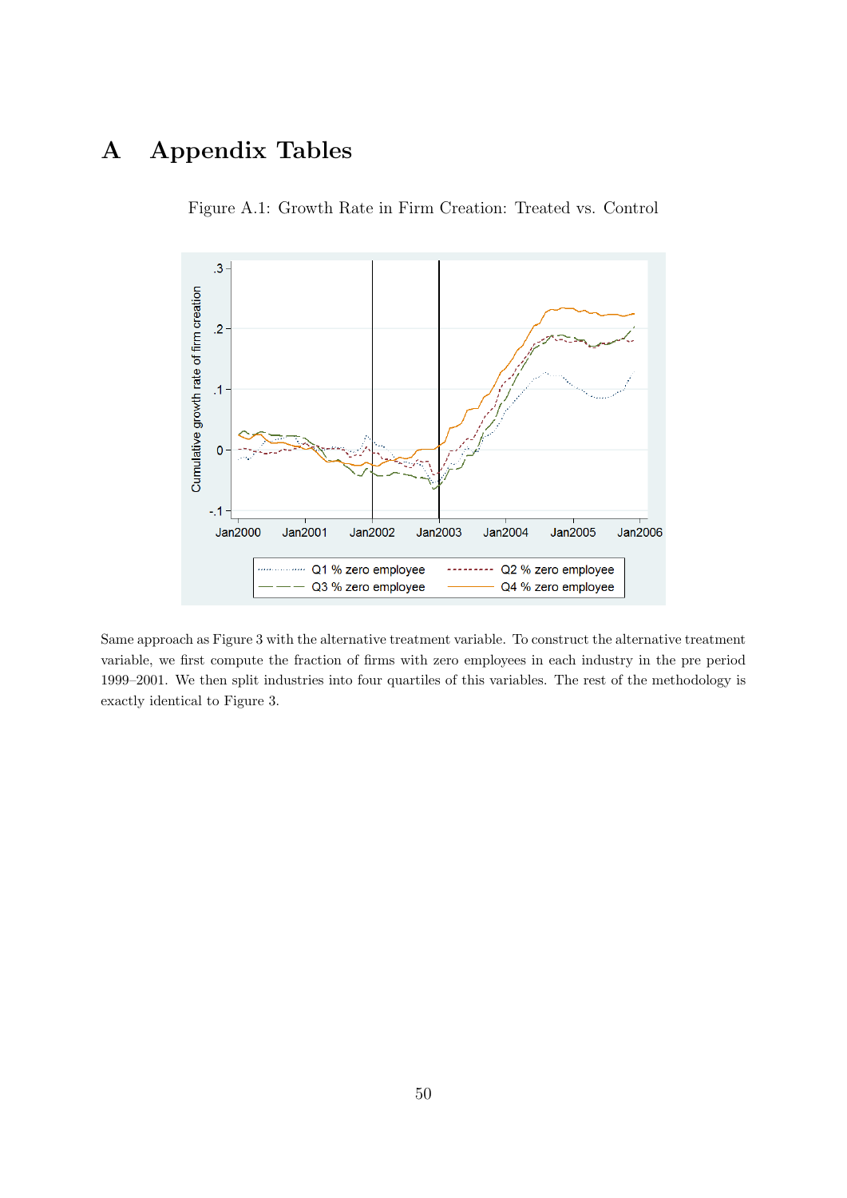# A Appendix Tables

Figure A.1: Growth Rate in Firm Creation: Treated vs. Control

Same approach as Figure 3 with the alternative treatment variable. To construct the alternative treatment variable, we first compute the fraction of firms with zero employees in each industry in the pre period 1999–2001. We then split industries into four quartiles of this variables. The rest of the methodology is exactly identical to Figure 3.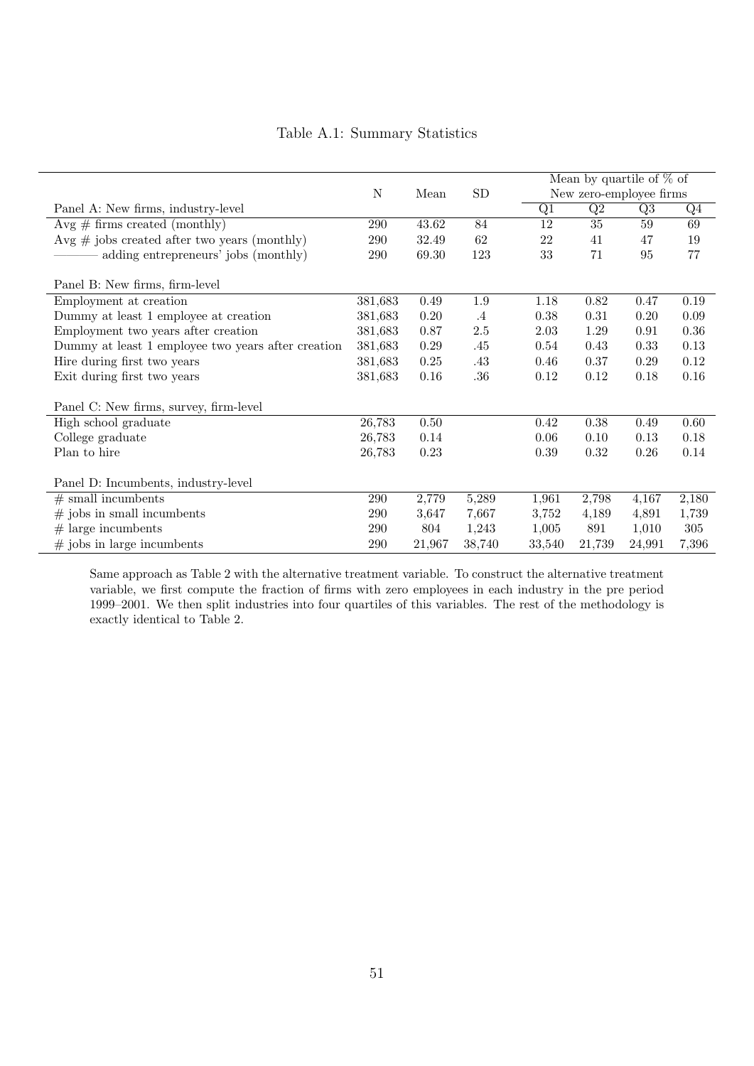Table A.1: Summary Statistics

| | N | Mean | SD | Mean by quartile of % of New zero-employee firms | | | |
|---|---|---|---|---|---|---|---|
| Panel A: New firms, industry-level | | | | Q1 | Q2 | Q3 | Q4 |
| Avg # firms created (monthly) | 290 | 43.62 | 84 | 12 | 35 | 59 | 69 |
| Avg # jobs created after two years (monthly) | 290 | 32.49 | 62 | 22 | 41 | 47 | 19 |
| ——— adding entrepreneurs' jobs (monthly) | 290 | 69.30 | 123 | 33 | 71 | 95 | 77 |
| Panel B: New firms, firm-level | | | | | | | |
| Employment at creation | 381,683 | 0.49 | 1.9 | 1.18 | 0.82 | 0.47 | 0.19 |
| Dummy at least 1 employee at creation | 381,683 | 0.20 | .4 | 0.38 | 0.31 | 0.20 | 0.09 |
| Employment two years after creation | 381,683 | 0.87 | 2.5 | 2.03 | 1.29 | 0.91 | 0.36 |
| Dummy at least 1 employee two years after creation | 381,683 | 0.29 | .45 | 0.54 | 0.43 | 0.33 | 0.13 |
| Hire during first two years | 381,683 | 0.25 | .43 | 0.46 | 0.37 | 0.29 | 0.12 |
| Exit during first two years | 381,683 | 0.16 | .36 | 0.12 | 0.12 | 0.18 | 0.16 |
| Panel C: New firms, survey, firm-level | | | | | | | |
| High school graduate | 26,783 | 0.50 | | 0.42 | 0.38 | 0.49 | 0.60 |
| College graduate | 26,783 | 0.14 | | 0.06 | 0.10 | 0.13 | 0.18 |
| Plan to hire | 26,783 | 0.23 | | 0.39 | 0.32 | 0.26 | 0.14 |
| Panel D: Incumbents, industry-level | | | | | | | |
| # small incumbents | 290 | 2,779 | 5,289 | 1,961 | 2,798 | 4,167 | 2,180 |
| # jobs in small incumbents | 290 | 3,647 | 7,667 | 3,752 | 4,189 | 4,891 | 1,739 |
| # large incumbents | 290 | 804 | 1,243 | 1,005 | 891 | 1,010 | 305 |
| # jobs in large incumbents | 290 | 21,967 | 38,740 | 33,540 | 21,739 | 24,991 | 7,396 |

Same approach as Table 2 with the alternative treatment variable. To construct the alternative treatment variable, we first compute the fraction of firms with zero employees in each industry in the pre period 1999–2001. We then split industries into four quartiles of this variables. The rest of the methodology is exactly identical to Table 2.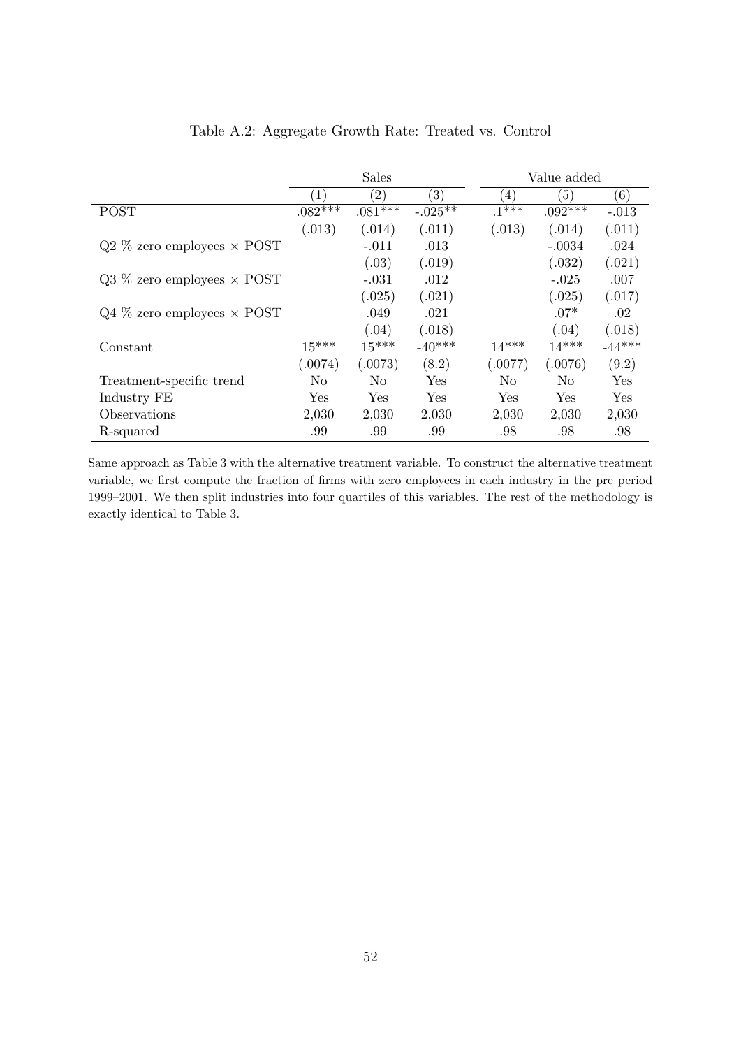Table A.2: Aggregate Growth Rate: Treated vs. Control

| | Sales | | | Value added | | |
|---|---|---|---|---|---|---|
| | (1) | (2) | (3) | (4) | (5) | (6) |
| POST | .082*** | .081*** | -.025** | .1*** | .092*** | -.013 |
| | (.013) | (.014) | (.011) | (.013) | (.014) | (.011) |
| Q2 % zero employees × POST | | -.011 | .013 | | -.0034 | .024 |
| | | (.03) | (.019) | | (.032) | (.021) |
| Q3 % zero employees × POST | | -.031 | .012 | | -.025 | .007 |
| | | (.025) | (.021) | | (.025) | (.017) |
| Q4 % zero employees × POST | | .049 | .021 | | .07* | .02 |
| | | (.04) | (.018) | | (.04) | (.018) |
| Constant | 15*** | 15*** | -40*** | 14*** | 14*** | -44*** |
| | (.0074) | (.0073) | (8.2) | (.0077) | (.0076) | (9.2) |
| Treatment-specific trend | No | No | Yes | No | No | Yes |
| Industry FE | Yes | Yes | Yes | Yes | Yes | Yes |
| Observations | 2,030 | 2,030 | 2,030 | 2,030 | 2,030 | 2,030 |
| R-squared | .99 | .99 | .99 | .98 | .98 | .98 |

Same approach as Table 3 with the alternative treatment variable. To construct the alternative treatment variable, we first compute the fraction of firms with zero employees in each industry in the pre period 1999–2001. We then split industries into four quartiles of this variables. The rest of the methodology is exactly identical to Table 3.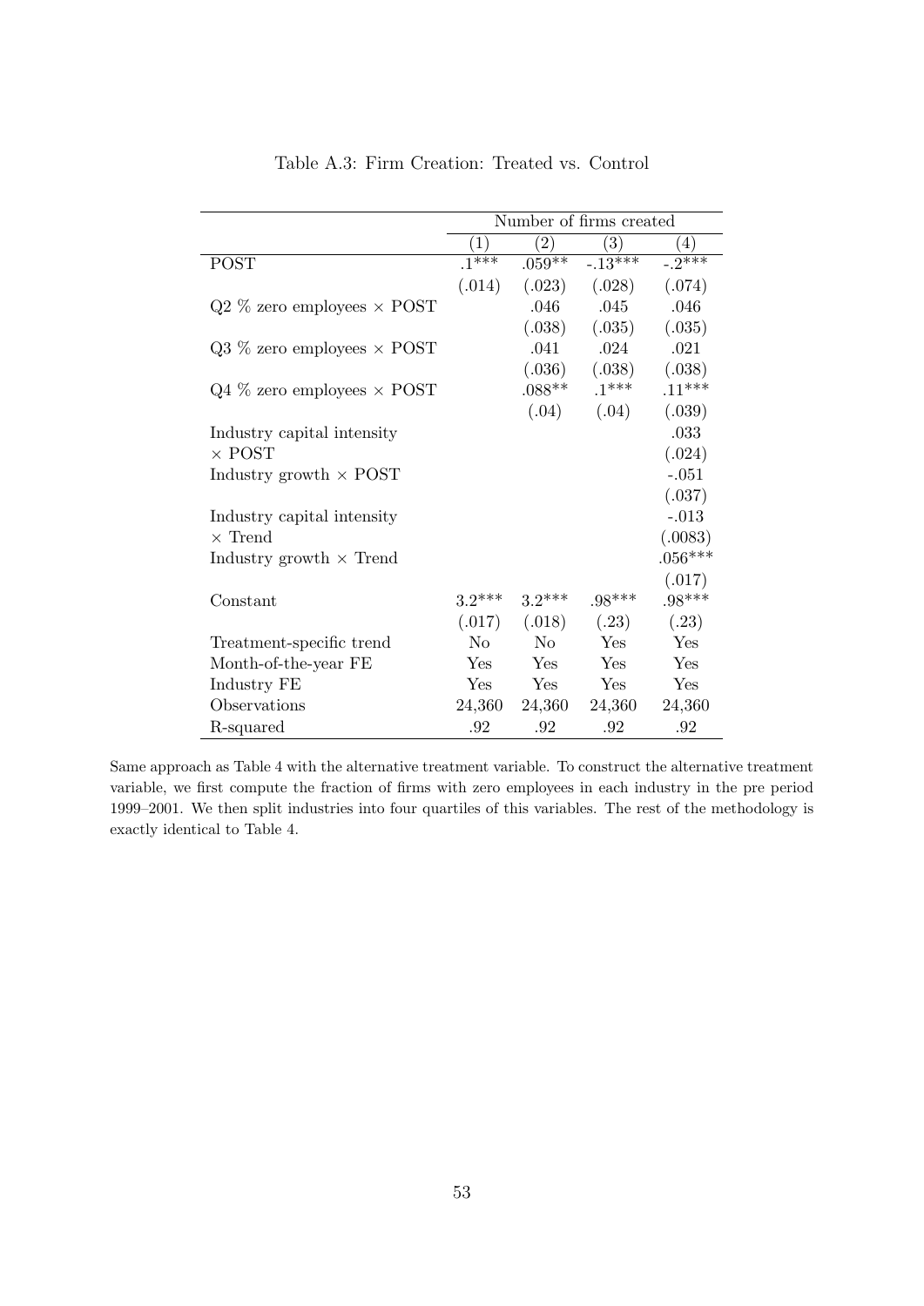Table A.3: Firm Creation: Treated vs. Control

| | Number of firms created | | | |
|---|---|---|---|---|
| | (1) | (2) | (3) | (4) |
| POST | .1*** | .059** | -.13*** | -.2*** |
| | (.014) | (.023) | (.028) | (.074) |
| Q2 % zero employees × POST | | .046 | .045 | .046 |
| | | (.038) | (.035) | (.035) |
| Q3 % zero employees × POST | | .041 | .024 | .021 |
| | | (.036) | (.038) | (.038) |
| Q4 % zero employees × POST | | .088** | .1*** | .11*** |
| | | (.04) | (.04) | (.039) |
| Industry capital intensity | | | | .033 |
| × POST | | | | (.024) |
| Industry growth × POST | | | | -.051 |
| | | | | (.037) |
| Industry capital intensity | | | | -.013 |
| × Trend | | | | (.0083) |
| Industry growth × Trend | | | | .056*** |
| | | | | (.017) |
| Constant | 3.2*** | 3.2*** | .98*** | .98*** |
| | (.017) | (.018) | (.23) | (.23) |
| Treatment-specific trend | No | No | Yes | Yes |
| Month-of-the-year FE | Yes | Yes | Yes | Yes |
| Industry FE | Yes | Yes | Yes | Yes |
| Observations | 24,360 | 24,360 | 24,360 | 24,360 |
| R-squared | .92 | .92 | .92 | .92 |

Same approach as Table 4 with the alternative treatment variable. To construct the alternative treatment variable, we first compute the fraction of firms with zero employees in each industry in the pre period 1999–2001. We then split industries into four quartiles of this variables. The rest of the methodology is exactly identical to Table 4.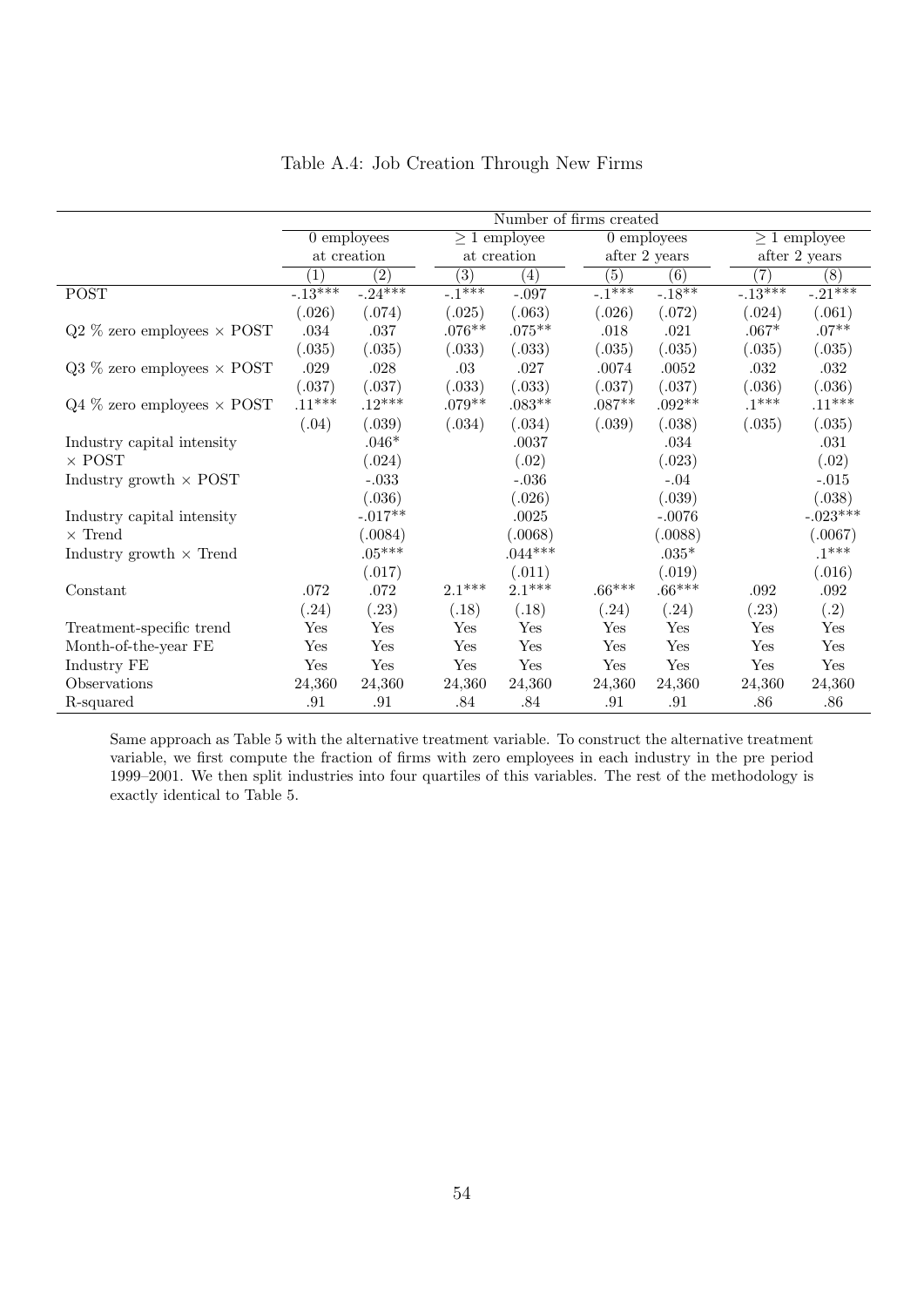Table A.4: Job Creation Through New Firms

| | Number of firms created | | | | | | | |
|---|---|---|---|---|---|---|---|---|
| | 0 employees at creation | | ≥ 1 employee at creation | | 0 employees after 2 years | | ≥ 1 employee after 2 years | |
| | (1) | (2) | (3) | (4) | (5) | (6) | (7) | (8) |
| POST | -.13*** | -.24*** | -.1*** | -.097 | -.1*** | -.18** | -.13*** | -.21*** |
| | (.026) | (.074) | (.025) | (.063) | (.026) | (.072) | (.024) | (.061) |
| Q2 % zero employees × POST | .034 | .037 | .076** | .075** | .018 | .021 | .067* | .07** |
| | (.035) | (.035) | (.033) | (.033) | (.035) | (.035) | (.035) | (.035) |
| Q3 % zero employees × POST | .029 | .028 | .03 | .027 | .0074 | .0052 | .032 | .032 |
| | (.037) | (.037) | (.033) | (.033) | (.037) | (.037) | (.036) | (.036) |
| Q4 % zero employees × POST | .11*** | .12*** | .079** | .083** | .087** | .092** | .1*** | .11*** |
| | (.04) | (.039) | (.034) | (.034) | (.039) | (.038) | (.035) | (.035) |
| Industry capital intensity × POST | | .046* | | .0037 | | .034 | | .031 |
| | | (.024) | | (.02) | | (.023) | | (.02) |
| Industry growth × POST | | -.033 | | -.036 | | -.04 | | -.015 |
| | | (.036) | | (.026) | | (.039) | | (.038) |
| Industry capital intensity × Trend | | -.017** | | .0025 | | -.0076 | | -.023*** |
| | | (.0084) | | (.0068) | | (.0088) | | (.0067) |
| Industry growth × Trend | | .05*** | | .044*** | | .035* | | .1*** |
| | | (.017) | | (.011) | | (.019) | | (.016) |
| Constant | .072 | .072 | 2.1*** | 2.1*** | .66*** | .66*** | .092 | .092 |
| | (.24) | (.23) | (.18) | (.18) | (.24) | (.24) | (.23) | (.2) |
| Treatment-specific trend | Yes | Yes | Yes | Yes | Yes | Yes | Yes | Yes |
| Month-of-the-year FE | Yes | Yes | Yes | Yes | Yes | Yes | Yes | Yes |
| Industry FE | Yes | Yes | Yes | Yes | Yes | Yes | Yes | Yes |
| Observations | 24,360 | 24,360 | 24,360 | 24,360 | 24,360 | 24,360 | 24,360 | 24,360 |
| R-squared | .91 | .91 | .84 | .84 | .91 | .91 | .86 | .86 |

Same approach as Table 5 with the alternative treatment variable. To construct the alternative treatment variable, we first compute the fraction of firms with zero employees in each industry in the pre period 1999–2001. We then split industries into four quartiles of this variables. The rest of the methodology is exactly identical to Table 5.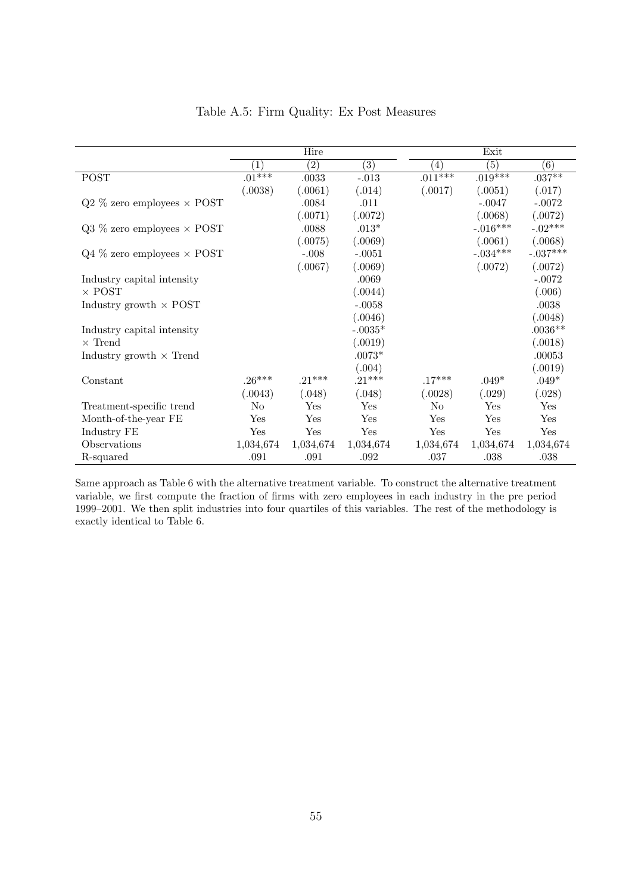Table A.5: Firm Quality: Ex Post Measures

| | Hire | | | Exit | | |
|---|---|---|---|---|---|---|
| | (1) | (2) | (3) | (4) | (5) | (6) |
| POST | .01*** | .0033 | -.013 | .011*** | .019*** | .037** |
| | (.0038) | (.0061) | (.014) | (.0017) | (.0051) | (.017) |
| Q2 % zero employees × POST | | .0084 | .011 | | -.0047 | -.0072 |
| | | (.0071) | (.0072) | | (.0068) | (.0072) |
| Q3 % zero employees × POST | | .0088 | .013* | | -.016*** | -.02*** |
| | | (.0075) | (.0069) | | (.0061) | (.0068) |
| Q4 % zero employees × POST | | -.008 | -.0051 | | -.034*** | -.037*** |
| | | (.0067) | (.0069) | | (.0072) | (.0072) |
| Industry capital intensity × POST | | | .0069 | | | -.0072 |
| | | | (.0044) | | | (.006) |
| Industry growth × POST | | | -.0058 | | | .0038 |
| | | | (.0046) | | | (.0048) |
| Industry capital intensity × Trend | | | -.0035* | | | .0036** |
| | | | (.0019) | | | (.0018) |
| Industry growth × Trend | | | .0073* | | | .00053 |
| | | | (.004) | | | (.0019) |
| Constant | .26*** | .21*** | .21*** | .17*** | .049* | .049* |
| | (.0043) | (.048) | (.048) | (.0028) | (.029) | (.028) |
| Treatment-specific trend | No | Yes | Yes | No | Yes | Yes |
| Month-of-the-year FE | Yes | Yes | Yes | Yes | Yes | Yes |
| Industry FE | Yes | Yes | Yes | Yes | Yes | Yes |
| Observations | 1,034,674 | 1,034,674 | 1,034,674 | 1,034,674 | 1,034,674 | 1,034,674 |
| R-squared | .091 | .091 | .092 | .037 | .038 | .038 |

Same approach as Table 6 with the alternative treatment variable. To construct the alternative treatment variable, we first compute the fraction of firms with zero employees in each industry in the pre period 1999–2001. We then split industries into four quartiles of this variables. The rest of the methodology is exactly identical to Table 6.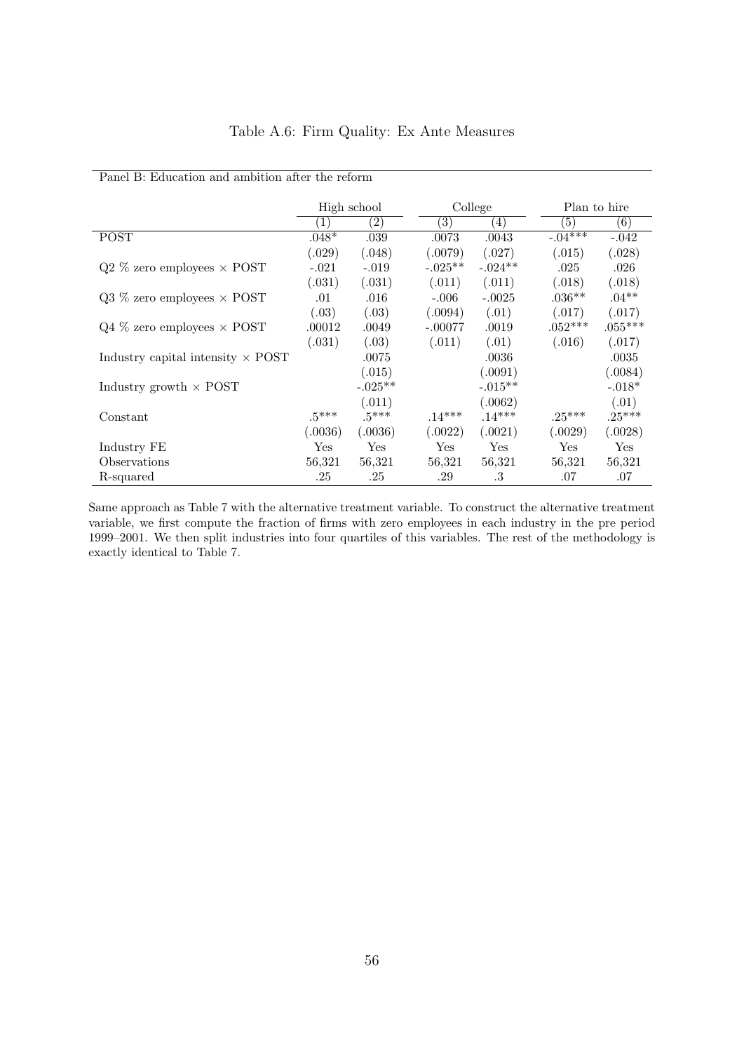Table A.6: Firm Quality: Ex Ante Measures

Panel B: Education and ambition after the reform

| | High school | | College | | Plan to hire | |
|---|---|---|---|---|---|---|
| | (1) | (2) | (3) | (4) | (5) | (6) |
| POST | .048* | .039 | .0073 | .0043 | -.04*** | -.042 |
| | (.029) | (.048) | (.0079) | (.027) | (.015) | (.028) |
| Q2 % zero employees × POST | -.021 | -.019 | -.025** | -.024** | .025 | .026 |
| | (.031) | (.031) | (.011) | (.011) | (.018) | (.018) |
| Q3 % zero employees × POST | .01 | .016 | -.006 | -.0025 | .036** | .04** |
| | (.03) | (.03) | (.0094) | (.01) | (.017) | (.017) |
| Q4 % zero employees × POST | .00012 | .0049 | -.00077 | .0019 | .052*** | .055*** |
| | (.031) | (.03) | (.011) | (.01) | (.016) | (.017) |
| Industry capital intensity × POST | | .0075 | | .0036 | | .0035 |
| | | (.015) | | (.0091) | | (.0084) |
| Industry growth × POST | | -.025** | | -.015** | | -.018* |
| | | (.011) | | (.0062) | | (.01) |
| Constant | .5*** | .5*** | .14*** | .14*** | .25*** | .25*** |
| | (.0036) | (.0036) | (.0022) | (.0021) | (.0029) | (.0028) |
| Industry FE | Yes | Yes | Yes | Yes | Yes | Yes |
| Observations | 56,321 | 56,321 | 56,321 | 56,321 | 56,321 | 56,321 |
| R-squared | .25 | .25 | .29 | .3 | .07 | .07 |

Same approach as Table 7 with the alternative treatment variable. To construct the alternative treatment variable, we first compute the fraction of firms with zero employees in each industry in the pre period 1999–2001. We then split industries into four quartiles of this variables. The rest of the methodology is exactly identical to Table 7.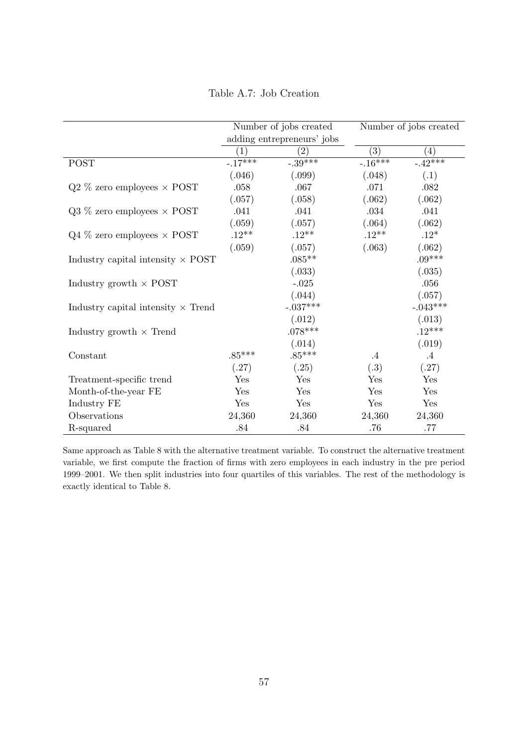Table A.7: Job Creation

| | Number of jobs created adding entrepreneurs' jobs | | Number of jobs created | |
|---|---|---|---|---|
| | (1) | (2) | (3) | (4) |
| POST | -.17*** | -.39*** | -.16*** | -.42*** |
| | (.046) | (.099) | (.048) | (.1) |
| Q2 % zero employees × POST | .058 | .067 | .071 | .082 |
| | (.057) | (.058) | (.062) | (.062) |
| Q3 % zero employees × POST | .041 | .041 | .034 | .041 |
| | (.059) | (.057) | (.064) | (.062) |
| Q4 % zero employees × POST | .12** | .12** | .12** | .12* |
| | (.059) | (.057) | (.063) | (.062) |
| Industry capital intensity × POST | | .085** | | .09*** |
| | | (.033) | | (.035) |
| Industry growth × POST | | -.025 | | .056 |
| | | (.044) | | (.057) |
| Industry capital intensity × Trend | | -.037*** | | -.043*** |
| | | (.012) | | (.013) |
| Industry growth × Trend | | .078*** | | .12*** |
| | | (.014) | | (.019) |
| Constant | .85*** | .85*** | .4 | .4 |
| | (.27) | (.25) | (.3) | (.27) |
| Treatment-specific trend | Yes | Yes | Yes | Yes |
| Month-of-the-year FE | Yes | Yes | Yes | Yes |
| Industry FE | Yes | Yes | Yes | Yes |
| Observations | 24,360 | 24,360 | 24,360 | 24,360 |
| R-squared | .84 | .84 | .76 | .77 |

Same approach as Table 8 with the alternative treatment variable. To construct the alternative treatment variable, we first compute the fraction of firms with zero employees in each industry in the pre period 1999–2001. We then split industries into four quartiles of this variables. The rest of the methodology is exactly identical to Table 8.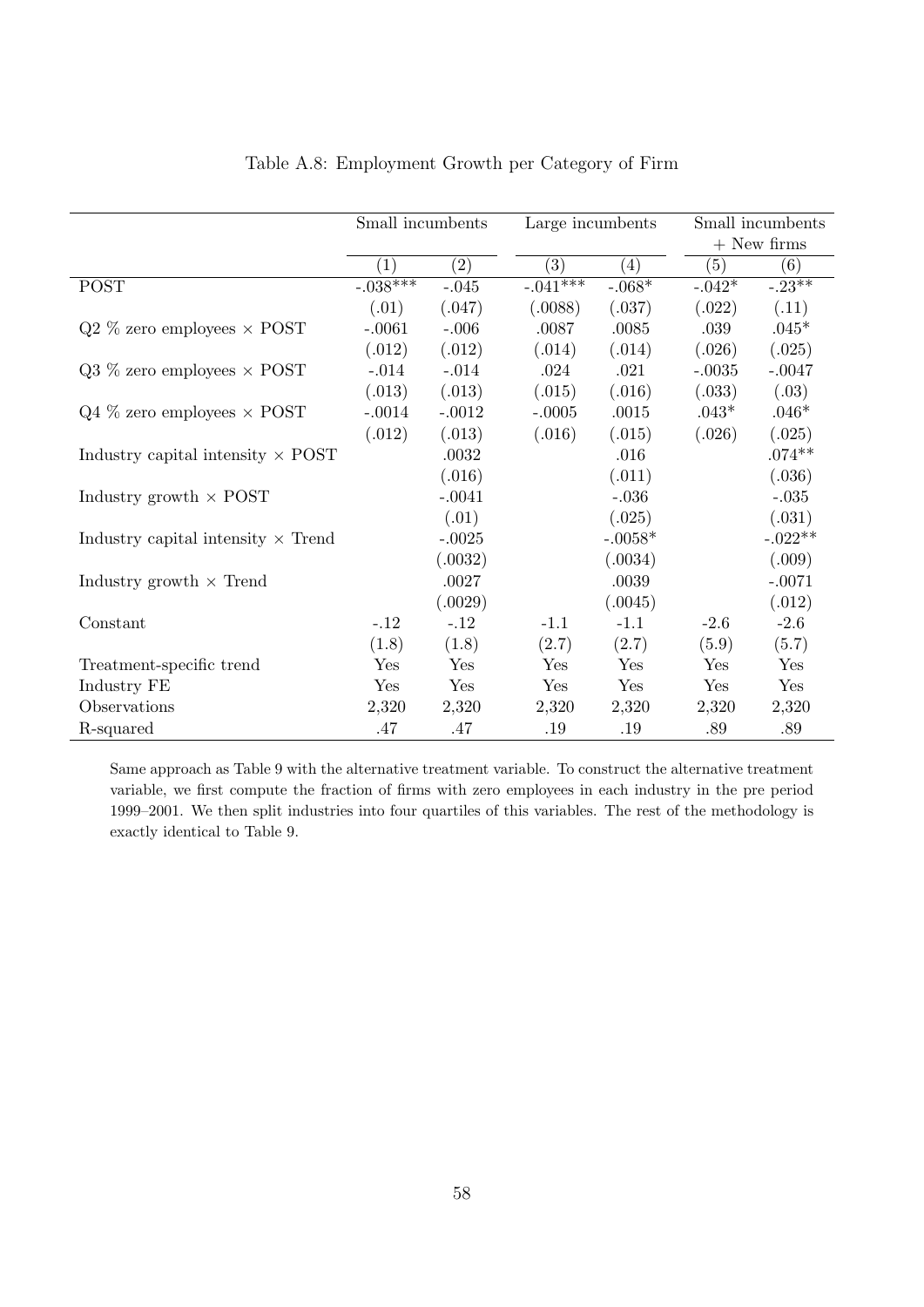Table A.8: Employment Growth per Category of Firm

| | Small incumbents | | Large incumbents | | Small incumbents + New firms | |
|---|---|---|---|---|---|---|
| | (1) | (2) | (3) | (4) | (5) | (6) |
| POST | -.038*** | -.045 | -.041*** | -.068* | -.042* | -.23** |
| | (.01) | (.047) | (.0088) | (.037) | (.022) | (.11) |
| Q2 % zero employees × POST | -.0061 | -.006 | .0087 | .0085 | .039 | .045* |
| | (.012) | (.012) | (.014) | (.014) | (.026) | (.025) |
| Q3 % zero employees × POST | -.014 | -.014 | .024 | .021 | -.0035 | -.0047 |
| | (.013) | (.013) | (.015) | (.016) | (.033) | (.03) |
| Q4 % zero employees × POST | -.0014 | -.0012 | -.0005 | .0015 | .043* | .046* |
| | (.012) | (.013) | (.016) | (.015) | (.026) | (.025) |
| Industry capital intensity × POST | | .0032 | | .016 | | .074** |
| | | (.016) | | (.011) | | (.036) |
| Industry growth × POST | | -.0041 | | -.036 | | -.035 |
| | | (.01) | | (.025) | | (.031) |
| Industry capital intensity × Trend | | -.0025 | | -.0058* | | -.022** |
| | | (.0032) | | (.0034) | | (.009) |
| Industry growth × Trend | | .0027 | | .0039 | | -.0071 |
| | | (.0029) | | (.0045) | | (.012) |
| Constant | -.12 | -.12 | -1.1 | -1.1 | -2.6 | -2.6 |
| | (1.8) | (1.8) | (2.7) | (2.7) | (5.9) | (5.7) |
| Treatment-specific trend | Yes | Yes | Yes | Yes | Yes | Yes |
| Industry FE | Yes | Yes | Yes | Yes | Yes | Yes |
| Observations | 2,320 | 2,320 | 2,320 | 2,320 | 2,320 | 2,320 |
| R-squared | .47 | .47 | .19 | .19 | .89 | .89 |

Same approach as Table 9 with the alternative treatment variable. To construct the alternative treatment variable, we first compute the fraction of firms with zero employees in each industry in the pre period 1999–2001. We then split industries into four quartiles of this variables. The rest of the methodology is exactly identical to Table 9.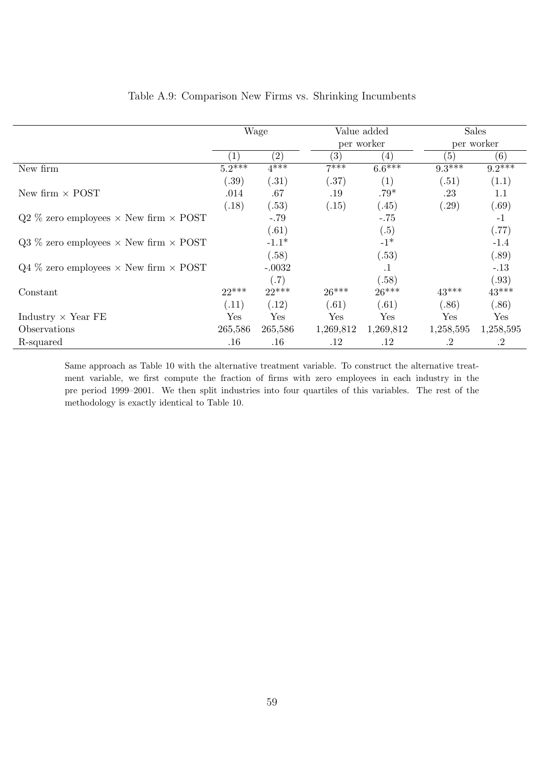Table A.9: Comparison New Firms vs. Shrinking Incumbents

| | Wage | | Value added per worker | | Sales per worker | |
|---|---|---|---|---|---|---|
| | (1) | (2) | (3) | (4) | (5) | (6) |
| New firm | 5.2*** | 4*** | 7*** | 6.6*** | 9.3*** | 9.2*** |
| | (.39) | (.31) | (.37) | (1) | (.51) | (1.1) |
| New firm × POST | .014 | .67 | .19 | .79* | .23 | 1.1 |
| | (.18) | (.53) | (.15) | (.45) | (.29) | (.69) |
| Q2 % zero employees × New firm × POST | | -.79 | | -.75 | | -1 |
| | | (.61) | | (.5) | | (.77) |
| Q3 % zero employees × New firm × POST | | -1.1* | | -1* | | -1.4 |
| | | (.58) | | (.53) | | (.89) |
| Q4 % zero employees × New firm × POST | | -.0032 | | .1 | | -.13 |
| | | (.7) | | (.58) | | (.93) |
| Constant | 22*** | 22*** | 26*** | 26*** | 43*** | 43*** |
| | (.11) | (.12) | (.61) | (.61) | (.86) | (.86) |
| Industry × Year FE | Yes | Yes | Yes | Yes | Yes | Yes |
| Observations | 265,586 | 265,586 | 1,269,812 | 1,269,812 | 1,258,595 | 1,258,595 |
| R-squared | .16 | .16 | .12 | .12 | .2 | .2 |

Same approach as Table 10 with the alternative treatment variable. To construct the alternative treatment variable, we first compute the fraction of firms with zero employees in each industry in the pre period 1999–2001. We then split industries into four quartiles of this variables. The rest of the methodology is exactly identical to Table 10.